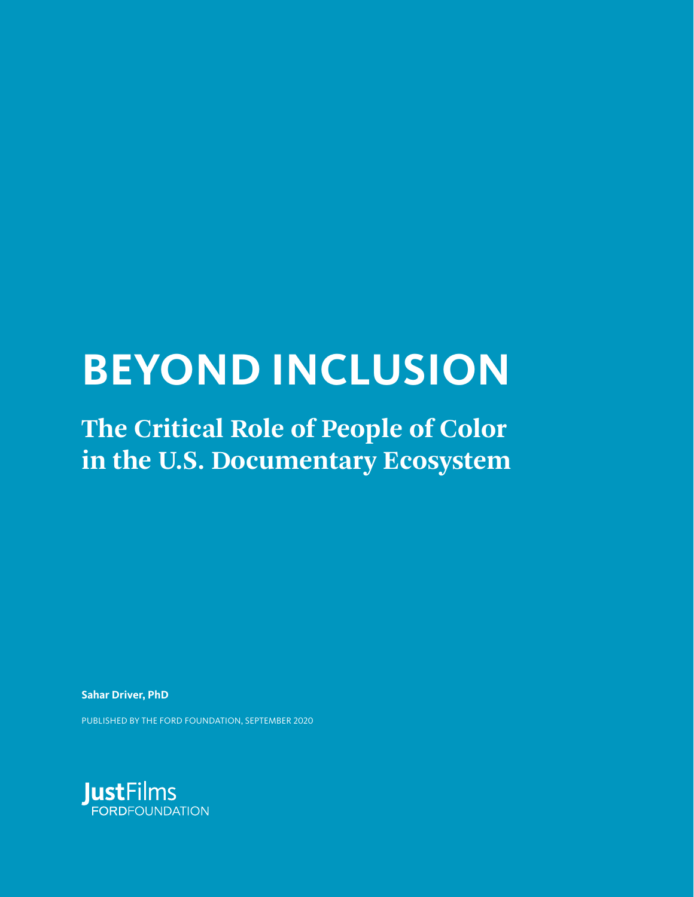# BEYOND INCLUSION

## The Critical Role of People of Color in the U.S. Documentary Ecosystem

**Sahar Driver, PhD**

PUBLISHED BY THE FORD FOUNDATION, SEPTEMBER 2020

JustFilms
FORDFOUNDATION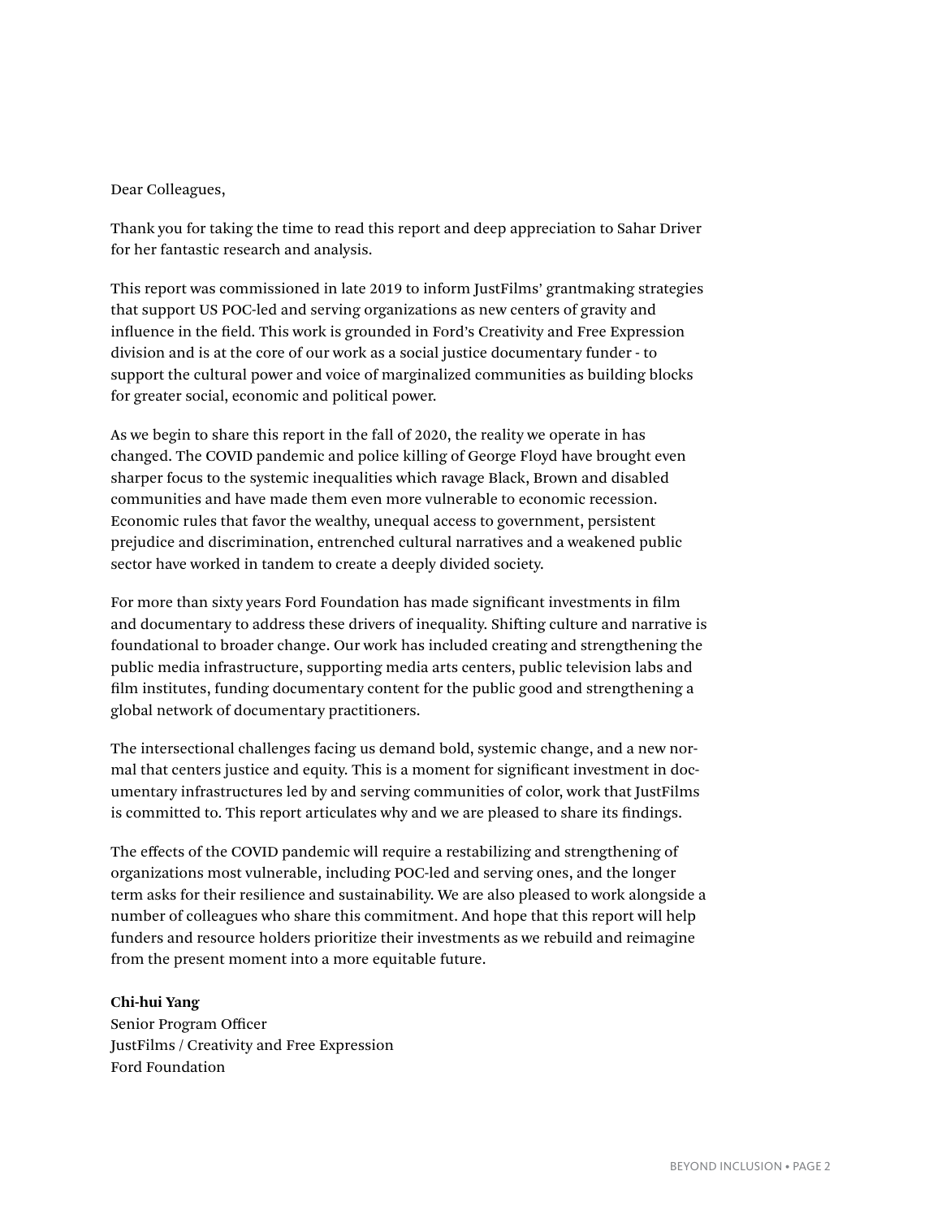Dear Colleagues,

Thank you for taking the time to read this report and deep appreciation to Sahar Driver for her fantastic research and analysis.

This report was commissioned in late 2019 to inform JustFilms' grantmaking strategies that support US POC-led and serving organizations as new centers of gravity and influence in the field. This work is grounded in Ford's Creativity and Free Expression division and is at the core of our work as a social justice documentary funder - to support the cultural power and voice of marginalized communities as building blocks for greater social, economic and political power.

As we begin to share this report in the fall of 2020, the reality we operate in has changed. The COVID pandemic and police killing of George Floyd have brought even sharper focus to the systemic inequalities which ravage Black, Brown and disabled communities and have made them even more vulnerable to economic recession. Economic rules that favor the wealthy, unequal access to government, persistent prejudice and discrimination, entrenched cultural narratives and a weakened public sector have worked in tandem to create a deeply divided society.

For more than sixty years Ford Foundation has made significant investments in film and documentary to address these drivers of inequality. Shifting culture and narrative is foundational to broader change. Our work has included creating and strengthening the public media infrastructure, supporting media arts centers, public television labs and film institutes, funding documentary content for the public good and strengthening a global network of documentary practitioners.

The intersectional challenges facing us demand bold, systemic change, and a new normal that centers justice and equity. This is a moment for significant investment in documentary infrastructures led by and serving communities of color, work that JustFilms is committed to. This report articulates why and we are pleased to share its findings.

The effects of the COVID pandemic will require a restabilizing and strengthening of organizations most vulnerable, including POC-led and serving ones, and the longer term asks for their resilience and sustainability. We are also pleased to work alongside a number of colleagues who share this commitment. And hope that this report will help funders and resource holders prioritize their investments as we rebuild and reimagine from the present moment into a more equitable future.

**Chi-hui Yang**
Senior Program Officer
JustFilms / Creativity and Free Expression
Ford Foundation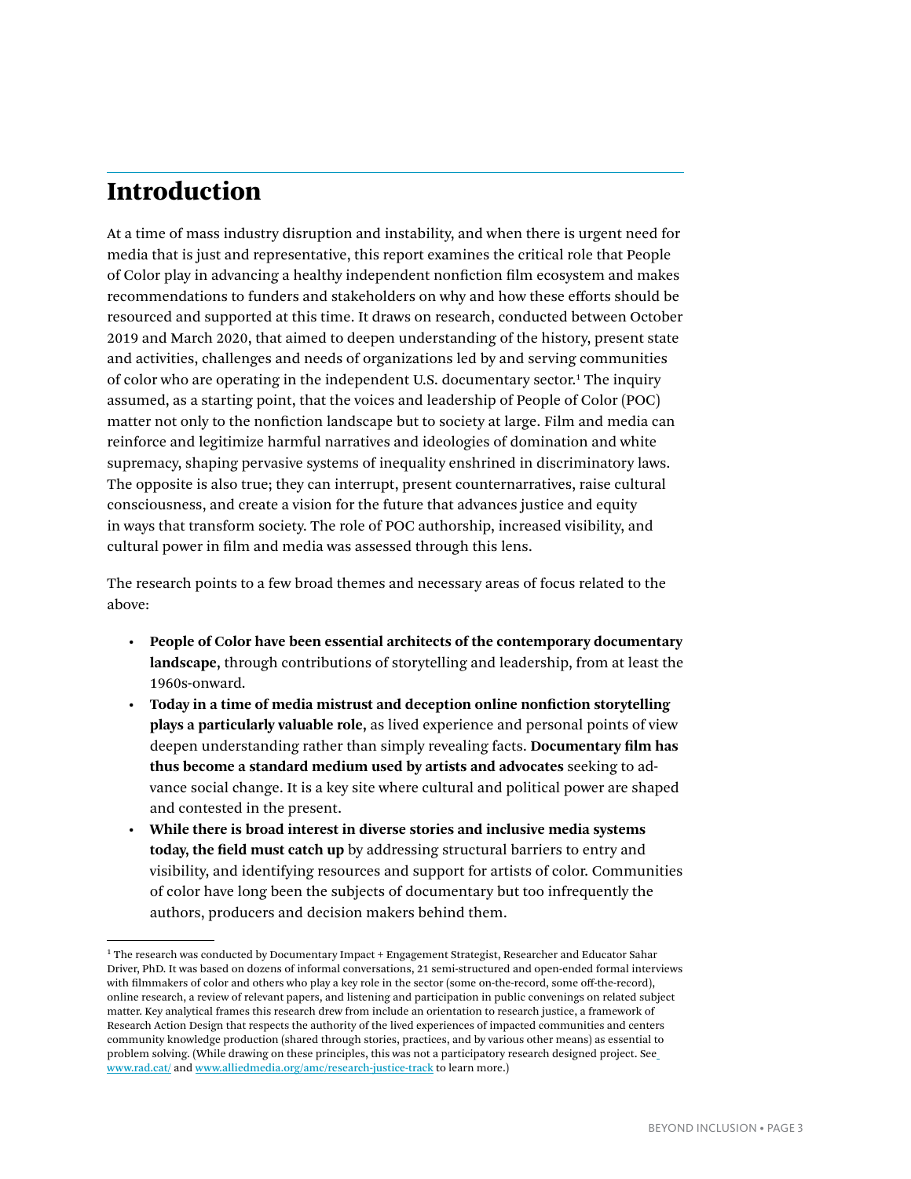# Introduction

At a time of mass industry disruption and instability, and when there is urgent need for media that is just and representative, this report examines the critical role that People of Color play in advancing a healthy independent nonfiction film ecosystem and makes recommendations to funders and stakeholders on why and how these efforts should be resourced and supported at this time. It draws on research, conducted between October 2019 and March 2020, that aimed to deepen understanding of the history, present state and activities, challenges and needs of organizations led by and serving communities of color who are operating in the independent U.S. documentary sector.[1] The inquiry assumed, as a starting point, that the voices and leadership of People of Color (POC) matter not only to the nonfiction landscape but to society at large. Film and media can reinforce and legitimize harmful narratives and ideologies of domination and white supremacy, shaping pervasive systems of inequality enshrined in discriminatory laws. The opposite is also true; they can interrupt, present counternarratives, raise cultural consciousness, and create a vision for the future that advances justice and equity in ways that transform society. The role of POC authorship, increased visibility, and cultural power in film and media was assessed through this lens.

The research points to a few broad themes and necessary areas of focus related to the above:

- **People of Color have been essential architects of the contemporary documentary landscape,** through contributions of storytelling and leadership, from at least the 1960s-onward.
- **Today in a time of media mistrust and deception online nonfiction storytelling plays a particularly valuable role,** as lived experience and personal points of view deepen understanding rather than simply revealing facts. **Documentary film has thus become a standard medium used by artists and advocates** seeking to advance social change. It is a key site where cultural and political power are shaped and contested in the present.
- **While there is broad interest in diverse stories and inclusive media systems today, the field must catch up** by addressing structural barriers to entry and visibility, and identifying resources and support for artists of color. Communities of color have long been the subjects of documentary but too infrequently the authors, producers and decision makers behind them.

---

[1] The research was conducted by Documentary Impact + Engagement Strategist, Researcher and Educator Sahar Driver, PhD. It was based on dozens of informal conversations, 21 semi-structured and open-ended formal interviews with filmmakers of color and others who play a key role in the sector (some on-the-record, some off-the-record), online research, a review of relevant papers, and listening and participation in public convenings on related subject matter. Key analytical frames this research drew from include an orientation to research justice, a framework of Research Action Design that respects the authority of the lived experiences of impacted communities and centers community knowledge production (shared through stories, practices, and by various other means) as essential to problem solving. (While drawing on these principles, this was not a participatory research designed project. See www.rad.cat/ and www.alliedmedia.org/amc/research-justice-track to learn more.)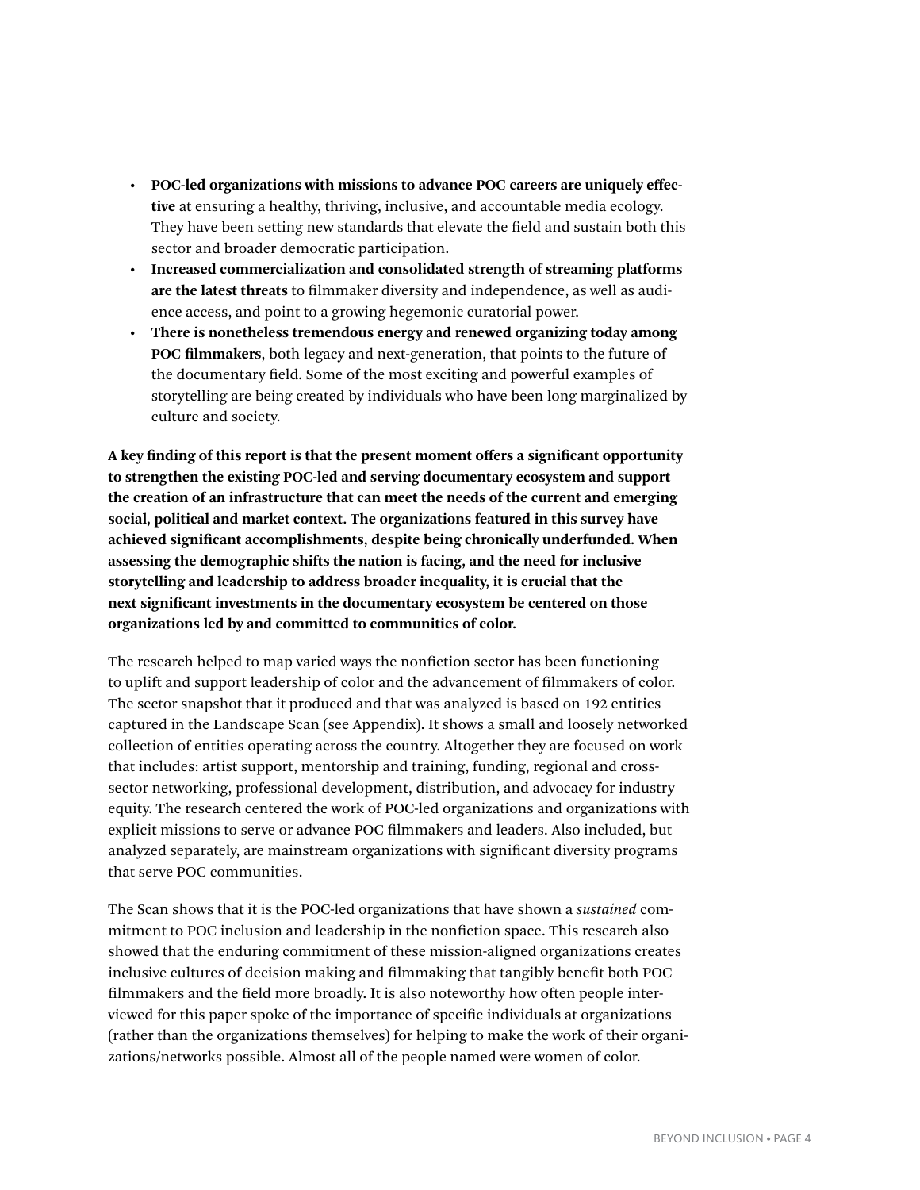- **POC-led organizations with missions to advance POC careers are uniquely effective** at ensuring a healthy, thriving, inclusive, and accountable media ecology. They have been setting new standards that elevate the field and sustain both this sector and broader democratic participation.
- **Increased commercialization and consolidated strength of streaming platforms are the latest threats** to filmmaker diversity and independence, as well as audience access, and point to a growing hegemonic curatorial power.
- **There is nonetheless tremendous energy and renewed organizing today among POC filmmakers**, both legacy and next-generation, that points to the future of the documentary field. Some of the most exciting and powerful examples of storytelling are being created by individuals who have been long marginalized by culture and society.

**A key finding of this report is that the present moment offers a significant opportunity to strengthen the existing POC-led and serving documentary ecosystem and support the creation of an infrastructure that can meet the needs of the current and emerging social, political and market context. The organizations featured in this survey have achieved significant accomplishments, despite being chronically underfunded. When assessing the demographic shifts the nation is facing, and the need for inclusive storytelling and leadership to address broader inequality, it is crucial that the next significant investments in the documentary ecosystem be centered on those organizations led by and committed to communities of color.**

The research helped to map varied ways the nonfiction sector has been functioning to uplift and support leadership of color and the advancement of filmmakers of color. The sector snapshot that it produced and that was analyzed is based on 192 entities captured in the Landscape Scan (see Appendix). It shows a small and loosely networked collection of entities operating across the country. Altogether they are focused on work that includes: artist support, mentorship and training, funding, regional and cross-sector networking, professional development, distribution, and advocacy for industry equity. The research centered the work of POC-led organizations and organizations with explicit missions to serve or advance POC filmmakers and leaders. Also included, but analyzed separately, are mainstream organizations with significant diversity programs that serve POC communities.

The Scan shows that it is the POC-led organizations that have shown a *sustained* commitment to POC inclusion and leadership in the nonfiction space. This research also showed that the enduring commitment of these mission-aligned organizations creates inclusive cultures of decision making and filmmaking that tangibly benefit both POC filmmakers and the field more broadly. It is also noteworthy how often people interviewed for this paper spoke of the importance of specific individuals at organizations (rather than the organizations themselves) for helping to make the work of their organizations/networks possible. Almost all of the people named were women of color.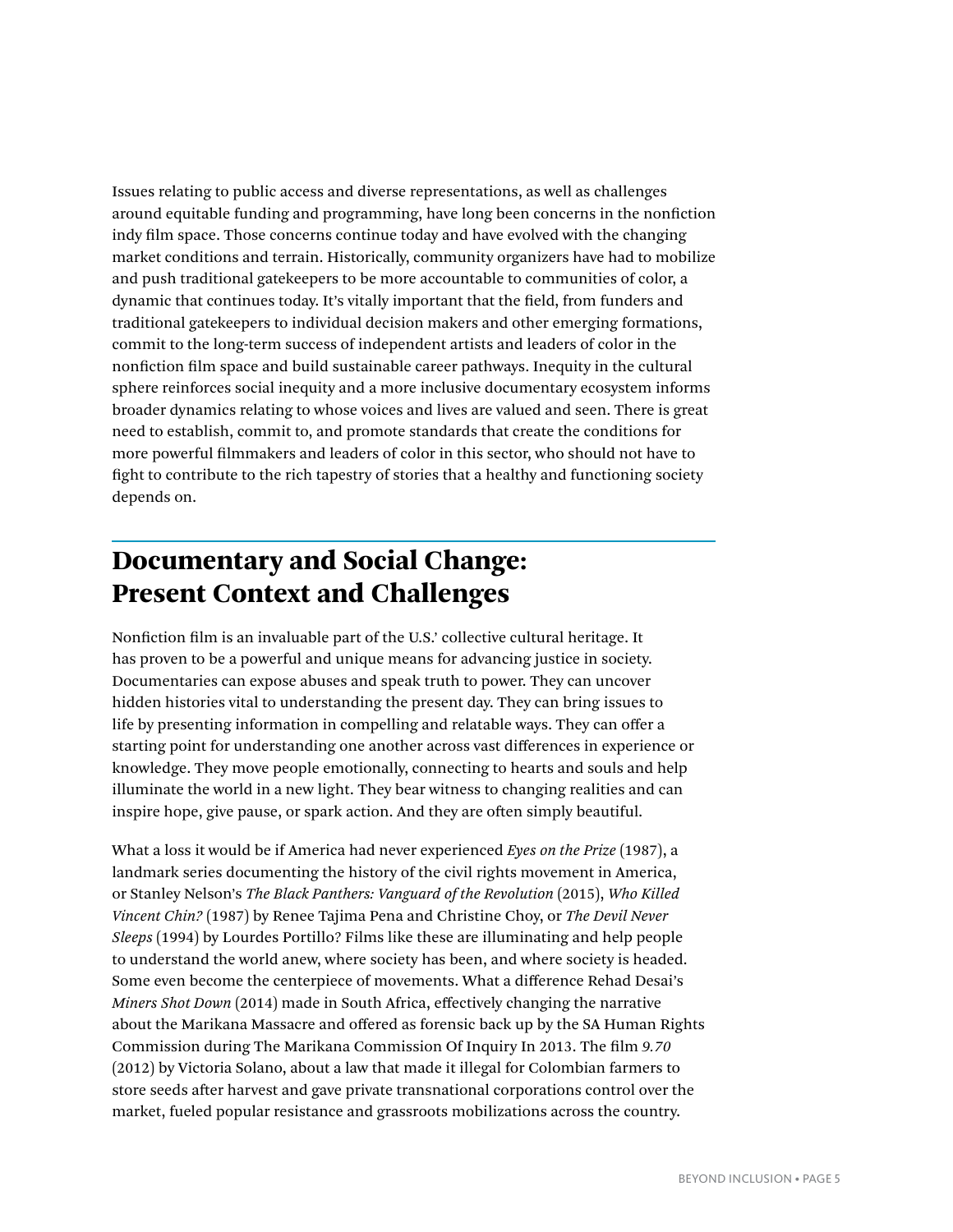Issues relating to public access and diverse representations, as well as challenges around equitable funding and programming, have long been concerns in the nonfiction indy film space. Those concerns continue today and have evolved with the changing market conditions and terrain. Historically, community organizers have had to mobilize and push traditional gatekeepers to be more accountable to communities of color, a dynamic that continues today. It's vitally important that the field, from funders and traditional gatekeepers to individual decision makers and other emerging formations, commit to the long-term success of independent artists and leaders of color in the nonfiction film space and build sustainable career pathways. Inequity in the cultural sphere reinforces social inequity and a more inclusive documentary ecosystem informs broader dynamics relating to whose voices and lives are valued and seen. There is great need to establish, commit to, and promote standards that create the conditions for more powerful filmmakers and leaders of color in this sector, who should not have to fight to contribute to the rich tapestry of stories that a healthy and functioning society depends on.

## Documentary and Social Change: Present Context and Challenges

Nonfiction film is an invaluable part of the U.S.' collective cultural heritage. It has proven to be a powerful and unique means for advancing justice in society. Documentaries can expose abuses and speak truth to power. They can uncover hidden histories vital to understanding the present day. They can bring issues to life by presenting information in compelling and relatable ways. They can offer a starting point for understanding one another across vast differences in experience or knowledge. They move people emotionally, connecting to hearts and souls and help illuminate the world in a new light. They bear witness to changing realities and can inspire hope, give pause, or spark action. And they are often simply beautiful.

What a loss it would be if America had never experienced *Eyes on the Prize* (1987), a landmark series documenting the history of the civil rights movement in America, or Stanley Nelson's *The Black Panthers: Vanguard of the Revolution* (2015), *Who Killed Vincent Chin?* (1987) by Renee Tajima Pena and Christine Choy, or *The Devil Never Sleeps* (1994) by Lourdes Portillo? Films like these are illuminating and help people to understand the world anew, where society has been, and where society is headed. Some even become the centerpiece of movements. What a difference Rehad Desai's *Miners Shot Down* (2014) made in South Africa, effectively changing the narrative about the Marikana Massacre and offered as forensic back up by the SA Human Rights Commission during The Marikana Commission Of Inquiry In 2013. The film *9.70* (2012) by Victoria Solano, about a law that made it illegal for Colombian farmers to store seeds after harvest and gave private transnational corporations control over the market, fueled popular resistance and grassroots mobilizations across the country.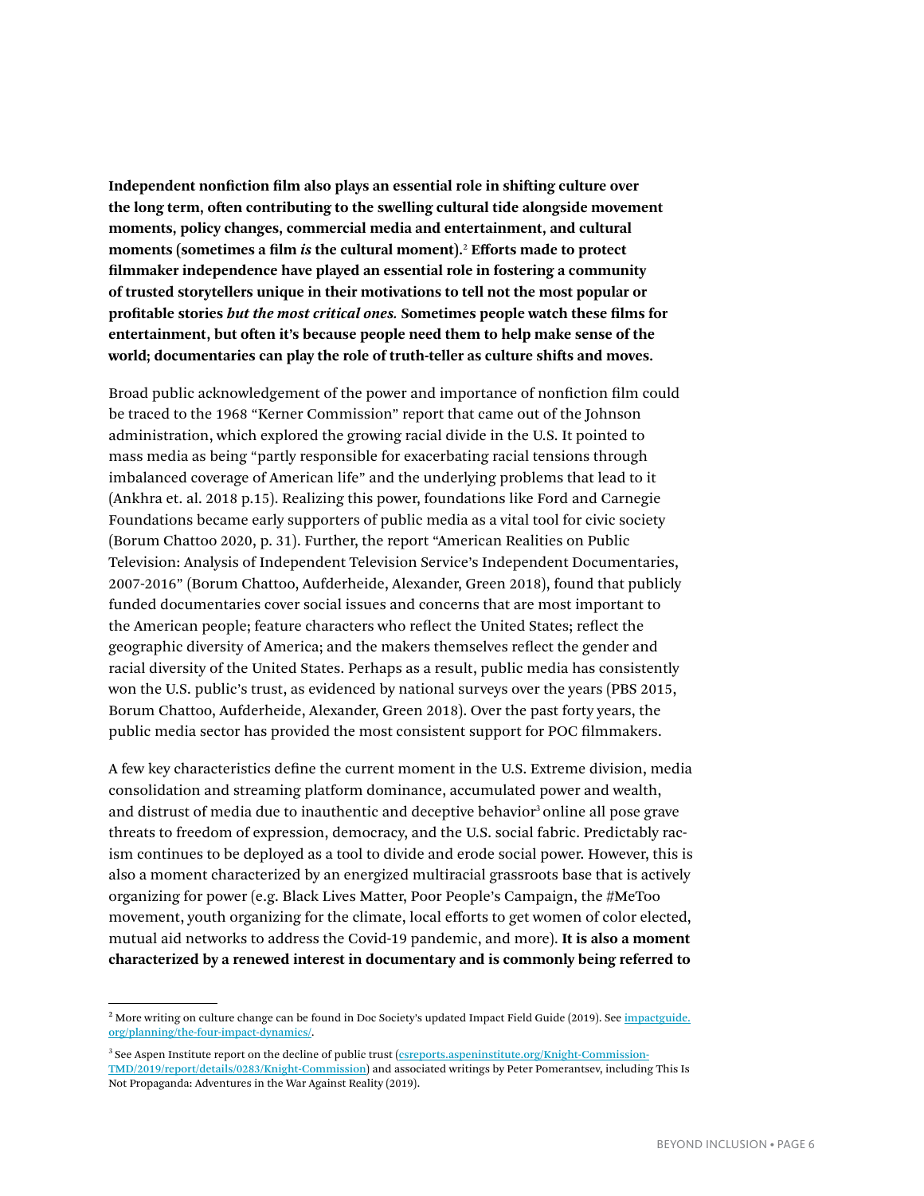**Independent nonfiction film also plays an essential role in shifting culture over the long term, often contributing to the swelling cultural tide alongside movement moments, policy changes, commercial media and entertainment, and cultural moments (sometimes a film *is* the cultural moment).[2] Efforts made to protect filmmaker independence have played an essential role in fostering a community of trusted storytellers unique in their motivations to tell not the most popular or profitable stories *but the most critical ones.* Sometimes people watch these films for entertainment, but often it's because people need them to help make sense of the world; documentaries can play the role of truth-teller as culture shifts and moves.**

Broad public acknowledgement of the power and importance of nonfiction film could be traced to the 1968 "Kerner Commission" report that came out of the Johnson administration, which explored the growing racial divide in the U.S. It pointed to mass media as being "partly responsible for exacerbating racial tensions through imbalanced coverage of American life" and the underlying problems that lead to it (Ankhra et. al. 2018 p.15). Realizing this power, foundations like Ford and Carnegie Foundations became early supporters of public media as a vital tool for civic society (Borum Chattoo 2020, p. 31). Further, the report "American Realities on Public Television: Analysis of Independent Television Service's Independent Documentaries, 2007-2016" (Borum Chattoo, Aufderheide, Alexander, Green 2018), found that publicly funded documentaries cover social issues and concerns that are most important to the American people; feature characters who reflect the United States; reflect the geographic diversity of America; and the makers themselves reflect the gender and racial diversity of the United States. Perhaps as a result, public media has consistently won the U.S. public's trust, as evidenced by national surveys over the years (PBS 2015, Borum Chattoo, Aufderheide, Alexander, Green 2018). Over the past forty years, the public media sector has provided the most consistent support for POC filmmakers.

A few key characteristics define the current moment in the U.S. Extreme division, media consolidation and streaming platform dominance, accumulated power and wealth, and distrust of media due to inauthentic and deceptive behavior[3] online all pose grave threats to freedom of expression, democracy, and the U.S. social fabric. Predictably racism continues to be deployed as a tool to divide and erode social power. However, this is also a moment characterized by an energized multiracial grassroots base that is actively organizing for power (e.g. Black Lives Matter, Poor People's Campaign, the #MeToo movement, youth organizing for the climate, local efforts to get women of color elected, mutual aid networks to address the Covid-19 pandemic, and more). **It is also a moment characterized by a renewed interest in documentary and is commonly being referred to**

---

[2] More writing on culture change can be found in Doc Society's updated Impact Field Guide (2019). See [impactguide.org/planning/the-four-impact-dynamics/](impactguide.org/planning/the-four-impact-dynamics/).

[3] See Aspen Institute report on the decline of public trust ([csreports.aspeninstitute.org/Knight-Commission-TMD/2019/report/details/0283/Knight-Commission](csreports.aspeninstitute.org/Knight-Commission-TMD/2019/report/details/0283/Knight-Commission)) and associated writings by Peter Pomerantsev, including This Is Not Propaganda: Adventures in the War Against Reality (2019).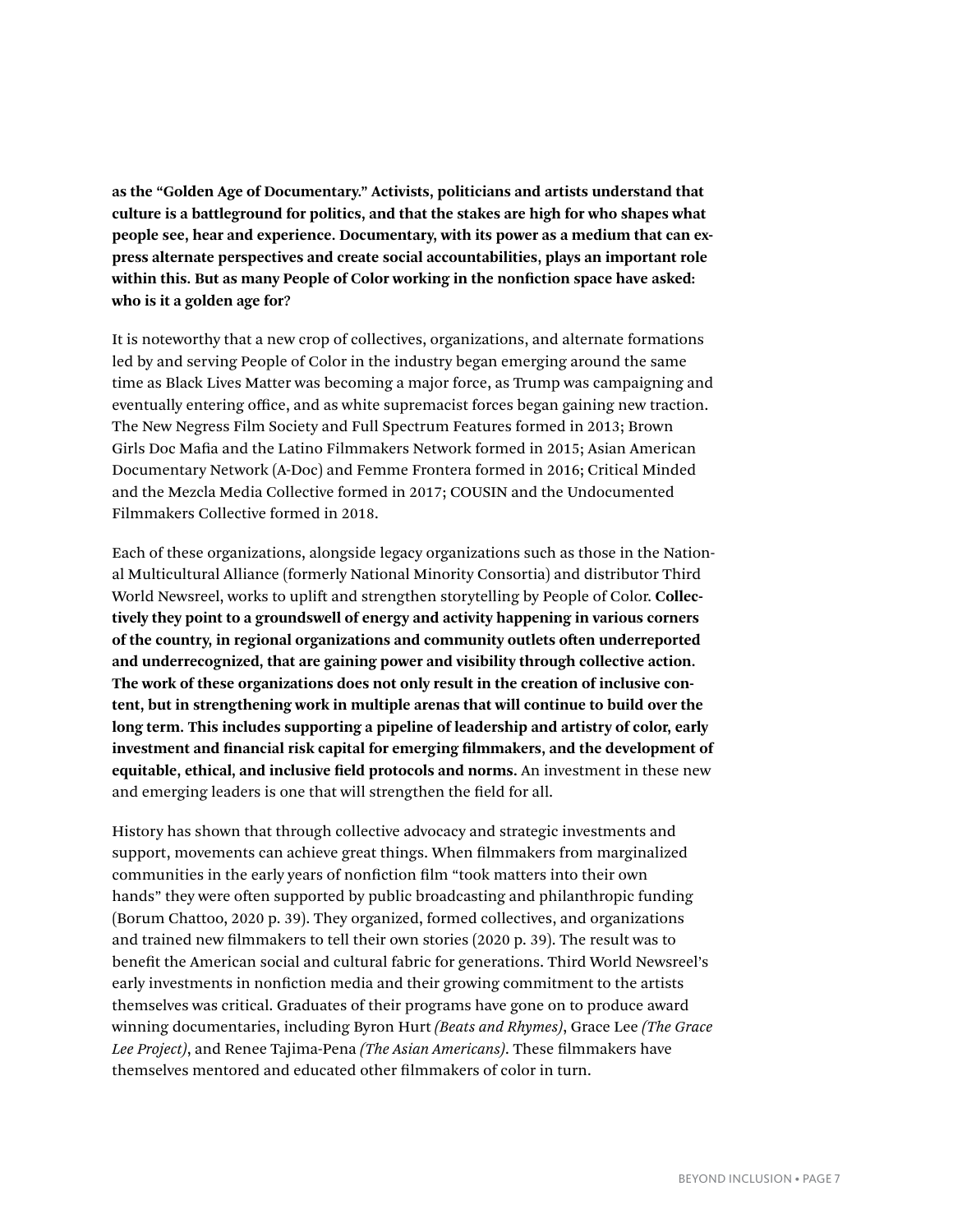**as the "Golden Age of Documentary." Activists, politicians and artists understand that culture is a battleground for politics, and that the stakes are high for who shapes what people see, hear and experience. Documentary, with its power as a medium that can express alternate perspectives and create social accountabilities, plays an important role within this. But as many People of Color working in the nonfiction space have asked: who is it a golden age for?**

It is noteworthy that a new crop of collectives, organizations, and alternate formations led by and serving People of Color in the industry began emerging around the same time as Black Lives Matter was becoming a major force, as Trump was campaigning and eventually entering office, and as white supremacist forces began gaining new traction. The New Negress Film Society and Full Spectrum Features formed in 2013; Brown Girls Doc Mafia and the Latino Filmmakers Network formed in 2015; Asian American Documentary Network (A-Doc) and Femme Frontera formed in 2016; Critical Minded and the Mezcla Media Collective formed in 2017; COUSIN and the Undocumented Filmmakers Collective formed in 2018.

Each of these organizations, alongside legacy organizations such as those in the National Multicultural Alliance (formerly National Minority Consortia) and distributor Third World Newsreel, works to uplift and strengthen storytelling by People of Color. **Collectively they point to a groundswell of energy and activity happening in various corners of the country, in regional organizations and community outlets often underreported and underrecognized, that are gaining power and visibility through collective action. The work of these organizations does not only result in the creation of inclusive content, but in strengthening work in multiple arenas that will continue to build over the long term. This includes supporting a pipeline of leadership and artistry of color, early investment and financial risk capital for emerging filmmakers, and the development of equitable, ethical, and inclusive field protocols and norms.** An investment in these new and emerging leaders is one that will strengthen the field for all.

History has shown that through collective advocacy and strategic investments and support, movements can achieve great things. When filmmakers from marginalized communities in the early years of nonfiction film "took matters into their own hands" they were often supported by public broadcasting and philanthropic funding (Borum Chattoo, 2020 p. 39). They organized, formed collectives, and organizations and trained new filmmakers to tell their own stories (2020 p. 39). The result was to benefit the American social and cultural fabric for generations. Third World Newsreel's early investments in nonfiction media and their growing commitment to the artists themselves was critical. Graduates of their programs have gone on to produce award winning documentaries, including Byron Hurt *(Beats and Rhymes)*, Grace Lee *(The Grace Lee Project)*, and Renee Tajima-Pena *(The Asian Americans)*. These filmmakers have themselves mentored and educated other filmmakers of color in turn.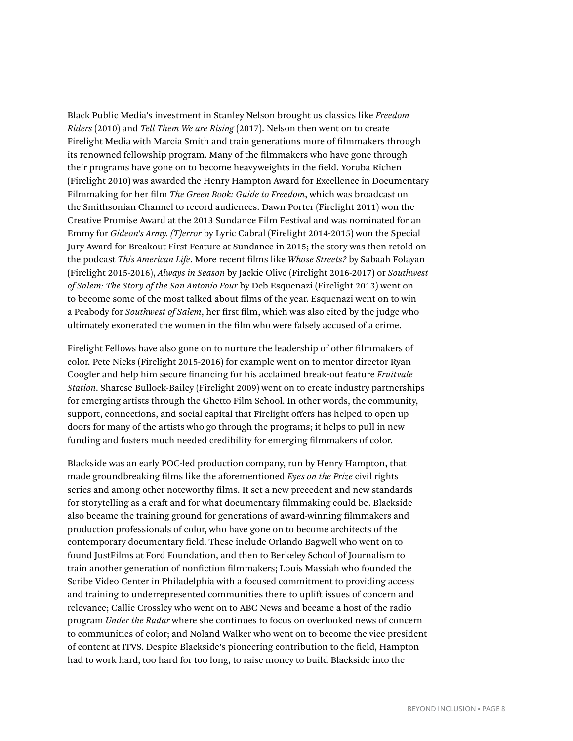Black Public Media's investment in Stanley Nelson brought us classics like *Freedom Riders* (2010) and *Tell Them We are Rising* (2017). Nelson then went on to create Firelight Media with Marcia Smith and train generations more of filmmakers through its renowned fellowship program. Many of the filmmakers who have gone through their programs have gone on to become heavyweights in the field. Yoruba Richen (Firelight 2010) was awarded the Henry Hampton Award for Excellence in Documentary Filmmaking for her film *The Green Book: Guide to Freedom*, which was broadcast on the Smithsonian Channel to record audiences. Dawn Porter (Firelight 2011) won the Creative Promise Award at the 2013 Sundance Film Festival and was nominated for an Emmy for *Gideon's Army. (T)error* by Lyric Cabral (Firelight 2014-2015) won the Special Jury Award for Breakout First Feature at Sundance in 2015; the story was then retold on the podcast *This American Life*. More recent films like *Whose Streets?* by Sabaah Folayan (Firelight 2015-2016), *Always in Season* by Jackie Olive (Firelight 2016-2017) or *Southwest of Salem: The Story of the San Antonio Four* by Deb Esquenazi (Firelight 2013) went on to become some of the most talked about films of the year. Esquenazi went on to win a Peabody for *Southwest of Salem*, her first film, which was also cited by the judge who ultimately exonerated the women in the film who were falsely accused of a crime.

Firelight Fellows have also gone on to nurture the leadership of other filmmakers of color. Pete Nicks (Firelight 2015-2016) for example went on to mentor director Ryan Coogler and help him secure financing for his acclaimed break-out feature *Fruitvale Station*. Sharese Bullock-Bailey (Firelight 2009) went on to create industry partnerships for emerging artists through the Ghetto Film School. In other words, the community, support, connections, and social capital that Firelight offers has helped to open up doors for many of the artists who go through the programs; it helps to pull in new funding and fosters much needed credibility for emerging filmmakers of color.

Blackside was an early POC-led production company, run by Henry Hampton, that made groundbreaking films like the aforementioned *Eyes on the Prize* civil rights series and among other noteworthy films. It set a new precedent and new standards for storytelling as a craft and for what documentary filmmaking could be. Blackside also became the training ground for generations of award-winning filmmakers and production professionals of color, who have gone on to become architects of the contemporary documentary field. These include Orlando Bagwell who went on to found JustFilms at Ford Foundation, and then to Berkeley School of Journalism to train another generation of nonfiction filmmakers; Louis Massiah who founded the Scribe Video Center in Philadelphia with a focused commitment to providing access and training to underrepresented communities there to uplift issues of concern and relevance; Callie Crossley who went on to ABC News and became a host of the radio program *Under the Radar* where she continues to focus on overlooked news of concern to communities of color; and Noland Walker who went on to become the vice president of content at ITVS. Despite Blackside's pioneering contribution to the field, Hampton had to work hard, too hard for too long, to raise money to build Blackside into the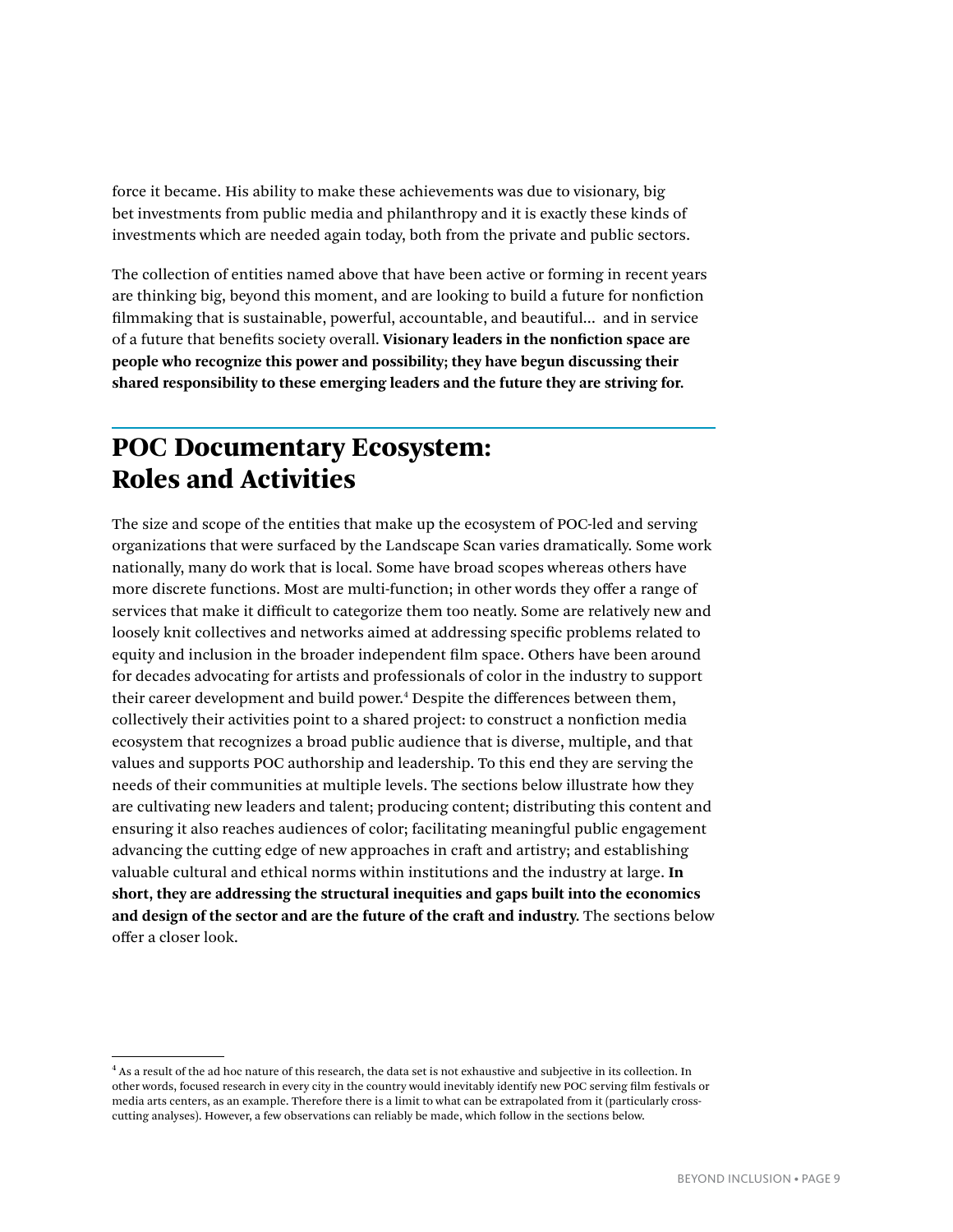force it became. His ability to make these achievements was due to visionary, big bet investments from public media and philanthropy and it is exactly these kinds of investments which are needed again today, both from the private and public sectors.

The collection of entities named above that have been active or forming in recent years are thinking big, beyond this moment, and are looking to build a future for nonfiction filmmaking that is sustainable, powerful, accountable, and beautiful... and in service of a future that benefits society overall. **Visionary leaders in the nonfiction space are people who recognize this power and possibility; they have begun discussing their shared responsibility to these emerging leaders and the future they are striving for.**

## POC Documentary Ecosystem: Roles and Activities

The size and scope of the entities that make up the ecosystem of POC-led and serving organizations that were surfaced by the Landscape Scan varies dramatically. Some work nationally, many do work that is local. Some have broad scopes whereas others have more discrete functions. Most are multi-function; in other words they offer a range of services that make it difficult to categorize them too neatly. Some are relatively new and loosely knit collectives and networks aimed at addressing specific problems related to equity and inclusion in the broader independent film space. Others have been around for decades advocating for artists and professionals of color in the industry to support their career development and build power.[4] Despite the differences between them, collectively their activities point to a shared project: to construct a nonfiction media ecosystem that recognizes a broad public audience that is diverse, multiple, and that values and supports POC authorship and leadership. To this end they are serving the needs of their communities at multiple levels. The sections below illustrate how they are cultivating new leaders and talent; producing content; distributing this content and ensuring it also reaches audiences of color; facilitating meaningful public engagement advancing the cutting edge of new approaches in craft and artistry; and establishing valuable cultural and ethical norms within institutions and the industry at large. **In short, they are addressing the structural inequities and gaps built into the economics and design of the sector and are the future of the craft and industry.** The sections below offer a closer look.

---

[4] As a result of the ad hoc nature of this research, the data set is not exhaustive and subjective in its collection. In other words, focused research in every city in the country would inevitably identify new POC serving film festivals or media arts centers, as an example. Therefore there is a limit to what can be extrapolated from it (particularly cross-cutting analyses). However, a few observations can reliably be made, which follow in the sections below.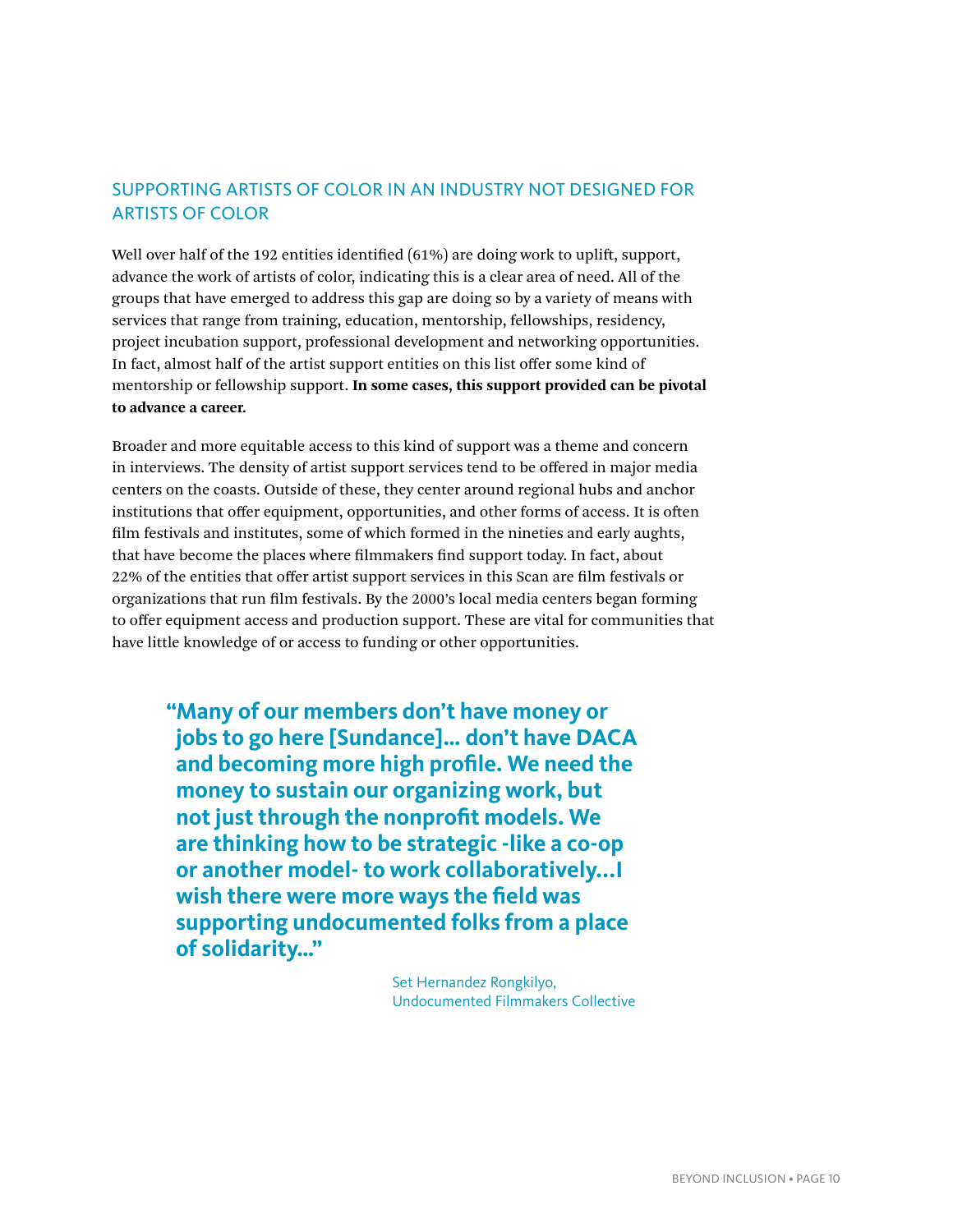## SUPPORTING ARTISTS OF COLOR IN AN INDUSTRY NOT DESIGNED FOR ARTISTS OF COLOR

Well over half of the 192 entities identified (61%) are doing work to uplift, support, advance the work of artists of color, indicating this is a clear area of need. All of the groups that have emerged to address this gap are doing so by a variety of means with services that range from training, education, mentorship, fellowships, residency, project incubation support, professional development and networking opportunities. In fact, almost half of the artist support entities on this list offer some kind of mentorship or fellowship support. **In some cases, this support provided can be pivotal to advance a career.**

Broader and more equitable access to this kind of support was a theme and concern in interviews. The density of artist support services tend to be offered in major media centers on the coasts. Outside of these, they center around regional hubs and anchor institutions that offer equipment, opportunities, and other forms of access. It is often film festivals and institutes, some of which formed in the nineties and early aughts, that have become the places where filmmakers find support today. In fact, about 22% of the entities that offer artist support services in this Scan are film festivals or organizations that run film festivals. By the 2000's local media centers began forming to offer equipment access and production support. These are vital for communities that have little knowledge of or access to funding or other opportunities.

> **"Many of our members don't have money or jobs to go here [Sundance]... don't have DACA and becoming more high profile. We need the money to sustain our organizing work, but not just through the nonprofit models. We are thinking how to be strategic -like a co-op or another model- to work collaboratively...I wish there were more ways the field was supporting undocumented folks from a place of solidarity..."**
>
> Set Hernandez Rongkilyo,
> Undocumented Filmmakers Collective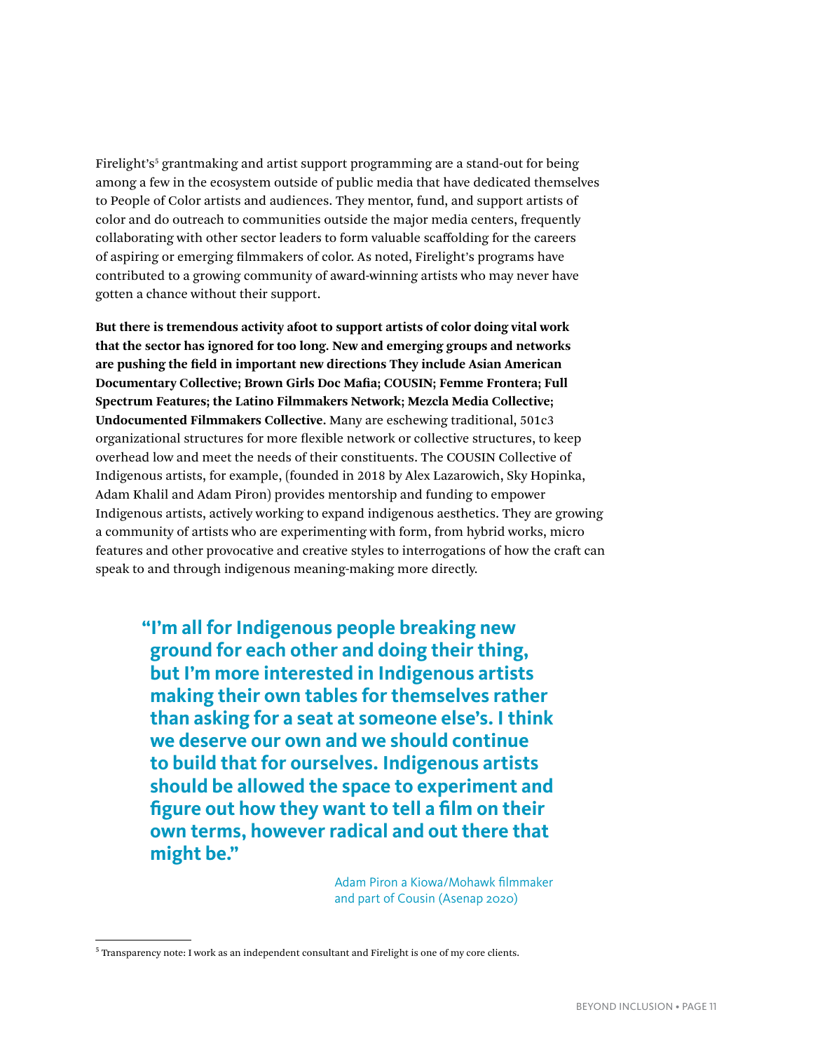Firelight's[5] grantmaking and artist support programming are a stand-out for being among a few in the ecosystem outside of public media that have dedicated themselves to People of Color artists and audiences. They mentor, fund, and support artists of color and do outreach to communities outside the major media centers, frequently collaborating with other sector leaders to form valuable scaffolding for the careers of aspiring or emerging filmmakers of color. As noted, Firelight's programs have contributed to a growing community of award-winning artists who may never have gotten a chance without their support.

**But there is tremendous activity afoot to support artists of color doing vital work that the sector has ignored for too long. New and emerging groups and networks are pushing the field in important new directions They include Asian American Documentary Collective; Brown Girls Doc Mafia; COUSIN; Femme Frontera; Full Spectrum Features; the Latino Filmmakers Network; Mezcla Media Collective; Undocumented Filmmakers Collective.** Many are eschewing traditional, 501c3 organizational structures for more flexible network or collective structures, to keep overhead low and meet the needs of their constituents. The COUSIN Collective of Indigenous artists, for example, (founded in 2018 by Alex Lazarowich, Sky Hopinka, Adam Khalil and Adam Piron) provides mentorship and funding to empower Indigenous artists, actively working to expand indigenous aesthetics. They are growing a community of artists who are experimenting with form, from hybrid works, micro features and other provocative and creative styles to interrogations of how the craft can speak to and through indigenous meaning-making more directly.

> **"I'm all for Indigenous people breaking new ground for each other and doing their thing, but I'm more interested in Indigenous artists making their own tables for themselves rather than asking for a seat at someone else's. I think we deserve our own and we should continue to build that for ourselves. Indigenous artists should be allowed the space to experiment and figure out how they want to tell a film on their own terms, however radical and out there that might be."**
>
> Adam Piron a Kiowa/Mohawk filmmaker and part of Cousin (Asenap 2020)

[5] Transparency note: I work as an independent consultant and Firelight is one of my core clients.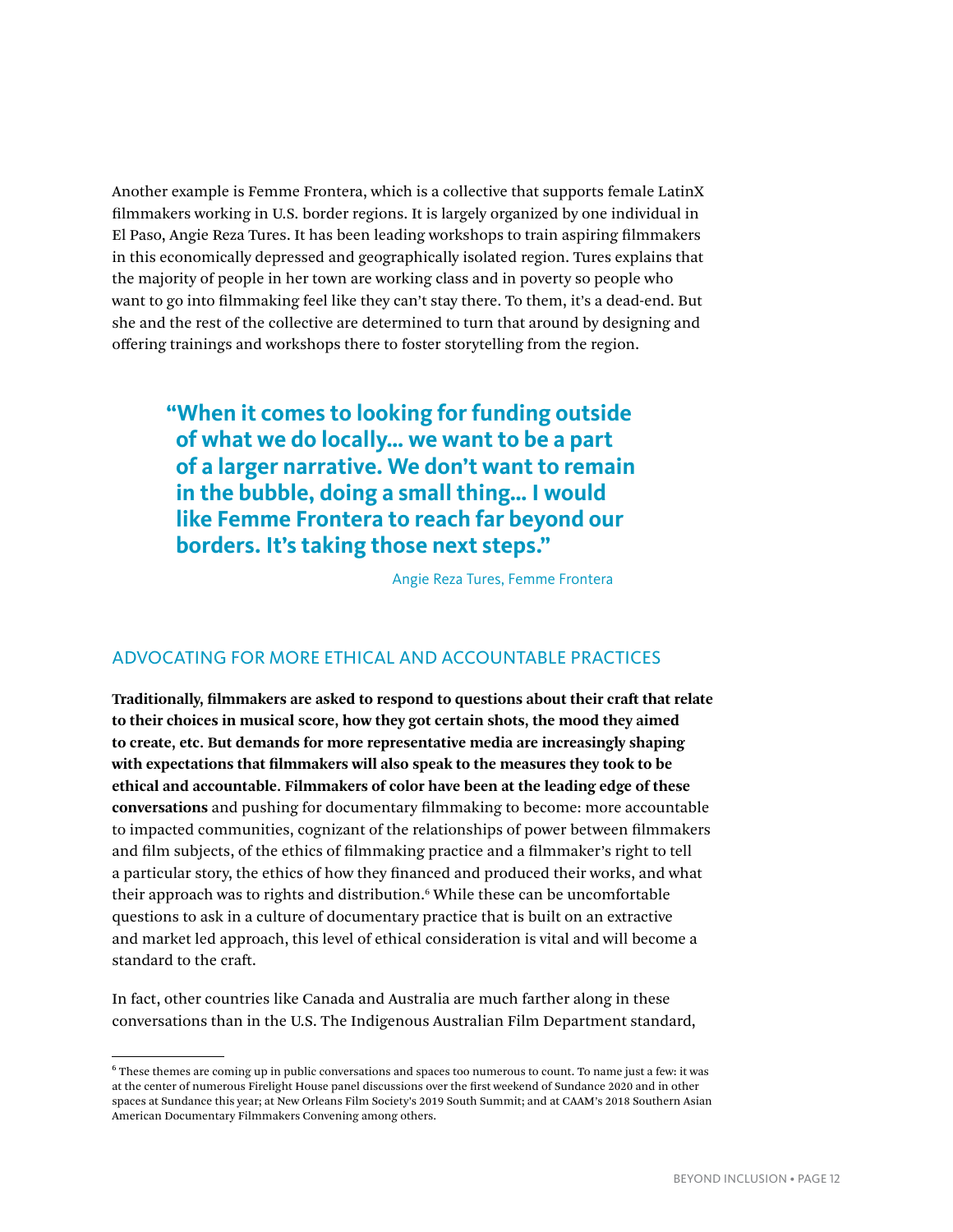Another example is Femme Frontera, which is a collective that supports female LatinX filmmakers working in U.S. border regions. It is largely organized by one individual in El Paso, Angie Reza Tures. It has been leading workshops to train aspiring filmmakers in this economically depressed and geographically isolated region. Tures explains that the majority of people in her town are working class and in poverty so people who want to go into filmmaking feel like they can't stay there. To them, it's a dead-end. But she and the rest of the collective are determined to turn that around by designing and offering trainings and workshops there to foster storytelling from the region.

> **"When it comes to looking for funding outside of what we do locally... we want to be a part of a larger narrative. We don't want to remain in the bubble, doing a small thing... I would like Femme Frontera to reach far beyond our borders. It's taking those next steps."**
>
> Angie Reza Tures, Femme Frontera

## ADVOCATING FOR MORE ETHICAL AND ACCOUNTABLE PRACTICES

**Traditionally, filmmakers are asked to respond to questions about their craft that relate to their choices in musical score, how they got certain shots, the mood they aimed to create, etc. But demands for more representative media are increasingly shaping with expectations that filmmakers will also speak to the measures they took to be ethical and accountable. Filmmakers of color have been at the leading edge of these conversations** and pushing for documentary filmmaking to become: more accountable to impacted communities, cognizant of the relationships of power between filmmakers and film subjects, of the ethics of filmmaking practice and a filmmaker's right to tell a particular story, the ethics of how they financed and produced their works, and what their approach was to rights and distribution.[6] While these can be uncomfortable questions to ask in a culture of documentary practice that is built on an extractive and market led approach, this level of ethical consideration is vital and will become a standard to the craft.

In fact, other countries like Canada and Australia are much farther along in these conversations than in the U.S. The Indigenous Australian Film Department standard,

---

[6] These themes are coming up in public conversations and spaces too numerous to count. To name just a few: it was at the center of numerous Firelight House panel discussions over the first weekend of Sundance 2020 and in other spaces at Sundance this year; at New Orleans Film Society's 2019 South Summit; and at CAAM's 2018 Southern Asian American Documentary Filmmakers Convening among others.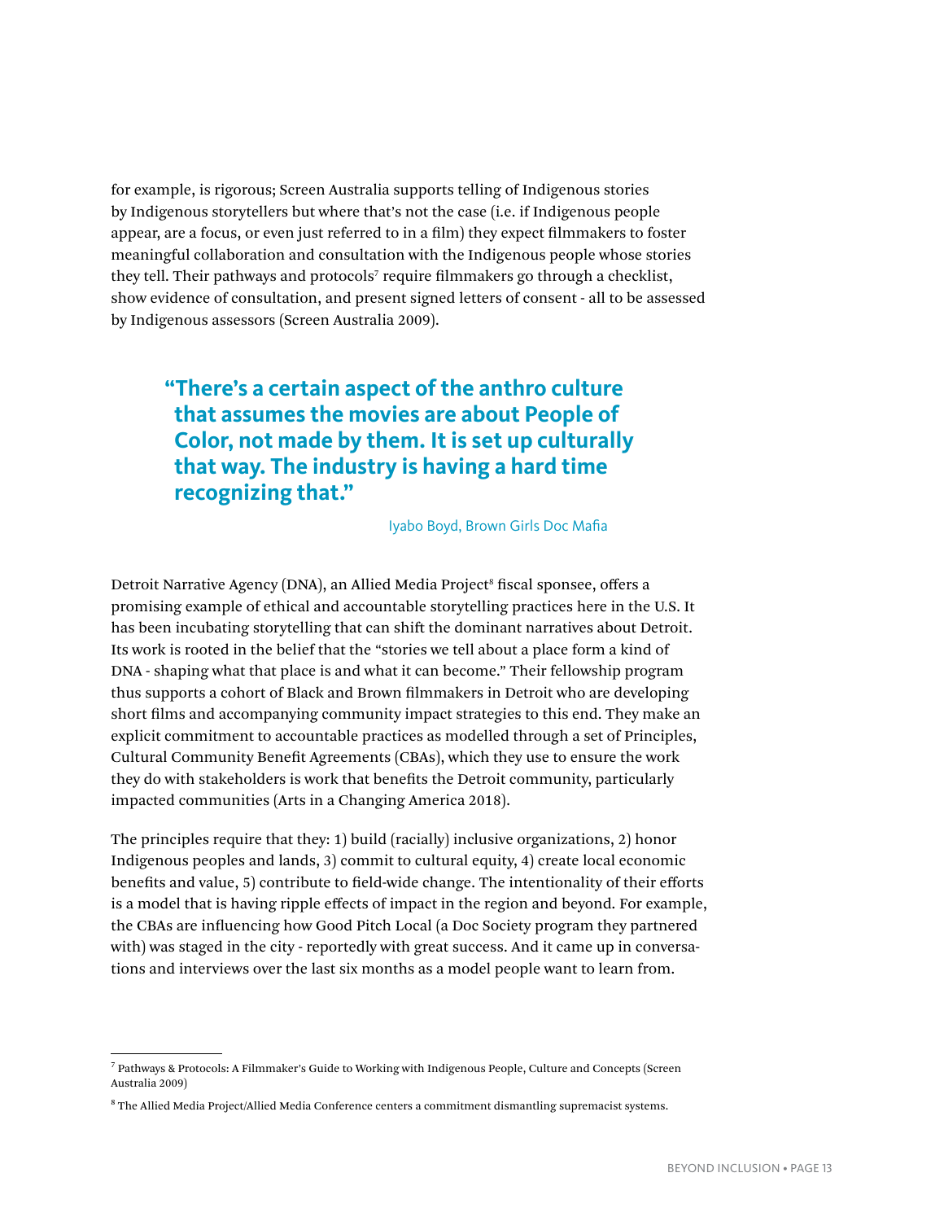for example, is rigorous; Screen Australia supports telling of Indigenous stories by Indigenous storytellers but where that's not the case (i.e. if Indigenous people appear, are a focus, or even just referred to in a film) they expect filmmakers to foster meaningful collaboration and consultation with the Indigenous people whose stories they tell. Their pathways and protocols[7] require filmmakers go through a checklist, show evidence of consultation, and present signed letters of consent - all to be assessed by Indigenous assessors (Screen Australia 2009).

> **"There's a certain aspect of the anthro culture that assumes the movies are about People of Color, not made by them. It is set up culturally that way. The industry is having a hard time recognizing that."**
>
> Iyabo Boyd, Brown Girls Doc Mafia

Detroit Narrative Agency (DNA), an Allied Media Project[8] fiscal sponsee, offers a promising example of ethical and accountable storytelling practices here in the U.S. It has been incubating storytelling that can shift the dominant narratives about Detroit. Its work is rooted in the belief that the "stories we tell about a place form a kind of DNA - shaping what that place is and what it can become." Their fellowship program thus supports a cohort of Black and Brown filmmakers in Detroit who are developing short films and accompanying community impact strategies to this end. They make an explicit commitment to accountable practices as modelled through a set of Principles, Cultural Community Benefit Agreements (CBAs), which they use to ensure the work they do with stakeholders is work that benefits the Detroit community, particularly impacted communities (Arts in a Changing America 2018).

The principles require that they: 1) build (racially) inclusive organizations, 2) honor Indigenous peoples and lands, 3) commit to cultural equity, 4) create local economic benefits and value, 5) contribute to field-wide change. The intentionality of their efforts is a model that is having ripple effects of impact in the region and beyond. For example, the CBAs are influencing how Good Pitch Local (a Doc Society program they partnered with) was staged in the city - reportedly with great success. And it came up in conversations and interviews over the last six months as a model people want to learn from.

---

[7] Pathways & Protocols: A Filmmaker's Guide to Working with Indigenous People, Culture and Concepts (Screen Australia 2009)

[8] The Allied Media Project/Allied Media Conference centers a commitment dismantling supremacist systems.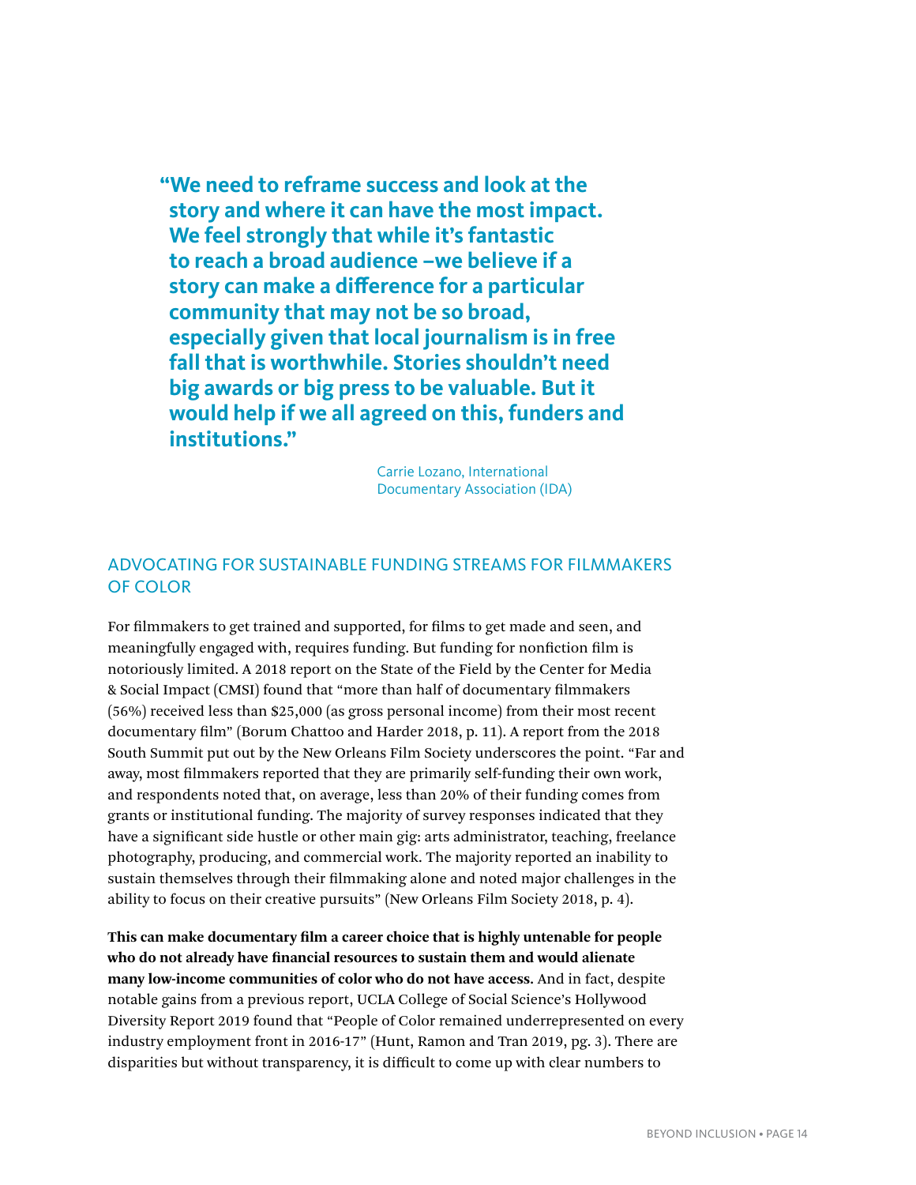> **"We need to reframe success and look at the story and where it can have the most impact. We feel strongly that while it's fantastic to reach a broad audience –we believe if a story can make a difference for a particular community that may not be so broad, especially given that local journalism is in free fall that is worthwhile. Stories shouldn't need big awards or big press to be valuable. But it would help if we all agreed on this, funders and institutions."**
>
> Carrie Lozano, International Documentary Association (IDA)

## ADVOCATING FOR SUSTAINABLE FUNDING STREAMS FOR FILMMAKERS OF COLOR

For filmmakers to get trained and supported, for films to get made and seen, and meaningfully engaged with, requires funding. But funding for nonfiction film is notoriously limited. A 2018 report on the State of the Field by the Center for Media & Social Impact (CMSI) found that "more than half of documentary filmmakers (56%) received less than $25,000 (as gross personal income) from their most recent documentary film" (Borum Chattoo and Harder 2018, p. 11). A report from the 2018 South Summit put out by the New Orleans Film Society underscores the point. "Far and away, most filmmakers reported that they are primarily self-funding their own work, and respondents noted that, on average, less than 20% of their funding comes from grants or institutional funding. The majority of survey responses indicated that they have a significant side hustle or other main gig: arts administrator, teaching, freelance photography, producing, and commercial work. The majority reported an inability to sustain themselves through their filmmaking alone and noted major challenges in the ability to focus on their creative pursuits" (New Orleans Film Society 2018, p. 4).

**This can make documentary film a career choice that is highly untenable for people who do not already have financial resources to sustain them and would alienate many low-income communities of color who do not have access.** And in fact, despite notable gains from a previous report, UCLA College of Social Science's Hollywood Diversity Report 2019 found that "People of Color remained underrepresented on every industry employment front in 2016-17" (Hunt, Ramon and Tran 2019, pg. 3). There are disparities but without transparency, it is difficult to come up with clear numbers to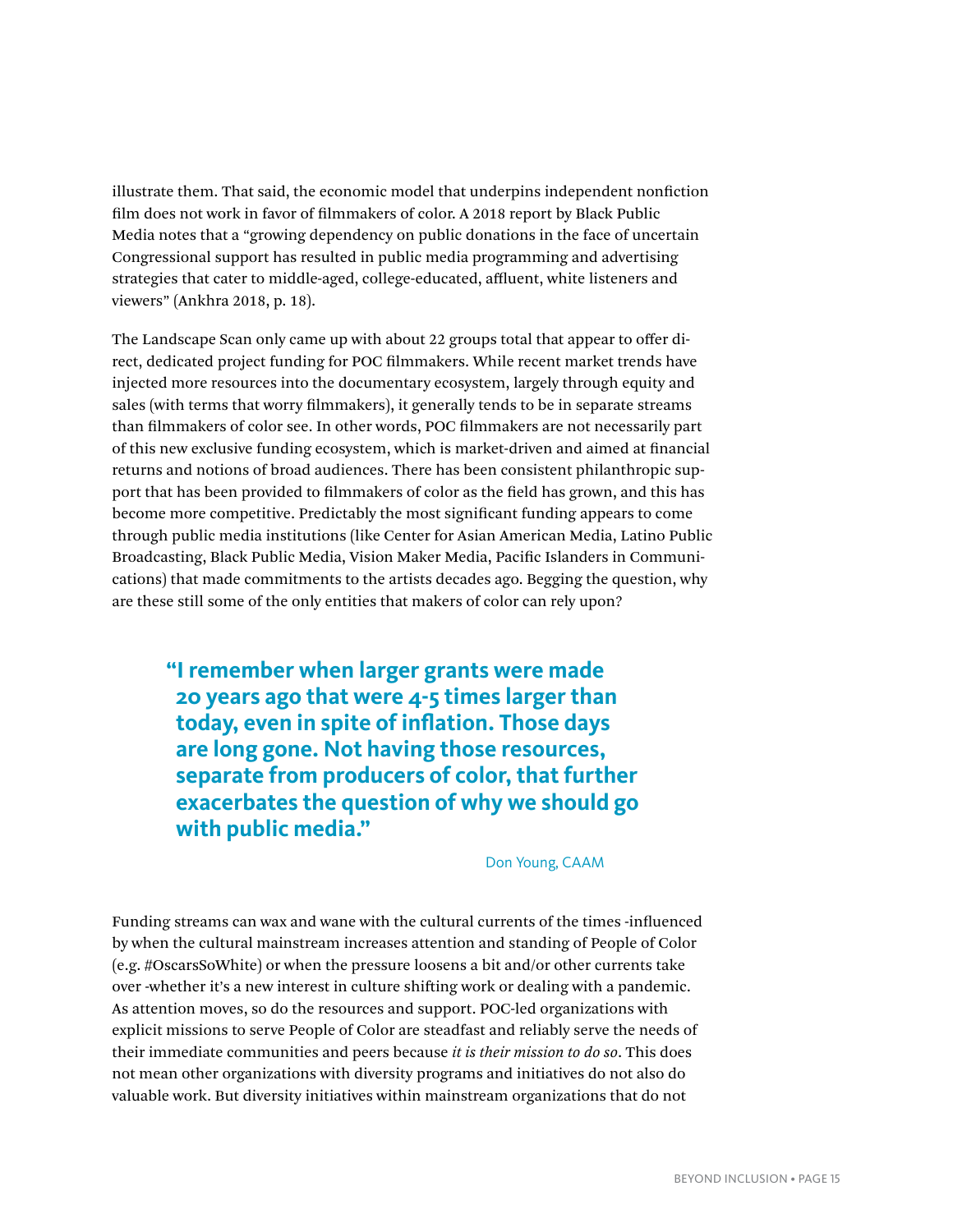illustrate them. That said, the economic model that underpins independent nonfiction film does not work in favor of filmmakers of color. A 2018 report by Black Public Media notes that a "growing dependency on public donations in the face of uncertain Congressional support has resulted in public media programming and advertising strategies that cater to middle-aged, college-educated, affluent, white listeners and viewers" (Ankhra 2018, p. 18).

The Landscape Scan only came up with about 22 groups total that appear to offer direct, dedicated project funding for POC filmmakers. While recent market trends have injected more resources into the documentary ecosystem, largely through equity and sales (with terms that worry filmmakers), it generally tends to be in separate streams than filmmakers of color see. In other words, POC filmmakers are not necessarily part of this new exclusive funding ecosystem, which is market-driven and aimed at financial returns and notions of broad audiences. There has been consistent philanthropic support that has been provided to filmmakers of color as the field has grown, and this has become more competitive. Predictably the most significant funding appears to come through public media institutions (like Center for Asian American Media, Latino Public Broadcasting, Black Public Media, Vision Maker Media, Pacific Islanders in Communications) that made commitments to the artists decades ago. Begging the question, why are these still some of the only entities that makers of color can rely upon?

> **"I remember when larger grants were made 20 years ago that were 4-5 times larger than today, even in spite of inflation. Those days are long gone. Not having those resources, separate from producers of color, that further exacerbates the question of why we should go with public media."**
>
> Don Young, CAAM

Funding streams can wax and wane with the cultural currents of the times -influenced by when the cultural mainstream increases attention and standing of People of Color (e.g. #OscarsSoWhite) or when the pressure loosens a bit and/or other currents take over -whether it's a new interest in culture shifting work or dealing with a pandemic. As attention moves, so do the resources and support. POC-led organizations with explicit missions to serve People of Color are steadfast and reliably serve the needs of their immediate communities and peers because *it is their mission to do so*. This does not mean other organizations with diversity programs and initiatives do not also do valuable work. But diversity initiatives within mainstream organizations that do not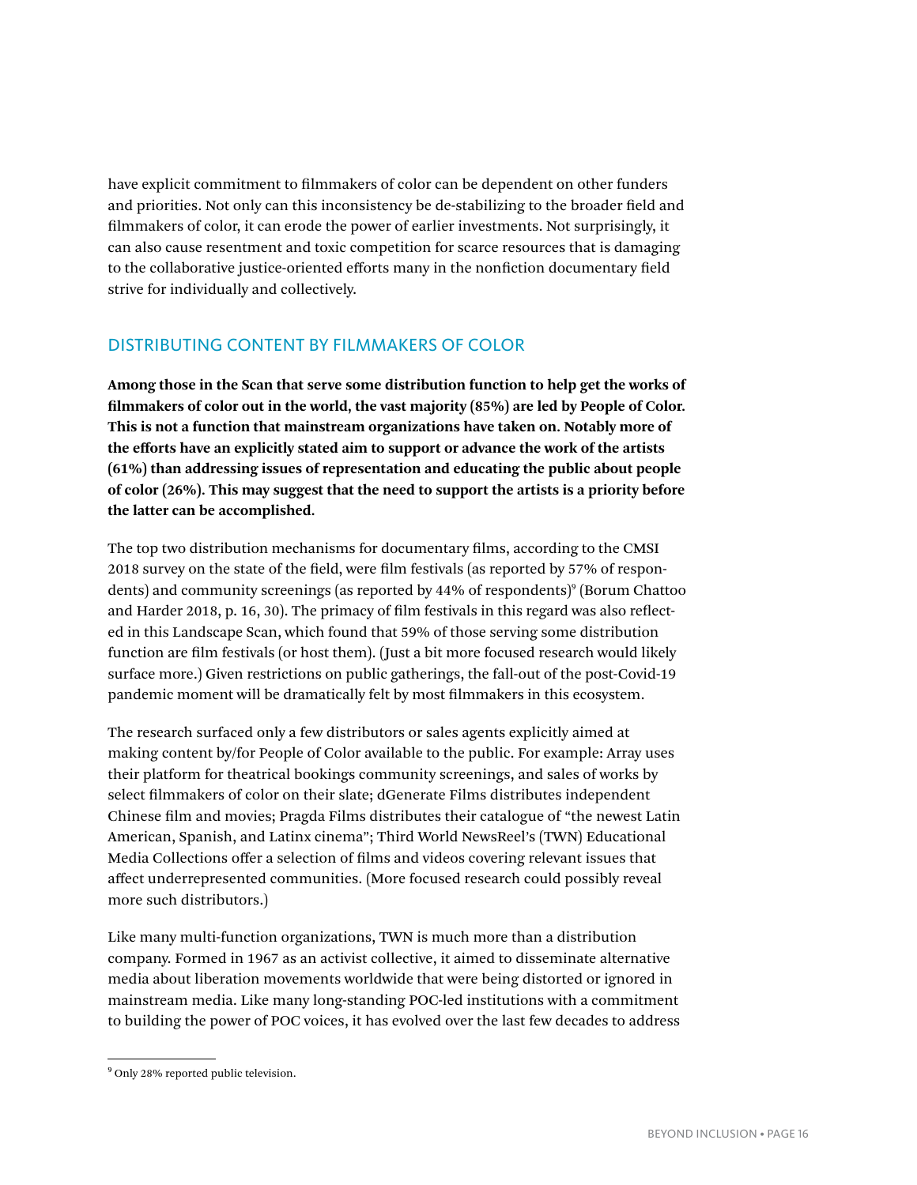have explicit commitment to filmmakers of color can be dependent on other funders and priorities. Not only can this inconsistency be de-stabilizing to the broader field and filmmakers of color, it can erode the power of earlier investments. Not surprisingly, it can also cause resentment and toxic competition for scarce resources that is damaging to the collaborative justice-oriented efforts many in the nonfiction documentary field strive for individually and collectively.

## DISTRIBUTING CONTENT BY FILMMAKERS OF COLOR

**Among those in the Scan that serve some distribution function to help get the works of filmmakers of color out in the world, the vast majority (85%) are led by People of Color. This is not a function that mainstream organizations have taken on. Notably more of the efforts have an explicitly stated aim to support or advance the work of the artists (61%) than addressing issues of representation and educating the public about people of color (26%). This may suggest that the need to support the artists is a priority before the latter can be accomplished.**

The top two distribution mechanisms for documentary films, according to the CMSI 2018 survey on the state of the field, were film festivals (as reported by 57% of respondents) and community screenings (as reported by 44% of respondents)[9] (Borum Chattoo and Harder 2018, p. 16, 30). The primacy of film festivals in this regard was also reflected in this Landscape Scan, which found that 59% of those serving some distribution function are film festivals (or host them). (Just a bit more focused research would likely surface more.) Given restrictions on public gatherings, the fall-out of the post-Covid-19 pandemic moment will be dramatically felt by most filmmakers in this ecosystem.

The research surfaced only a few distributors or sales agents explicitly aimed at making content by/for People of Color available to the public. For example: Array uses their platform for theatrical bookings community screenings, and sales of works by select filmmakers of color on their slate; dGenerate Films distributes independent Chinese film and movies; Pragda Films distributes their catalogue of "the newest Latin American, Spanish, and Latinx cinema"; Third World NewsReel's (TWN) Educational Media Collections offer a selection of films and videos covering relevant issues that affect underrepresented communities. (More focused research could possibly reveal more such distributors.)

Like many multi-function organizations, TWN is much more than a distribution company. Formed in 1967 as an activist collective, it aimed to disseminate alternative media about liberation movements worldwide that were being distorted or ignored in mainstream media. Like many long-standing POC-led institutions with a commitment to building the power of POC voices, it has evolved over the last few decades to address

[9] Only 28% reported public television.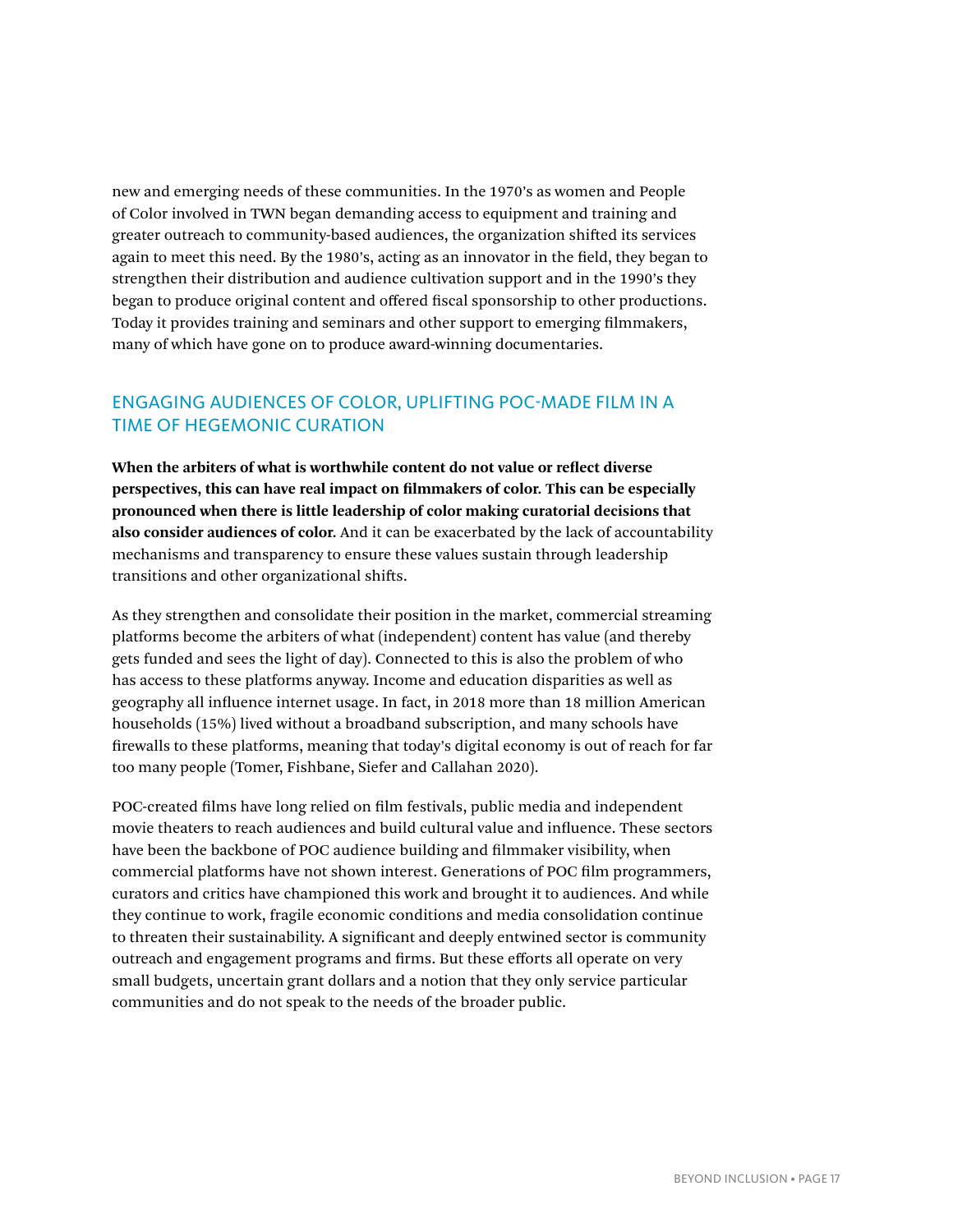new and emerging needs of these communities. In the 1970's as women and People of Color involved in TWN began demanding access to equipment and training and greater outreach to community-based audiences, the organization shifted its services again to meet this need. By the 1980's, acting as an innovator in the field, they began to strengthen their distribution and audience cultivation support and in the 1990's they began to produce original content and offered fiscal sponsorship to other productions. Today it provides training and seminars and other support to emerging filmmakers, many of which have gone on to produce award-winning documentaries.

## ENGAGING AUDIENCES OF COLOR, UPLIFTING POC-MADE FILM IN A TIME OF HEGEMONIC CURATION

**When the arbiters of what is worthwhile content do not value or reflect diverse perspectives, this can have real impact on filmmakers of color. This can be especially pronounced when there is little leadership of color making curatorial decisions that also consider audiences of color.** And it can be exacerbated by the lack of accountability mechanisms and transparency to ensure these values sustain through leadership transitions and other organizational shifts.

As they strengthen and consolidate their position in the market, commercial streaming platforms become the arbiters of what (independent) content has value (and thereby gets funded and sees the light of day). Connected to this is also the problem of who has access to these platforms anyway. Income and education disparities as well as geography all influence internet usage. In fact, in 2018 more than 18 million American households (15%) lived without a broadband subscription, and many schools have firewalls to these platforms, meaning that today's digital economy is out of reach for far too many people (Tomer, Fishbane, Siefer and Callahan 2020).

POC-created films have long relied on film festivals, public media and independent movie theaters to reach audiences and build cultural value and influence. These sectors have been the backbone of POC audience building and filmmaker visibility, when commercial platforms have not shown interest. Generations of POC film programmers, curators and critics have championed this work and brought it to audiences. And while they continue to work, fragile economic conditions and media consolidation continue to threaten their sustainability. A significant and deeply entwined sector is community outreach and engagement programs and firms. But these efforts all operate on very small budgets, uncertain grant dollars and a notion that they only service particular communities and do not speak to the needs of the broader public.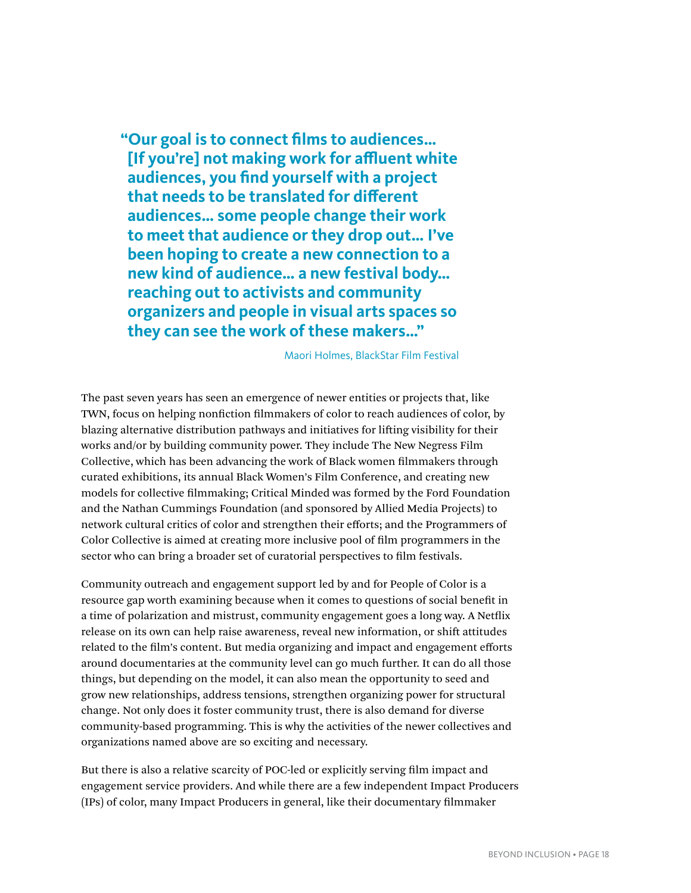> **"Our goal is to connect films to audiences... [If you're] not making work for affluent white audiences, you find yourself with a project that needs to be translated for different audiences... some people change their work to meet that audience or they drop out... I've been hoping to create a new connection to a new kind of audience... a new festival body... reaching out to activists and community organizers and people in visual arts spaces so they can see the work of these makers..."**
>
> Maori Holmes, BlackStar Film Festival

The past seven years has seen an emergence of newer entities or projects that, like TWN, focus on helping nonfiction filmmakers of color to reach audiences of color, by blazing alternative distribution pathways and initiatives for lifting visibility for their works and/or by building community power. They include The New Negress Film Collective, which has been advancing the work of Black women filmmakers through curated exhibitions, its annual Black Women's Film Conference, and creating new models for collective filmmaking; Critical Minded was formed by the Ford Foundation and the Nathan Cummings Foundation (and sponsored by Allied Media Projects) to network cultural critics of color and strengthen their efforts; and the Programmers of Color Collective is aimed at creating more inclusive pool of film programmers in the sector who can bring a broader set of curatorial perspectives to film festivals.

Community outreach and engagement support led by and for People of Color is a resource gap worth examining because when it comes to questions of social benefit in a time of polarization and mistrust, community engagement goes a long way. A Netflix release on its own can help raise awareness, reveal new information, or shift attitudes related to the film's content. But media organizing and impact and engagement efforts around documentaries at the community level can go much further. It can do all those things, but depending on the model, it can also mean the opportunity to seed and grow new relationships, address tensions, strengthen organizing power for structural change. Not only does it foster community trust, there is also demand for diverse community-based programming. This is why the activities of the newer collectives and organizations named above are so exciting and necessary.

But there is also a relative scarcity of POC-led or explicitly serving film impact and engagement service providers. And while there are a few independent Impact Producers (IPs) of color, many Impact Producers in general, like their documentary filmmaker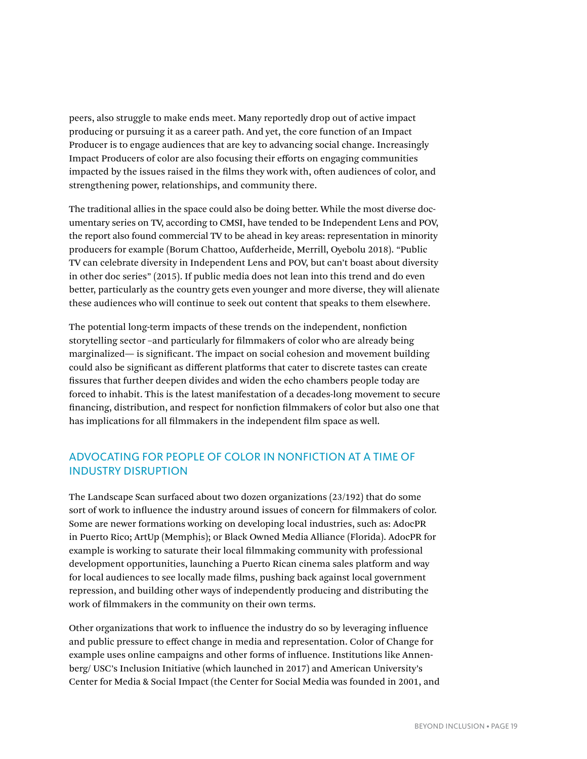peers, also struggle to make ends meet. Many reportedly drop out of active impact producing or pursuing it as a career path. And yet, the core function of an Impact Producer is to engage audiences that are key to advancing social change. Increasingly Impact Producers of color are also focusing their efforts on engaging communities impacted by the issues raised in the films they work with, often audiences of color, and strengthening power, relationships, and community there.

The traditional allies in the space could also be doing better. While the most diverse documentary series on TV, according to CMSI, have tended to be Independent Lens and POV, the report also found commercial TV to be ahead in key areas: representation in minority producers for example (Borum Chattoo, Aufderheide, Merrill, Oyebolu 2018). "Public TV can celebrate diversity in Independent Lens and POV, but can't boast about diversity in other doc series" (2015). If public media does not lean into this trend and do even better, particularly as the country gets even younger and more diverse, they will alienate these audiences who will continue to seek out content that speaks to them elsewhere.

The potential long-term impacts of these trends on the independent, nonfiction storytelling sector –and particularly for filmmakers of color who are already being marginalized— is significant. The impact on social cohesion and movement building could also be significant as different platforms that cater to discrete tastes can create fissures that further deepen divides and widen the echo chambers people today are forced to inhabit. This is the latest manifestation of a decades-long movement to secure financing, distribution, and respect for nonfiction filmmakers of color but also one that has implications for all filmmakers in the independent film space as well.

## ADVOCATING FOR PEOPLE OF COLOR IN NONFICTION AT A TIME OF INDUSTRY DISRUPTION

The Landscape Scan surfaced about two dozen organizations (23/192) that do some sort of work to influence the industry around issues of concern for filmmakers of color. Some are newer formations working on developing local industries, such as: AdocPR in Puerto Rico; ArtUp (Memphis); or Black Owned Media Alliance (Florida). AdocPR for example is working to saturate their local filmmaking community with professional development opportunities, launching a Puerto Rican cinema sales platform and way for local audiences to see locally made films, pushing back against local government repression, and building other ways of independently producing and distributing the work of filmmakers in the community on their own terms.

Other organizations that work to influence the industry do so by leveraging influence and public pressure to effect change in media and representation. Color of Change for example uses online campaigns and other forms of influence. Institutions like Annenberg/ USC's Inclusion Initiative (which launched in 2017) and American University's Center for Media & Social Impact (the Center for Social Media was founded in 2001, and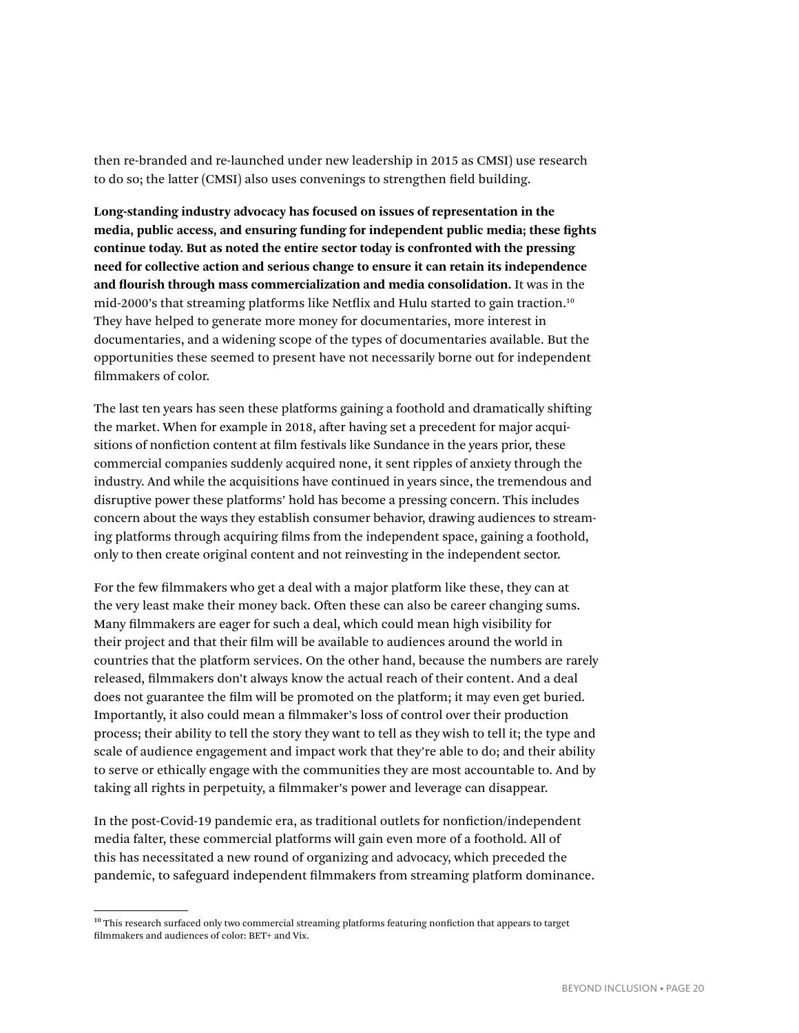then re-branded and re-launched under new leadership in 2015 as CMSI) use research to do so; the latter (CMSI) also uses convenings to strengthen field building.

**Long-standing industry advocacy has focused on issues of representation in the media, public access, and ensuring funding for independent public media; these fights continue today. But as noted the entire sector today is confronted with the pressing need for collective action and serious change to ensure it can retain its independence and flourish through mass commercialization and media consolidation.** It was in the mid-2000's that streaming platforms like Netflix and Hulu started to gain traction.[10] They have helped to generate more money for documentaries, more interest in documentaries, and a widening scope of the types of documentaries available. But the opportunities these seemed to present have not necessarily borne out for independent filmmakers of color.

The last ten years has seen these platforms gaining a foothold and dramatically shifting the market. When for example in 2018, after having set a precedent for major acquisitions of nonfiction content at film festivals like Sundance in the years prior, these commercial companies suddenly acquired none, it sent ripples of anxiety through the industry. And while the acquisitions have continued in years since, the tremendous and disruptive power these platforms' hold has become a pressing concern. This includes concern about the ways they establish consumer behavior, drawing audiences to streaming platforms through acquiring films from the independent space, gaining a foothold, only to then create original content and not reinvesting in the independent sector.

For the few filmmakers who get a deal with a major platform like these, they can at the very least make their money back. Often these can also be career changing sums. Many filmmakers are eager for such a deal, which could mean high visibility for their project and that their film will be available to audiences around the world in countries that the platform services. On the other hand, because the numbers are rarely released, filmmakers don't always know the actual reach of their content. And a deal does not guarantee the film will be promoted on the platform; it may even get buried. Importantly, it also could mean a filmmaker's loss of control over their production process; their ability to tell the story they want to tell as they wish to tell it; the type and scale of audience engagement and impact work that they're able to do; and their ability to serve or ethically engage with the communities they are most accountable to. And by taking all rights in perpetuity, a filmmaker's power and leverage can disappear.

In the post-Covid-19 pandemic era, as traditional outlets for nonfiction/independent media falter, these commercial platforms will gain even more of a foothold. All of this has necessitated a new round of organizing and advocacy, which preceded the pandemic, to safeguard independent filmmakers from streaming platform dominance.

---

[10] This research surfaced only two commercial streaming platforms featuring nonfiction that appears to target filmmakers and audiences of color: BET+ and Vix.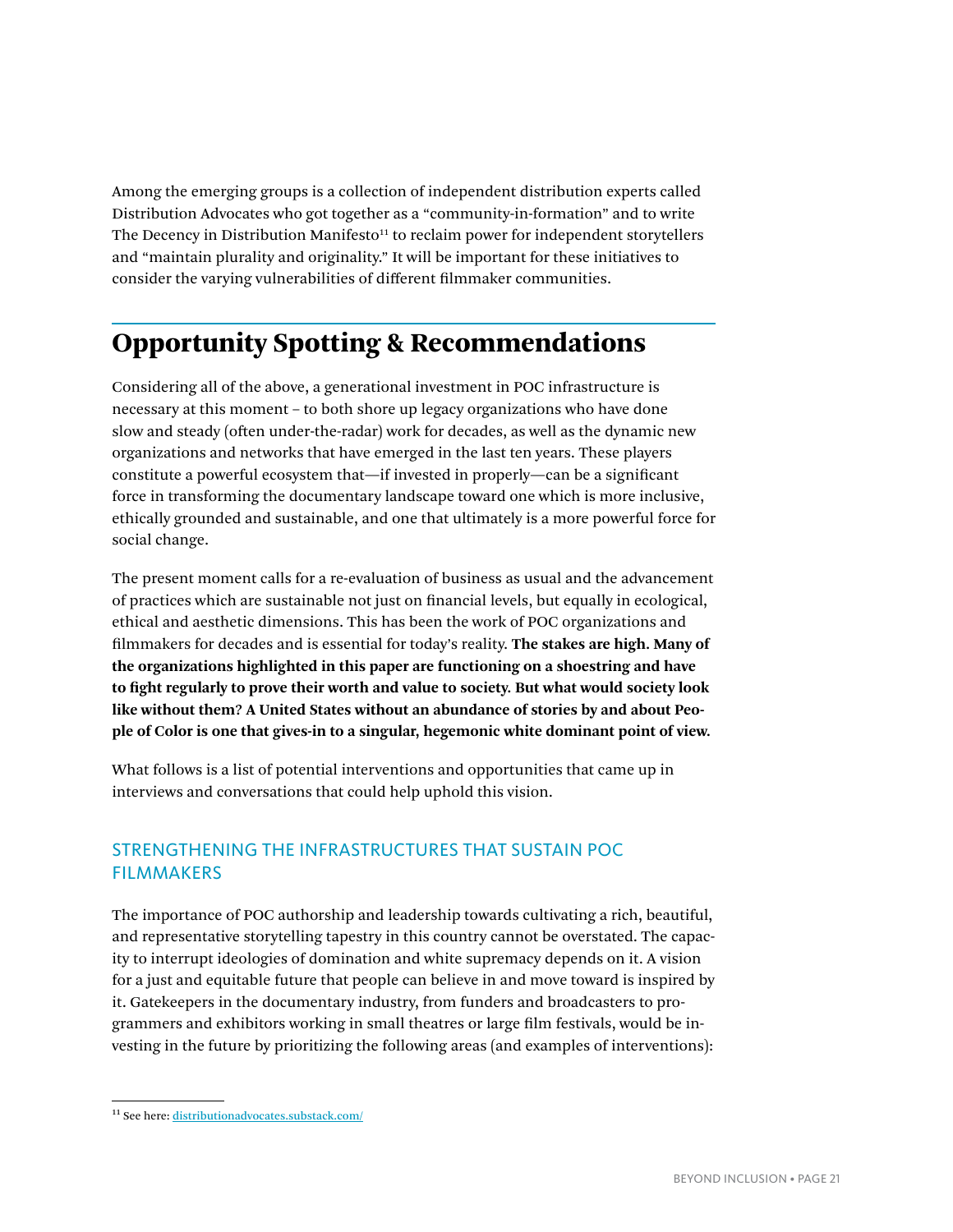Among the emerging groups is a collection of independent distribution experts called Distribution Advocates who got together as a "community-in-formation" and to write The Decency in Distribution Manifesto[11] to reclaim power for independent storytellers and "maintain plurality and originality." It will be important for these initiatives to consider the varying vulnerabilities of different filmmaker communities.

## Opportunity Spotting & Recommendations

Considering all of the above, a generational investment in POC infrastructure is necessary at this moment – to both shore up legacy organizations who have done slow and steady (often under-the-radar) work for decades, as well as the dynamic new organizations and networks that have emerged in the last ten years. These players constitute a powerful ecosystem that—if invested in properly—can be a significant force in transforming the documentary landscape toward one which is more inclusive, ethically grounded and sustainable, and one that ultimately is a more powerful force for social change.

The present moment calls for a re-evaluation of business as usual and the advancement of practices which are sustainable not just on financial levels, but equally in ecological, ethical and aesthetic dimensions. This has been the work of POC organizations and filmmakers for decades and is essential for today's reality. **The stakes are high. Many of the organizations highlighted in this paper are functioning on a shoestring and have to fight regularly to prove their worth and value to society. But what would society look like without them? A United States without an abundance of stories by and about People of Color is one that gives-in to a singular, hegemonic white dominant point of view.**

What follows is a list of potential interventions and opportunities that came up in interviews and conversations that could help uphold this vision.

### STRENGTHENING THE INFRASTRUCTURES THAT SUSTAIN POC FILMMAKERS

The importance of POC authorship and leadership towards cultivating a rich, beautiful, and representative storytelling tapestry in this country cannot be overstated. The capacity to interrupt ideologies of domination and white supremacy depends on it. A vision for a just and equitable future that people can believe in and move toward is inspired by it. Gatekeepers in the documentary industry, from funders and broadcasters to programmers and exhibitors working in small theatres or large film festivals, would be investing in the future by prioritizing the following areas (and examples of interventions):

---

[11] See here: distributionadvocates.substack.com/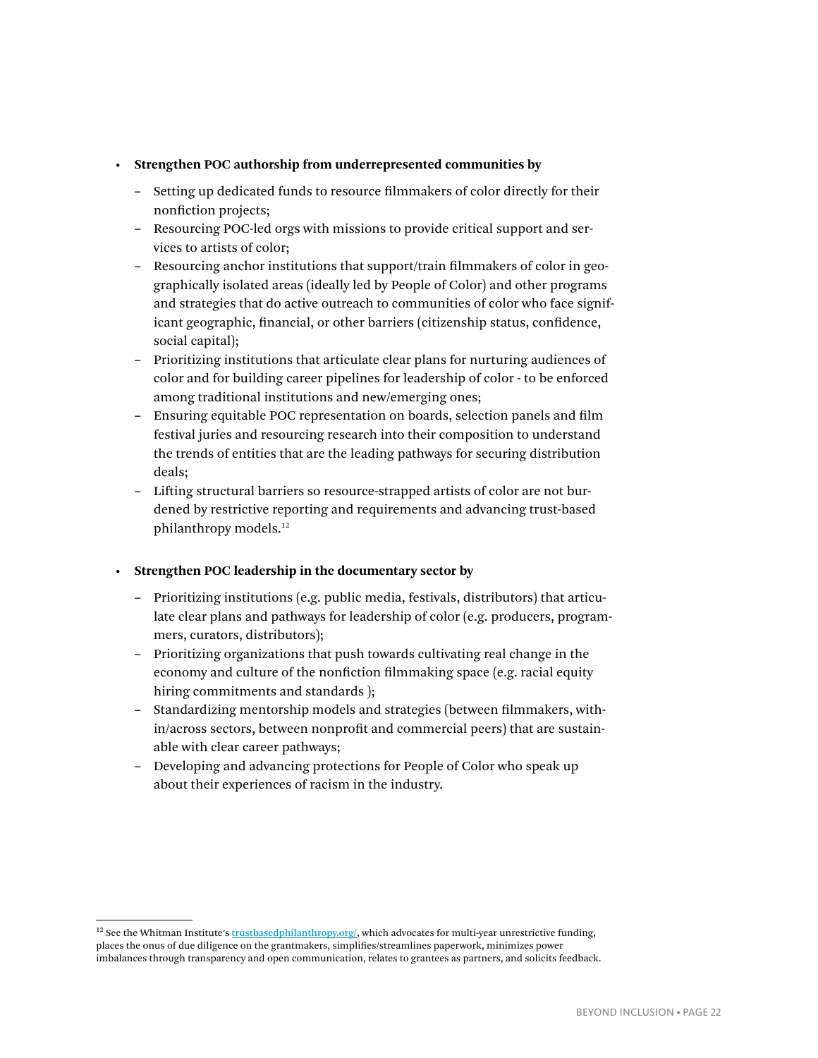- **Strengthen POC authorship from underrepresented communities by**
  - Setting up dedicated funds to resource filmmakers of color directly for their nonfiction projects;
  - Resourcing POC-led orgs with missions to provide critical support and services to artists of color;
  - Resourcing anchor institutions that support/train filmmakers of color in geographically isolated areas (ideally led by People of Color) and other programs and strategies that do active outreach to communities of color who face significant geographic, financial, or other barriers (citizenship status, confidence, social capital);
  - Prioritizing institutions that articulate clear plans for nurturing audiences of color and for building career pipelines for leadership of color - to be enforced among traditional institutions and new/emerging ones;
  - Ensuring equitable POC representation on boards, selection panels and film festival juries and resourcing research into their composition to understand the trends of entities that are the leading pathways for securing distribution deals;
  - Lifting structural barriers so resource-strapped artists of color are not burdened by restrictive reporting and requirements and advancing trust-based philanthropy models.[12]

- **Strengthen POC leadership in the documentary sector by**
  - Prioritizing institutions (e.g. public media, festivals, distributors) that articulate clear plans and pathways for leadership of color (e.g. producers, programmers, curators, distributors);
  - Prioritizing organizations that push towards cultivating real change in the economy and culture of the nonfiction filmmaking space (e.g. racial equity hiring commitments and standards );
  - Standardizing mentorship models and strategies (between filmmakers, within/across sectors, between nonprofit and commercial peers) that are sustainable with clear career pathways;
  - Developing and advancing protections for People of Color who speak up about their experiences of racism in the industry.

---

[12] See the Whitman Institute's trustbasedphilanthropy.org/, which advocates for multi-year unrestrictive funding, places the onus of due diligence on the grantmakers, simplifies/streamlines paperwork, minimizes power imbalances through transparency and open communication, relates to grantees as partners, and solicits feedback.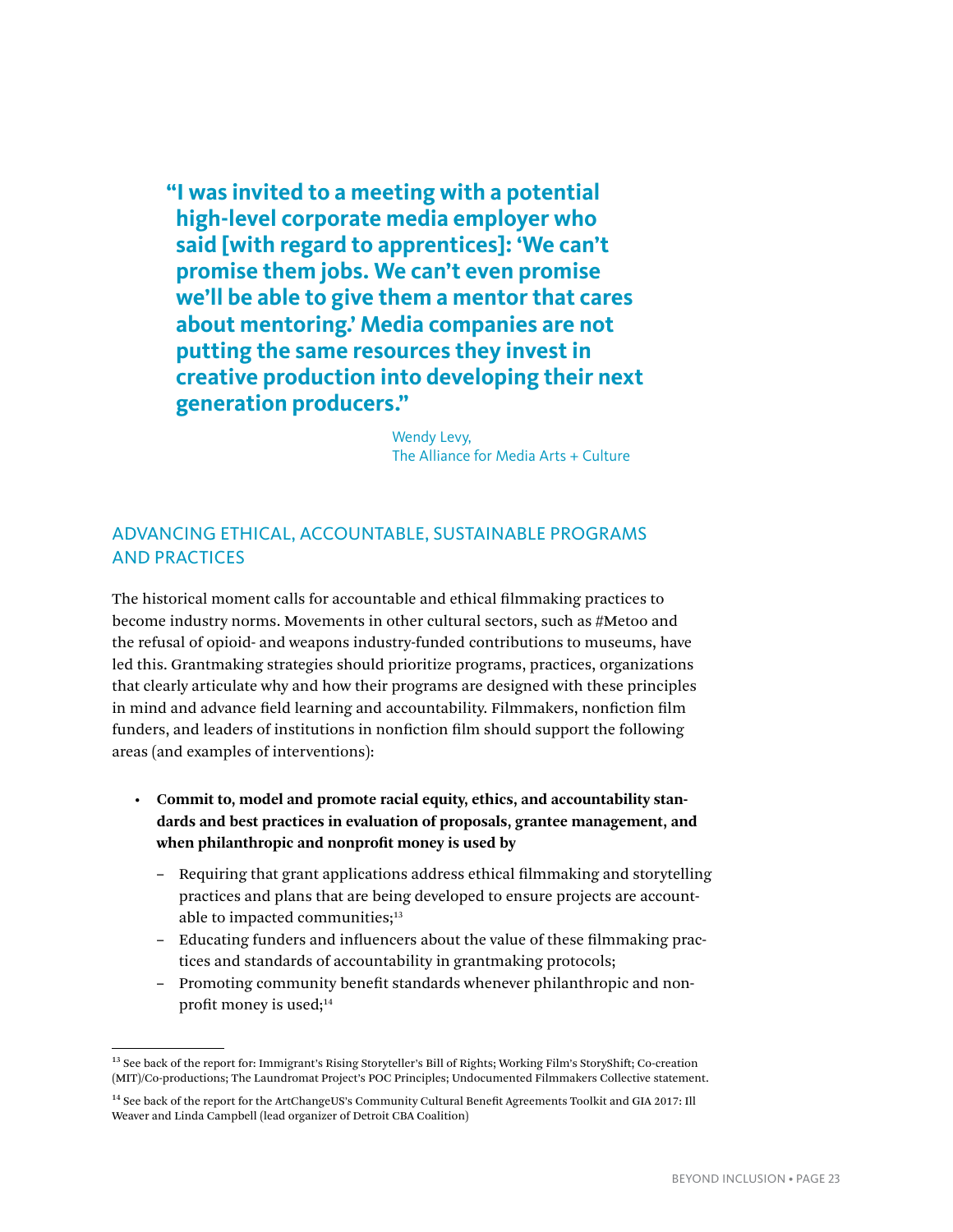> **"I was invited to a meeting with a potential high-level corporate media employer who said [with regard to apprentices]: 'We can't promise them jobs. We can't even promise we'll be able to give them a mentor that cares about mentoring.' Media companies are not putting the same resources they invest in creative production into developing their next generation producers."**
>
> Wendy Levy,
> The Alliance for Media Arts + Culture

## ADVANCING ETHICAL, ACCOUNTABLE, SUSTAINABLE PROGRAMS AND PRACTICES

The historical moment calls for accountable and ethical filmmaking practices to become industry norms. Movements in other cultural sectors, such as #Metoo and the refusal of opioid- and weapons industry-funded contributions to museums, have led this. Grantmaking strategies should prioritize programs, practices, organizations that clearly articulate why and how their programs are designed with these principles in mind and advance field learning and accountability. Filmmakers, nonfiction film funders, and leaders of institutions in nonfiction film should support the following areas (and examples of interventions):

- **Commit to, model and promote racial equity, ethics, and accountability standards and best practices in evaluation of proposals, grantee management, and when philanthropic and nonprofit money is used by**
  - Requiring that grant applications address ethical filmmaking and storytelling practices and plans that are being developed to ensure projects are accountable to impacted communities;[13]
  - Educating funders and influencers about the value of these filmmaking practices and standards of accountability in grantmaking protocols;
  - Promoting community benefit standards whenever philanthropic and nonprofit money is used;[14]

---

[13] See back of the report for: Immigrant's Rising Storyteller's Bill of Rights; Working Film's StoryShift; Co-creation (MIT)/Co-productions; The Laundromat Project's POC Principles; Undocumented Filmmakers Collective statement.

[14] See back of the report for the ArtChangeUS's Community Cultural Benefit Agreements Toolkit and GIA 2017: Ill Weaver and Linda Campbell (lead organizer of Detroit CBA Coalition)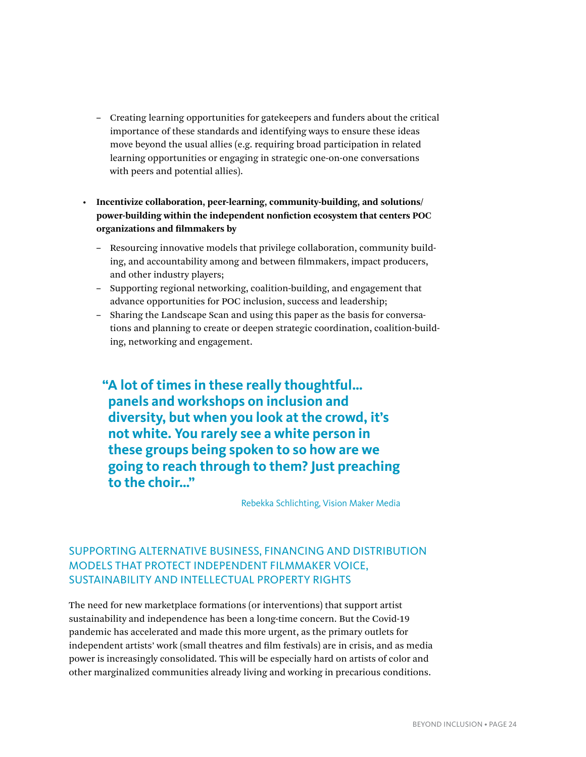- Creating learning opportunities for gatekeepers and funders about the critical importance of these standards and identifying ways to ensure these ideas move beyond the usual allies (e.g. requiring broad participation in related learning opportunities or engaging in strategic one-on-one conversations with peers and potential allies).

- **Incentivize collaboration, peer-learning, community-building, and solutions/power-building within the independent nonfiction ecosystem that centers POC organizations and filmmakers by**
    - Resourcing innovative models that privilege collaboration, community building, and accountability among and between filmmakers, impact producers, and other industry players;
    - Supporting regional networking, coalition-building, and engagement that advance opportunities for POC inclusion, success and leadership;
    - Sharing the Landscape Scan and using this paper as the basis for conversations and planning to create or deepen strategic coordination, coalition-building, networking and engagement.

> **"A lot of times in these really thoughtful… panels and workshops on inclusion and diversity, but when you look at the crowd, it's not white. You rarely see a white person in these groups being spoken to so how are we going to reach through to them? Just preaching to the choir…"**
>
> Rebekka Schlichting, Vision Maker Media

## SUPPORTING ALTERNATIVE BUSINESS, FINANCING AND DISTRIBUTION MODELS THAT PROTECT INDEPENDENT FILMMAKER VOICE, SUSTAINABILITY AND INTELLECTUAL PROPERTY RIGHTS

The need for new marketplace formations (or interventions) that support artist sustainability and independence has been a long-time concern. But the Covid-19 pandemic has accelerated and made this more urgent, as the primary outlets for independent artists' work (small theatres and film festivals) are in crisis, and as media power is increasingly consolidated. This will be especially hard on artists of color and other marginalized communities already living and working in precarious conditions.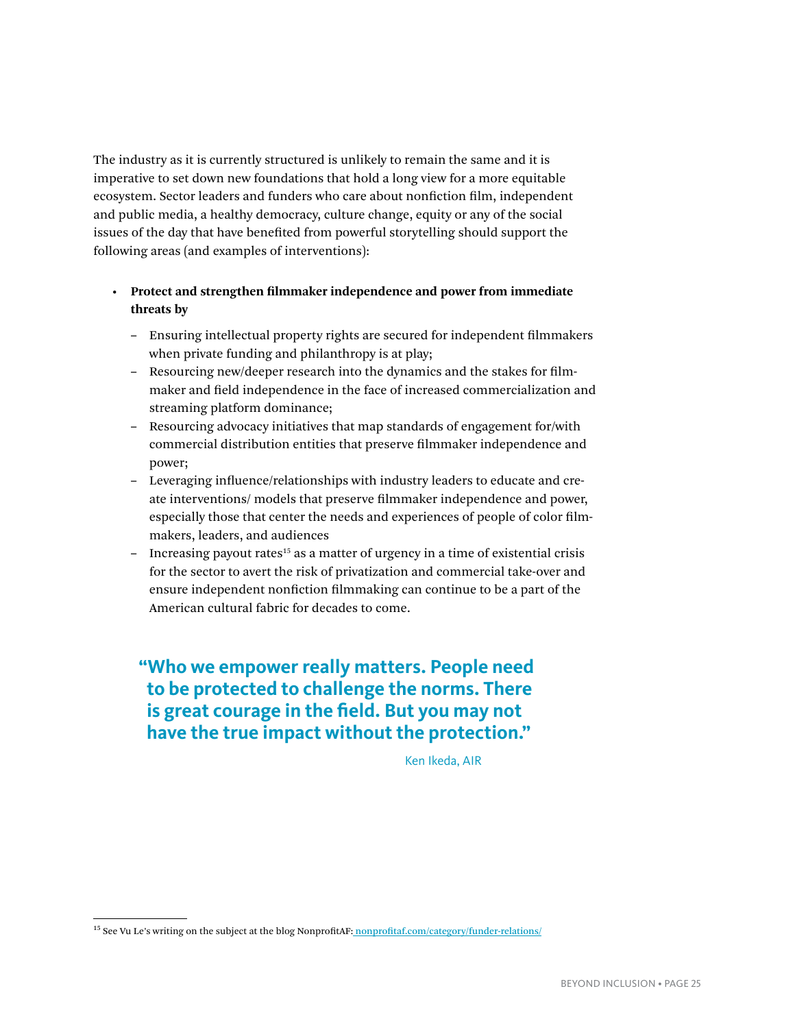The industry as it is currently structured is unlikely to remain the same and it is imperative to set down new foundations that hold a long view for a more equitable ecosystem. Sector leaders and funders who care about nonfiction film, independent and public media, a healthy democracy, culture change, equity or any of the social issues of the day that have benefited from powerful storytelling should support the following areas (and examples of interventions):

- **Protect and strengthen filmmaker independence and power from immediate threats by**
  - Ensuring intellectual property rights are secured for independent filmmakers when private funding and philanthropy is at play;
  - Resourcing new/deeper research into the dynamics and the stakes for filmmaker and field independence in the face of increased commercialization and streaming platform dominance;
  - Resourcing advocacy initiatives that map standards of engagement for/with commercial distribution entities that preserve filmmaker independence and power;
  - Leveraging influence/relationships with industry leaders to educate and create interventions/ models that preserve filmmaker independence and power, especially those that center the needs and experiences of people of color filmmakers, leaders, and audiences
  - Increasing payout rates[15] as a matter of urgency in a time of existential crisis for the sector to avert the risk of privatization and commercial take-over and ensure independent nonfiction filmmaking can continue to be a part of the American cultural fabric for decades to come.

> **"Who we empower really matters. People need to be protected to challenge the norms. There is great courage in the field. But you may not have the true impact without the protection."**
>
> Ken Ikeda, AIR

[15] See Vu Le's writing on the subject at the blog NonprofitAF: nonprofitaf.com/category/funder-relations/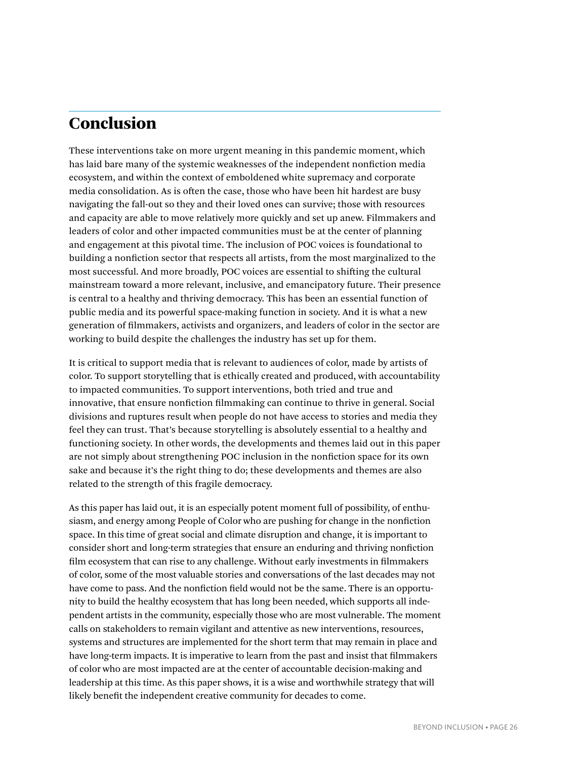## Conclusion

These interventions take on more urgent meaning in this pandemic moment, which has laid bare many of the systemic weaknesses of the independent nonfiction media ecosystem, and within the context of emboldened white supremacy and corporate media consolidation. As is often the case, those who have been hit hardest are busy navigating the fall-out so they and their loved ones can survive; those with resources and capacity are able to move relatively more quickly and set up anew. Filmmakers and leaders of color and other impacted communities must be at the center of planning and engagement at this pivotal time. The inclusion of POC voices is foundational to building a nonfiction sector that respects all artists, from the most marginalized to the most successful. And more broadly, POC voices are essential to shifting the cultural mainstream toward a more relevant, inclusive, and emancipatory future. Their presence is central to a healthy and thriving democracy. This has been an essential function of public media and its powerful space-making function in society. And it is what a new generation of filmmakers, activists and organizers, and leaders of color in the sector are working to build despite the challenges the industry has set up for them.

It is critical to support media that is relevant to audiences of color, made by artists of color. To support storytelling that is ethically created and produced, with accountability to impacted communities. To support interventions, both tried and true and innovative, that ensure nonfiction filmmaking can continue to thrive in general. Social divisions and ruptures result when people do not have access to stories and media they feel they can trust. That's because storytelling is absolutely essential to a healthy and functioning society. In other words, the developments and themes laid out in this paper are not simply about strengthening POC inclusion in the nonfiction space for its own sake and because it's the right thing to do; these developments and themes are also related to the strength of this fragile democracy.

As this paper has laid out, it is an especially potent moment full of possibility, of enthusiasm, and energy among People of Color who are pushing for change in the nonfiction space. In this time of great social and climate disruption and change, it is important to consider short and long-term strategies that ensure an enduring and thriving nonfiction film ecosystem that can rise to any challenge. Without early investments in filmmakers of color, some of the most valuable stories and conversations of the last decades may not have come to pass. And the nonfiction field would not be the same. There is an opportunity to build the healthy ecosystem that has long been needed, which supports all independent artists in the community, especially those who are most vulnerable. The moment calls on stakeholders to remain vigilant and attentive as new interventions, resources, systems and structures are implemented for the short term that may remain in place and have long-term impacts. It is imperative to learn from the past and insist that filmmakers of color who are most impacted are at the center of accountable decision-making and leadership at this time. As this paper shows, it is a wise and worthwhile strategy that will likely benefit the independent creative community for decades to come.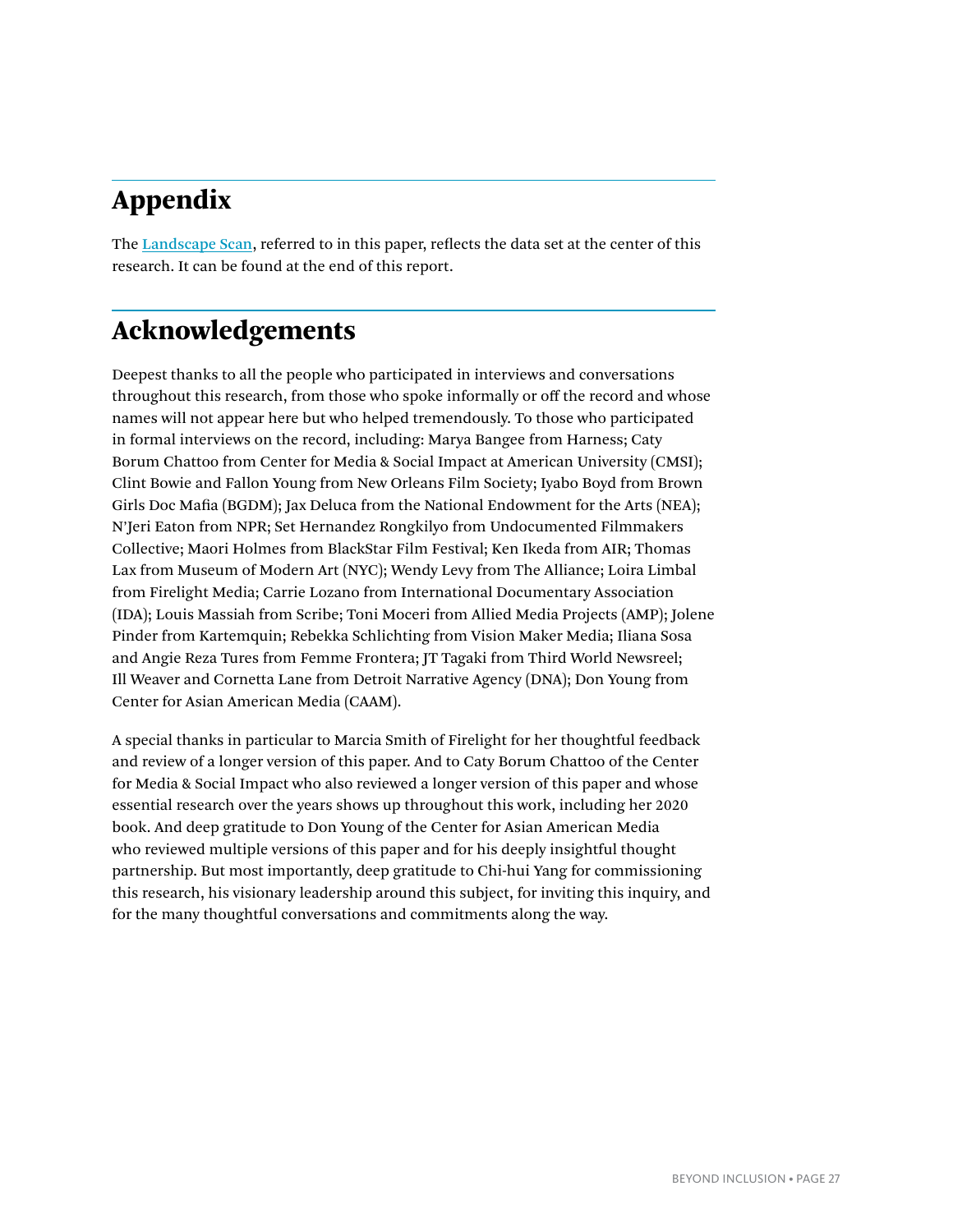## Appendix

The Landscape Scan, referred to in this paper, reflects the data set at the center of this research. It can be found at the end of this report.

## Acknowledgements

Deepest thanks to all the people who participated in interviews and conversations throughout this research, from those who spoke informally or off the record and whose names will not appear here but who helped tremendously. To those who participated in formal interviews on the record, including: Marya Bangee from Harness; Caty Borum Chattoo from Center for Media & Social Impact at American University (CMSI); Clint Bowie and Fallon Young from New Orleans Film Society; Iyabo Boyd from Brown Girls Doc Mafia (BGDM); Jax Deluca from the National Endowment for the Arts (NEA); N'Jeri Eaton from NPR; Set Hernandez Rongkilyo from Undocumented Filmmakers Collective; Maori Holmes from BlackStar Film Festival; Ken Ikeda from AIR; Thomas Lax from Museum of Modern Art (NYC); Wendy Levy from The Alliance; Loira Limbal from Firelight Media; Carrie Lozano from International Documentary Association (IDA); Louis Massiah from Scribe; Toni Moceri from Allied Media Projects (AMP); Jolene Pinder from Kartemquin; Rebekka Schlichting from Vision Maker Media; Iliana Sosa and Angie Reza Tures from Femme Frontera; JT Tagaki from Third World Newsreel; Ill Weaver and Cornetta Lane from Detroit Narrative Agency (DNA); Don Young from Center for Asian American Media (CAAM).

A special thanks in particular to Marcia Smith of Firelight for her thoughtful feedback and review of a longer version of this paper. And to Caty Borum Chattoo of the Center for Media & Social Impact who also reviewed a longer version of this paper and whose essential research over the years shows up throughout this work, including her 2020 book. And deep gratitude to Don Young of the Center for Asian American Media who reviewed multiple versions of this paper and for his deeply insightful thought partnership. But most importantly, deep gratitude to Chi-hui Yang for commissioning this research, his visionary leadership around this subject, for inviting this inquiry, and for the many thoughtful conversations and commitments along the way.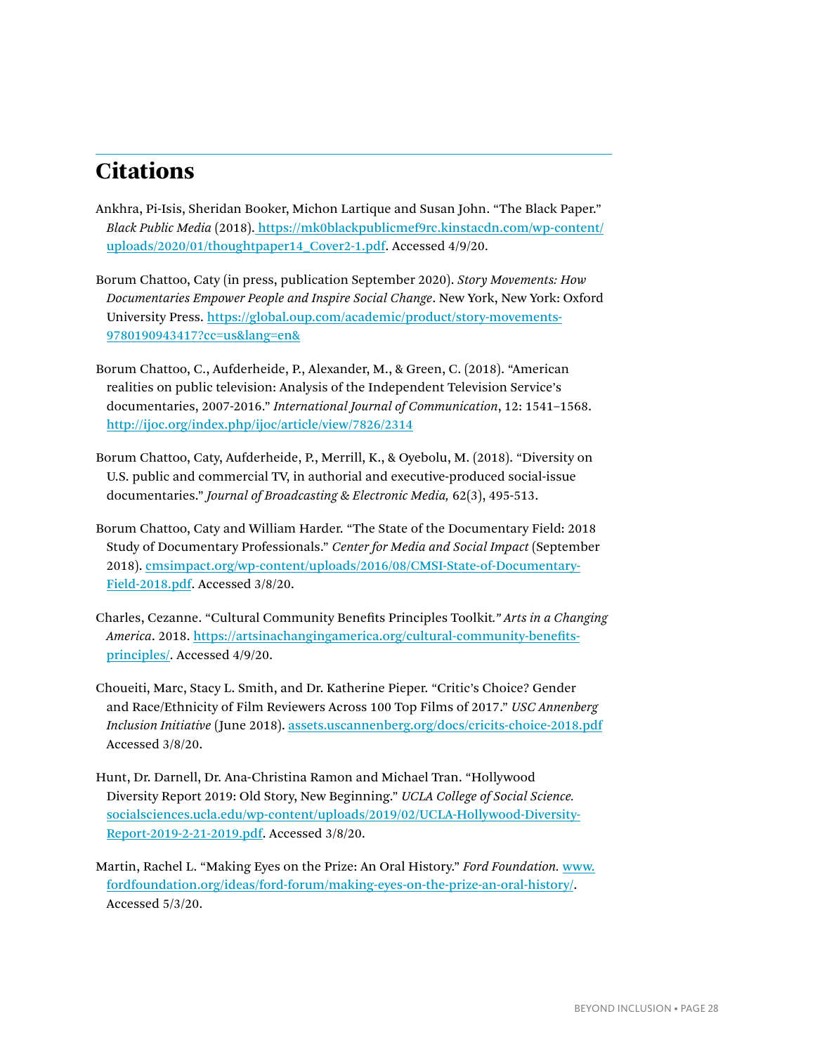## Citations

Ankhra, Pi-Isis, Sheridan Booker, Michon Lartique and Susan John. "The Black Paper." *Black Public Media* (2018). https://mk0blackpublicmef9rc.kinstacdn.com/wp-content/uploads/2020/01/thoughtpaper14_Cover2-1.pdf. Accessed 4/9/20.

Borum Chattoo, Caty (in press, publication September 2020). *Story Movements: How Documentaries Empower People and Inspire Social Change*. New York, New York: Oxford University Press. https://global.oup.com/academic/product/story-movements-9780190943417?cc=us&lang=en&

Borum Chattoo, C., Aufderheide, P., Alexander, M., & Green, C. (2018). "American realities on public television: Analysis of the Independent Television Service's documentaries, 2007-2016." *International Journal of Communication*, 12: 1541–1568. http://ijoc.org/index.php/ijoc/article/view/7826/2314

Borum Chattoo, Caty, Aufderheide, P., Merrill, K., & Oyebolu, M. (2018). "Diversity on U.S. public and commercial TV, in authorial and executive-produced social-issue documentaries." *Journal of Broadcasting & Electronic Media,* 62(3), 495-513.

Borum Chattoo, Caty and William Harder. "The State of the Documentary Field: 2018 Study of Documentary Professionals." *Center for Media and Social Impact* (September 2018). cmsimpact.org/wp-content/uploads/2016/08/CMSI-State-of-Documentary-Field-2018.pdf. Accessed 3/8/20.

Charles, Cezanne. "Cultural Community Benefits Principles Toolkit." *Arts in a Changing America*. 2018. https://artsinachangingamerica.org/cultural-community-benefits-principles/. Accessed 4/9/20.

Choueiti, Marc, Stacy L. Smith, and Dr. Katherine Pieper. "Critic's Choice? Gender and Race/Ethnicity of Film Reviewers Across 100 Top Films of 2017." *USC Annenberg Inclusion Initiative* (June 2018). assets.uscannenberg.org/docs/cricits-choice-2018.pdf Accessed 3/8/20.

Hunt, Dr. Darnell, Dr. Ana-Christina Ramon and Michael Tran. "Hollywood Diversity Report 2019: Old Story, New Beginning." *UCLA College of Social Science.* socialsciences.ucla.edu/wp-content/uploads/2019/02/UCLA-Hollywood-Diversity-Report-2019-2-21-2019.pdf. Accessed 3/8/20.

Martin, Rachel L. "Making Eyes on the Prize: An Oral History." *Ford Foundation.* www.fordfoundation.org/ideas/ford-forum/making-eyes-on-the-prize-an-oral-history/. Accessed 5/3/20.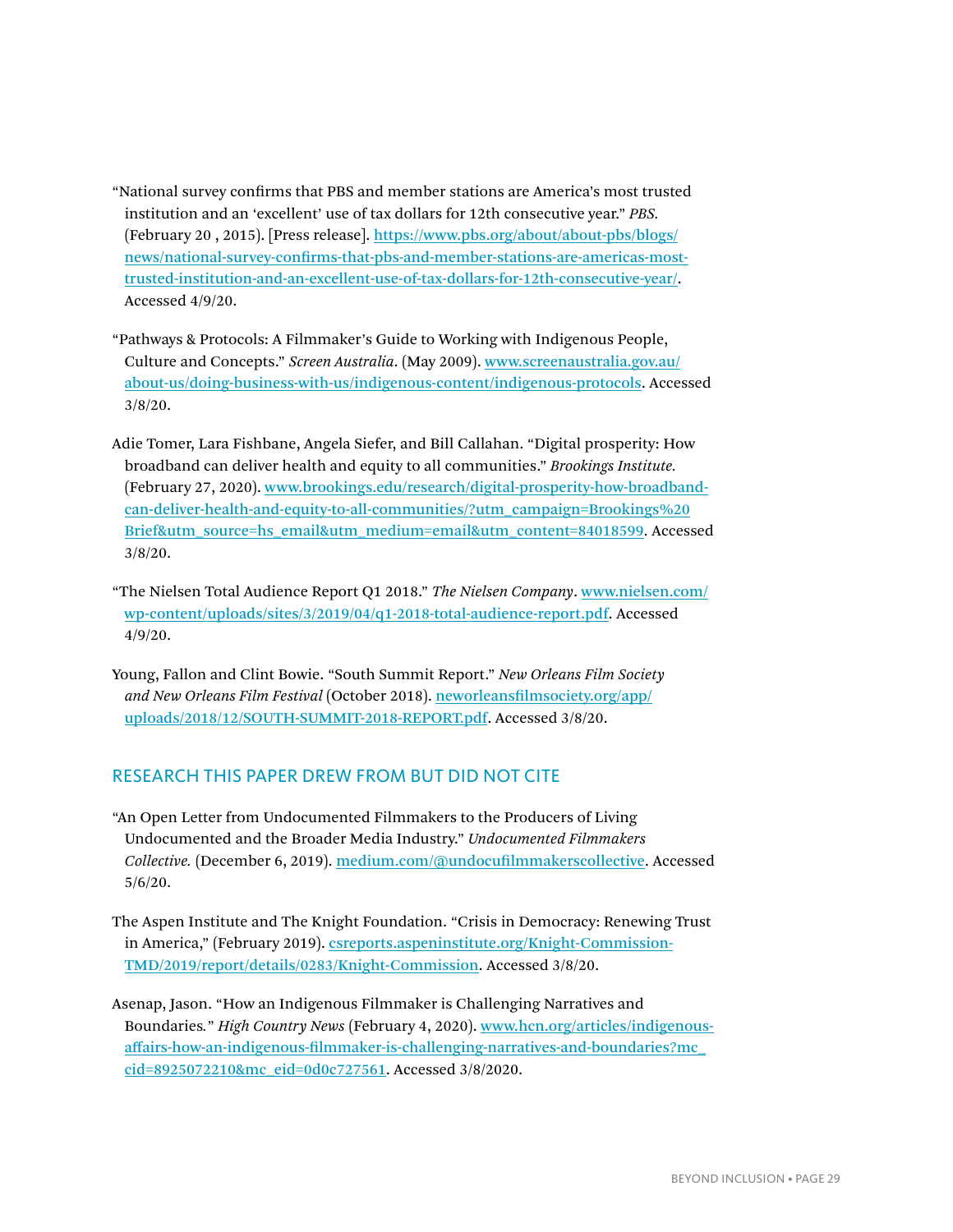"National survey confirms that PBS and member stations are America's most trusted institution and an 'excellent' use of tax dollars for 12th consecutive year." *PBS.* (February 20 , 2015). [Press release]. https://www.pbs.org/about/about-pbs/blogs/news/national-survey-confirms-that-pbs-and-member-stations-are-americas-most-trusted-institution-and-an-excellent-use-of-tax-dollars-for-12th-consecutive-year/. Accessed 4/9/20.

"Pathways & Protocols: A Filmmaker's Guide to Working with Indigenous People, Culture and Concepts." *Screen Australia*. (May 2009). www.screenaustralia.gov.au/about-us/doing-business-with-us/indigenous-content/indigenous-protocols. Accessed 3/8/20.

Adie Tomer, Lara Fishbane, Angela Siefer, and Bill Callahan. "Digital prosperity: How broadband can deliver health and equity to all communities." *Brookings Institute.* (February 27, 2020). www.brookings.edu/research/digital-prosperity-how-broadband-can-deliver-health-and-equity-to-all-communities/?utm_campaign=Brookings%20Brief&utm_source=hs_email&utm_medium=email&utm_content=84018599. Accessed 3/8/20.

"The Nielsen Total Audience Report Q1 2018." *The Nielsen Company*. www.nielsen.com/wp-content/uploads/sites/3/2019/04/q1-2018-total-audience-report.pdf. Accessed 4/9/20.

Young, Fallon and Clint Bowie. "South Summit Report." *New Orleans Film Society and New Orleans Film Festival* (October 2018). neworleansfilmsociety.org/app/uploads/2018/12/SOUTH-SUMMIT-2018-REPORT.pdf. Accessed 3/8/20.

## RESEARCH THIS PAPER DREW FROM BUT DID NOT CITE

"An Open Letter from Undocumented Filmmakers to the Producers of Living Undocumented and the Broader Media Industry." *Undocumented Filmmakers Collective.* (December 6, 2019). medium.com/@undocufilmmakerscollective. Accessed 5/6/20.

The Aspen Institute and The Knight Foundation. "Crisis in Democracy: Renewing Trust in America," (February 2019). csreports.aspeninstitute.org/Knight-Commission-TMD/2019/report/details/0283/Knight-Commission. Accessed 3/8/20.

Asenap, Jason. "How an Indigenous Filmmaker is Challenging Narratives and Boundaries." *High Country News* (February 4, 2020). www.hcn.org/articles/indigenous-affairs-how-an-indigenous-filmmaker-is-challenging-narratives-and-boundaries?mc_cid=8925072210&mc_eid=0d0c727561. Accessed 3/8/2020.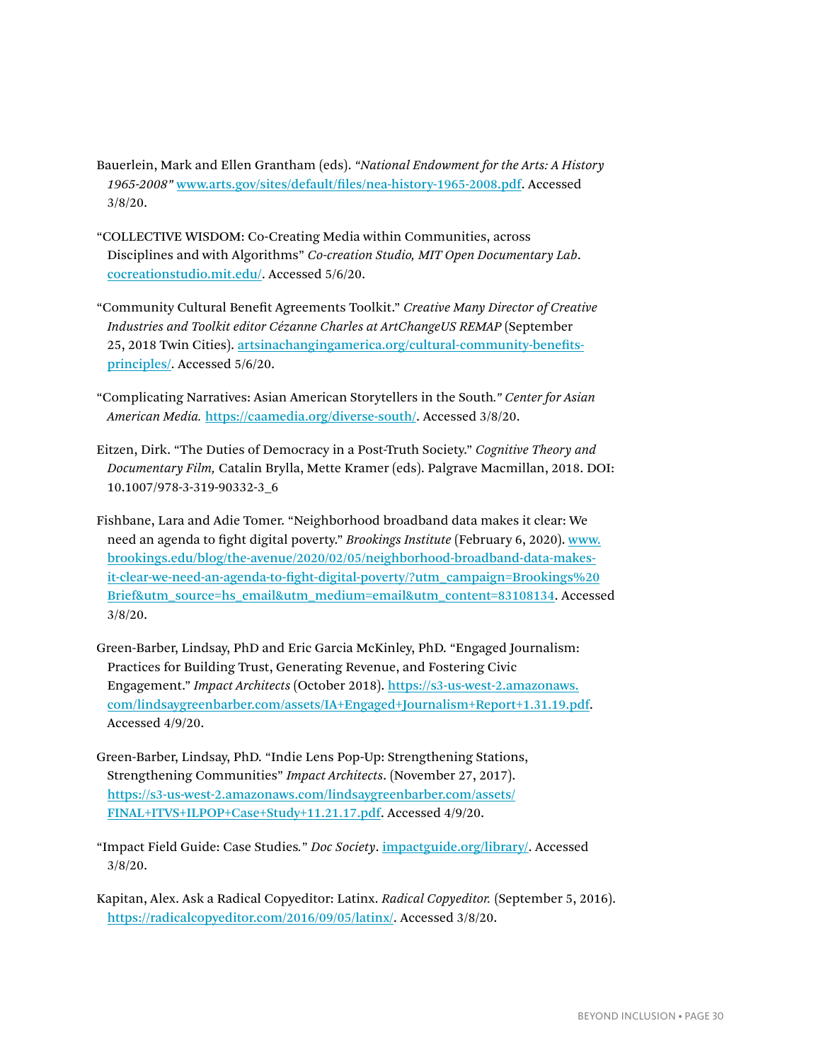Bauerlein, Mark and Ellen Grantham (eds). *"National Endowment for the Arts: A History 1965-2008"* [www.arts.gov/sites/default/files/nea-history-1965-2008.pdf](www.arts.gov/sites/default/files/nea-history-1965-2008.pdf). Accessed 3/8/20.

"COLLECTIVE WISDOM: Co-Creating Media within Communities, across Disciplines and with Algorithms" *Co-creation Studio, MIT Open Documentary Lab*. [cocreationstudio.mit.edu/](cocreationstudio.mit.edu/). Accessed 5/6/20.

"Community Cultural Benefit Agreements Toolkit." *Creative Many Director of Creative Industries and Toolkit editor Cézanne Charles at ArtChangeUS REMAP* (September 25, 2018 Twin Cities). [artsinachangingamerica.org/cultural-community-benefits-principles/](artsinachangingamerica.org/cultural-community-benefits-principles/). Accessed 5/6/20.

"Complicating Narratives: Asian American Storytellers in the South*." Center for Asian American Media.* [https://caamedia.org/diverse-south/](https://caamedia.org/diverse-south/). Accessed 3/8/20.

Eitzen, Dirk. "The Duties of Democracy in a Post-Truth Society." *Cognitive Theory and Documentary Film,* Catalin Brylla, Mette Kramer (eds). Palgrave Macmillan, 2018. DOI: 10.1007/978-3-319-90332-3_6

Fishbane, Lara and Adie Tomer. "Neighborhood broadband data makes it clear: We need an agenda to fight digital poverty." *Brookings Institute* (February 6, 2020). [www.brookings.edu/blog/the-avenue/2020/02/05/neighborhood-broadband-data-makes-it-clear-we-need-an-agenda-to-fight-digital-poverty/?utm_campaign=Brookings%20Brief&utm_source=hs_email&utm_medium=email&utm_content=83108134](www.brookings.edu/blog/the-avenue/2020/02/05/neighborhood-broadband-data-makes-it-clear-we-need-an-agenda-to-fight-digital-poverty/?utm_campaign=Brookings%20Brief&utm_source=hs_email&utm_medium=email&utm_content=83108134). Accessed 3/8/20.

Green-Barber, Lindsay, PhD and Eric Garcia McKinley, PhD. "Engaged Journalism: Practices for Building Trust, Generating Revenue, and Fostering Civic Engagement." *Impact Architects* (October 2018). [https://s3-us-west-2.amazonaws.com/lindsaygreenbarber.com/assets/IA+Engaged+Journalism+Report+1.31.19.pdf](https://s3-us-west-2.amazonaws.com/lindsaygreenbarber.com/assets/IA+Engaged+Journalism+Report+1.31.19.pdf). Accessed 4/9/20.

Green-Barber, Lindsay, PhD. "Indie Lens Pop-Up: Strengthening Stations, Strengthening Communities" *Impact Architects*. (November 27, 2017). [https://s3-us-west-2.amazonaws.com/lindsaygreenbarber.com/assets/FINAL+ITVS+ILPOP+Case+Study+11.21.17.pdf](https://s3-us-west-2.amazonaws.com/lindsaygreenbarber.com/assets/FINAL+ITVS+ILPOP+Case+Study+11.21.17.pdf). Accessed 4/9/20.

"Impact Field Guide: Case Studies*." Doc Society*. [impactguide.org/library/](impactguide.org/library/). Accessed 3/8/20.

Kapitan, Alex. Ask a Radical Copyeditor: Latinx. *Radical Copyeditor.* (September 5, 2016). [https://radicalcopyeditor.com/2016/09/05/latinx/](https://radicalcopyeditor.com/2016/09/05/latinx/). Accessed 3/8/20.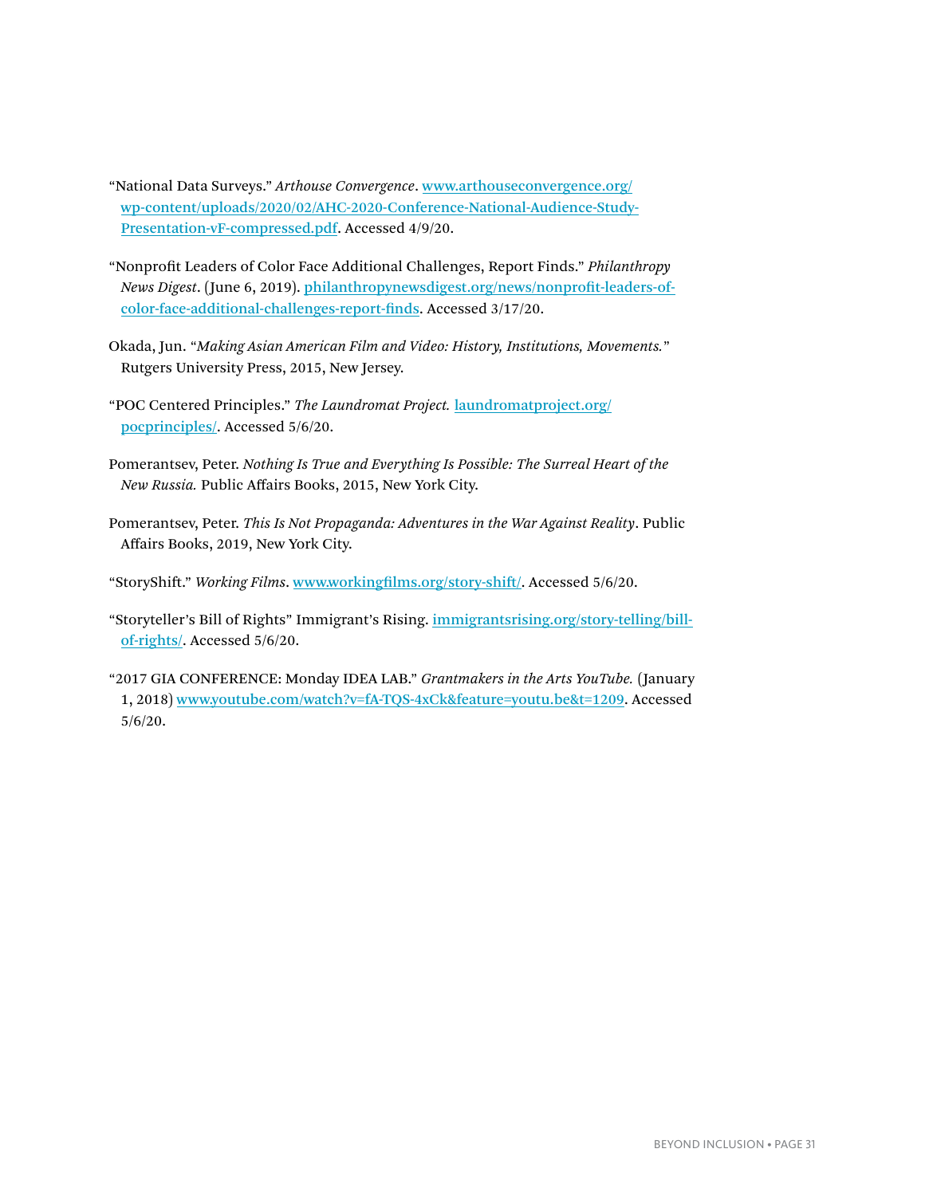"National Data Surveys." *Arthouse Convergence*. www.arthouseconvergence.org/wp-content/uploads/2020/02/AHC-2020-Conference-National-Audience-Study-Presentation-vF-compressed.pdf. Accessed 4/9/20.

"Nonprofit Leaders of Color Face Additional Challenges, Report Finds." *Philanthropy News Digest*. (June 6, 2019). philanthropynewsdigest.org/news/nonprofit-leaders-of-color-face-additional-challenges-report-finds. Accessed 3/17/20.

Okada, Jun. "*Making Asian American Film and Video: History, Institutions, Movements.*" Rutgers University Press, 2015, New Jersey.

"POC Centered Principles." *The Laundromat Project.* laundromatproject.org/pocprinciples/. Accessed 5/6/20.

Pomerantsev, Peter. *Nothing Is True and Everything Is Possible: The Surreal Heart of the New Russia.* Public Affairs Books, 2015, New York City.

Pomerantsev, Peter. *This Is Not Propaganda: Adventures in the War Against Reality*. Public Affairs Books, 2019, New York City.

"StoryShift." *Working Films*. www.workingfilms.org/story-shift/. Accessed 5/6/20.

"Storyteller's Bill of Rights" Immigrant's Rising. immigrantsrising.org/story-telling/bill-of-rights/. Accessed 5/6/20.

"2017 GIA CONFERENCE: Monday IDEA LAB." *Grantmakers in the Arts YouTube.* (January 1, 2018) www.youtube.com/watch?v=fA-TQS-4xCk&feature=youtu.be&t=1209. Accessed 5/6/20.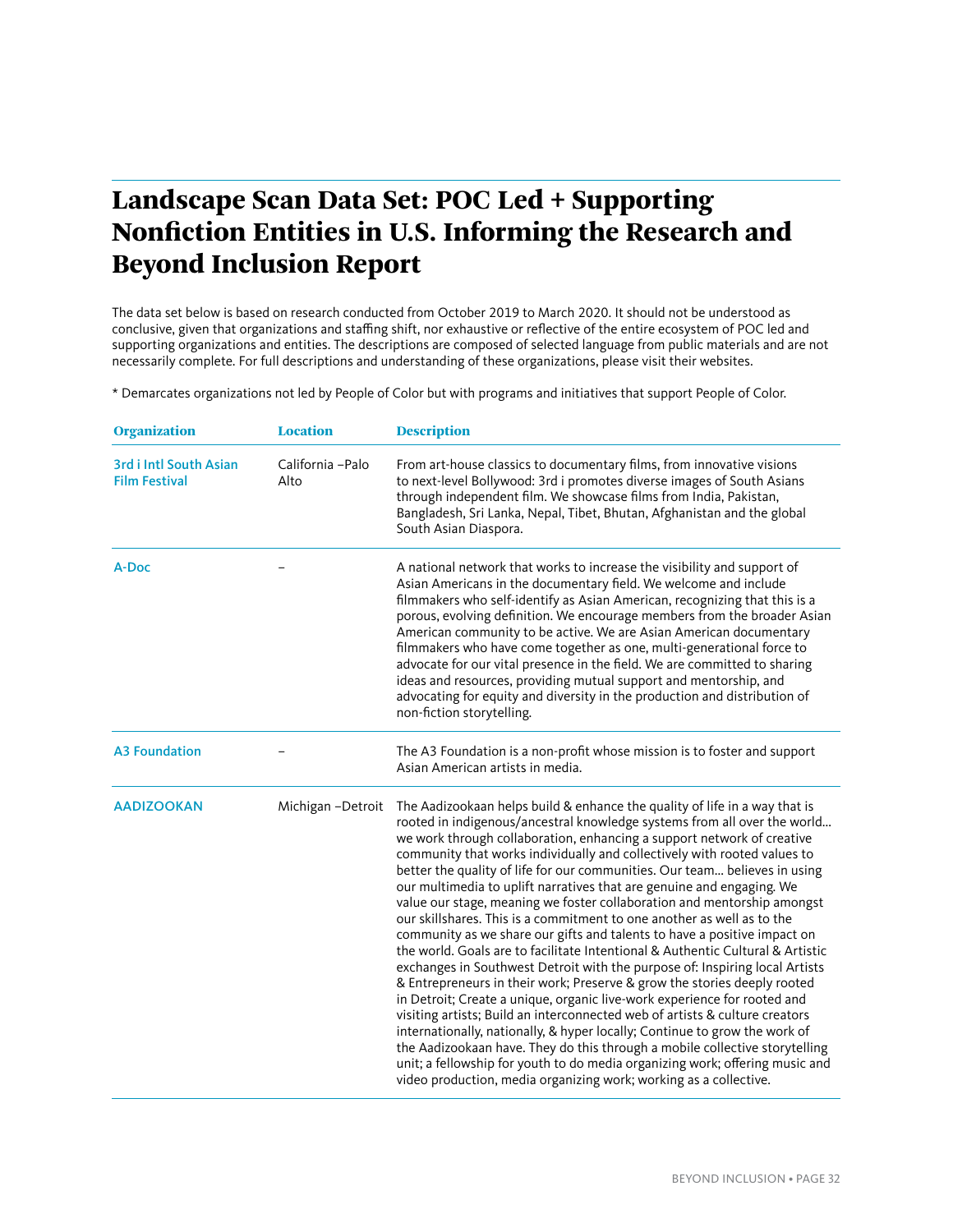# Landscape Scan Data Set: POC Led + Supporting Nonfiction Entities in U.S. Informing the Research and Beyond Inclusion Report

The data set below is based on research conducted from October 2019 to March 2020. It should not be understood as conclusive, given that organizations and staffing shift, nor exhaustive or reflective of the entire ecosystem of POC led and supporting organizations and entities. The descriptions are composed of selected language from public materials and are not necessarily complete. For full descriptions and understanding of these organizations, please visit their websites.

* Demarcates organizations not led by People of Color but with programs and initiatives that support People of Color.

| Organization | Location | Description |
|---|---|---|
| 3rd i Intl South Asian Film Festival | California –Palo Alto | From art-house classics to documentary films, from innovative visions to next-level Bollywood: 3rd i promotes diverse images of South Asians through independent film. We showcase films from India, Pakistan, Bangladesh, Sri Lanka, Nepal, Tibet, Bhutan, Afghanistan and the global South Asian Diaspora. |
| A-Doc | – | A national network that works to increase the visibility and support of Asian Americans in the documentary field. We welcome and include filmmakers who self-identify as Asian American, recognizing that this is a porous, evolving definition. We encourage members from the broader Asian American community to be active. We are Asian American documentary filmmakers who have come together as one, multi-generational force to advocate for our vital presence in the field. We are committed to sharing ideas and resources, providing mutual support and mentorship, and advocating for equity and diversity in the production and distribution of non-fiction storytelling. |
| A3 Foundation | – | The A3 Foundation is a non-profit whose mission is to foster and support Asian American artists in media. |
| AADIZOOKAN | Michigan –Detroit | The Aadizookaan helps build & enhance the quality of life in a way that is rooted in indigenous/ancestral knowledge systems from all over the world... we work through collaboration, enhancing a support network of creative community that works individually and collectively with rooted values to better the quality of life for our communities. Our team... believes in using our multimedia to uplift narratives that are genuine and engaging. We value our stage, meaning we foster collaboration and mentorship amongst our skillshares. This is a commitment to one another as well as to the community as we share our gifts and talents to have a positive impact on the world. Goals are to facilitate Intentional & Authentic Cultural & Artistic exchanges in Southwest Detroit with the purpose of: Inspiring local Artists & Entrepreneurs in their work; Preserve & grow the stories deeply rooted in Detroit; Create a unique, organic live-work experience for rooted and visiting artists; Build an interconnected web of artists & culture creators internationally, nationally, & hyper locally; Continue to grow the work of the Aadizookaan have. They do this through a mobile collective storytelling unit; a fellowship for youth to do media organizing work; offering music and video production, media organizing work; working as a collective. |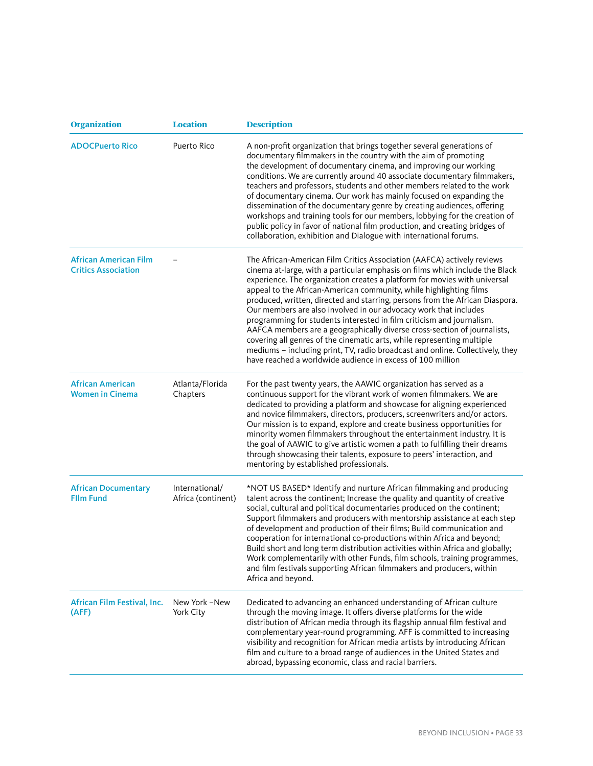| Organization | Location | Description |
|---|---|---|
| ADOCPuerto Rico | Puerto Rico | A non-profit organization that brings together several generations of documentary filmmakers in the country with the aim of promoting the development of documentary cinema, and improving our working conditions. We are currently around 40 associate documentary filmmakers, teachers and professors, students and other members related to the work of documentary cinema. Our work has mainly focused on expanding the dissemination of the documentary genre by creating audiences, offering workshops and training tools for our members, lobbying for the creation of public policy in favor of national film production, and creating bridges of collaboration, exhibition and Dialogue with international forums. |
| African American Film Critics Association | – | The African-American Film Critics Association (AAFCA) actively reviews cinema at-large, with a particular emphasis on films which include the Black experience. The organization creates a platform for movies with universal appeal to the African-American community, while highlighting films produced, written, directed and starring, persons from the African Diaspora. Our members are also involved in our advocacy work that includes programming for students interested in film criticism and journalism. AAFCA members are a geographically diverse cross-section of journalists, covering all genres of the cinematic arts, while representing multiple mediums – including print, TV, radio broadcast and online. Collectively, they have reached a worldwide audience in excess of 100 million |
| African American Women in Cinema | Atlanta/Florida Chapters | For the past twenty years, the AAWIC organization has served as a continuous support for the vibrant work of women filmmakers. We are dedicated to providing a platform and showcase for aligning experienced and novice filmmakers, directors, producers, screenwriters and/or actors. Our mission is to expand, explore and create business opportunities for minority women filmmakers throughout the entertainment industry. It is the goal of AAWIC to give artistic women a path to fulfilling their dreams through showcasing their talents, exposure to peers' interaction, and mentoring by established professionals. |
| African Documentary FIlm Fund | International/ Africa (continent) | *NOT US BASED* Identify and nurture African filmmaking and producing talent across the continent; Increase the quality and quantity of creative social, cultural and political documentaries produced on the continent; Support filmmakers and producers with mentorship assistance at each step of development and production of their films; Build communication and cooperation for international co-productions within Africa and beyond; Build short and long term distribution activities within Africa and globally; Work complementarily with other Funds, film schools, training programmes, and film festivals supporting African filmmakers and producers, within Africa and beyond. |
| African Film Festival, Inc. (AFF) | New York –New York City | Dedicated to advancing an enhanced understanding of African culture through the moving image. It offers diverse platforms for the wide distribution of African media through its flagship annual film festival and complementary year-round programming. AFF is committed to increasing visibility and recognition for African media artists by introducing African film and culture to a broad range of audiences in the United States and abroad, bypassing economic, class and racial barriers. |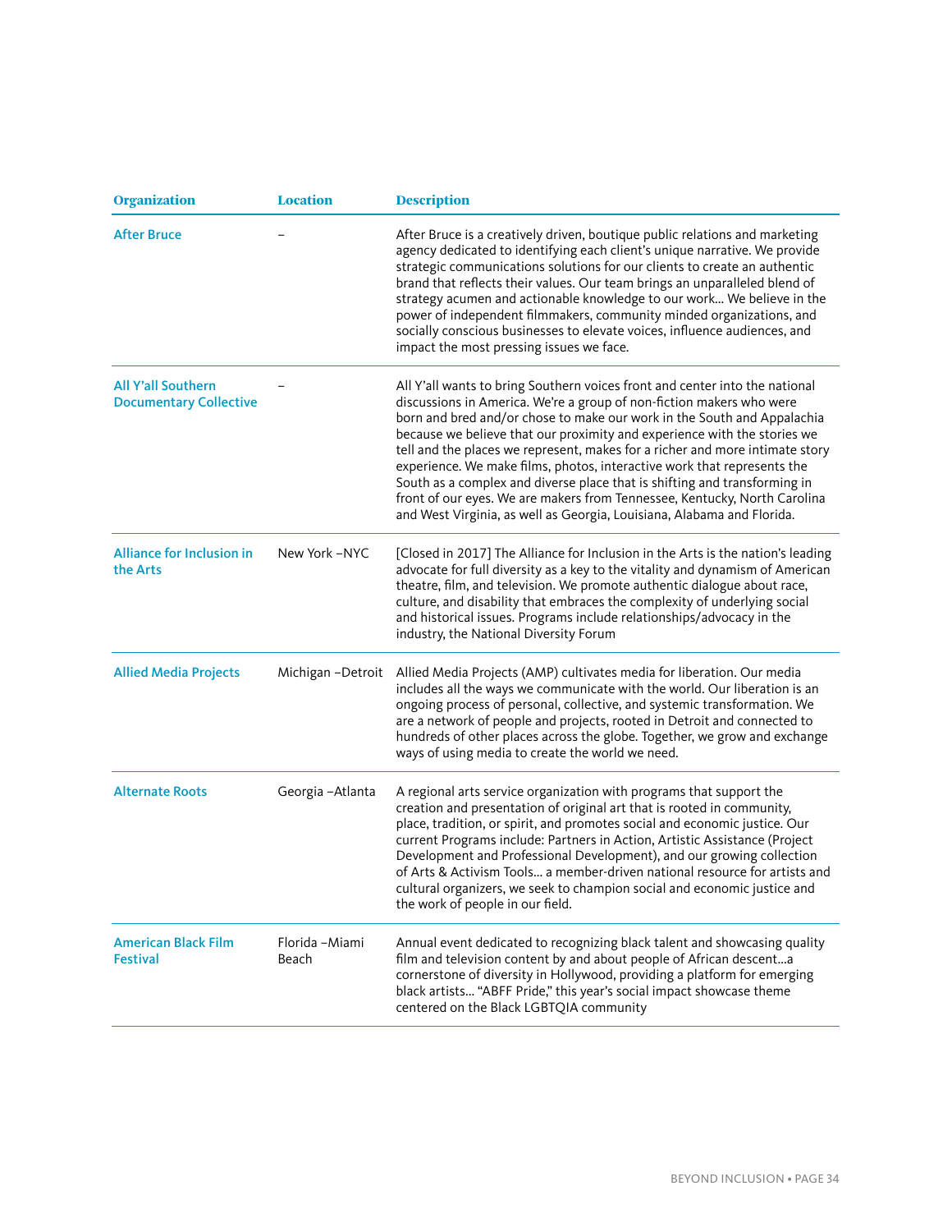| Organization | Location | Description |
| --- | --- | --- |
| After Bruce | – | After Bruce is a creatively driven, boutique public relations and marketing agency dedicated to identifying each client's unique narrative. We provide strategic communications solutions for our clients to create an authentic brand that reflects their values. Our team brings an unparalleled blend of strategy acumen and actionable knowledge to our work... We believe in the power of independent filmmakers, community minded organizations, and socially conscious businesses to elevate voices, influence audiences, and impact the most pressing issues we face. |
| All Y'all Southern Documentary Collective | – | All Y'all wants to bring Southern voices front and center into the national discussions in America. We're a group of non-fiction makers who were born and bred and/or chose to make our work in the South and Appalachia because we believe that our proximity and experience with the stories we tell and the places we represent, makes for a richer and more intimate story experience. We make films, photos, interactive work that represents the South as a complex and diverse place that is shifting and transforming in front of our eyes. We are makers from Tennessee, Kentucky, North Carolina and West Virginia, as well as Georgia, Louisiana, Alabama and Florida. |
| Alliance for Inclusion in the Arts | New York –NYC | [Closed in 2017] The Alliance for Inclusion in the Arts is the nation's leading advocate for full diversity as a key to the vitality and dynamism of American theatre, film, and television. We promote authentic dialogue about race, culture, and disability that embraces the complexity of underlying social and historical issues. Programs include relationships/advocacy in the industry, the National Diversity Forum |
| Allied Media Projects | Michigan –Detroit | Allied Media Projects (AMP) cultivates media for liberation. Our media includes all the ways we communicate with the world. Our liberation is an ongoing process of personal, collective, and systemic transformation. We are a network of people and projects, rooted in Detroit and connected to hundreds of other places across the globe. Together, we grow and exchange ways of using media to create the world we need. |
| Alternate Roots | Georgia –Atlanta | A regional arts service organization with programs that support the creation and presentation of original art that is rooted in community, place, tradition, or spirit, and promotes social and economic justice. Our current Programs include: Partners in Action, Artistic Assistance (Project Development and Professional Development), and our growing collection of Arts & Activism Tools... a member-driven national resource for artists and cultural organizers, we seek to champion social and economic justice and the work of people in our field. |
| American Black Film Festival | Florida –Miami Beach | Annual event dedicated to recognizing black talent and showcasing quality film and television content by and about people of African descent...a cornerstone of diversity in Hollywood, providing a platform for emerging black artists... "ABFF Pride," this year's social impact showcase theme centered on the Black LGBTQIA community |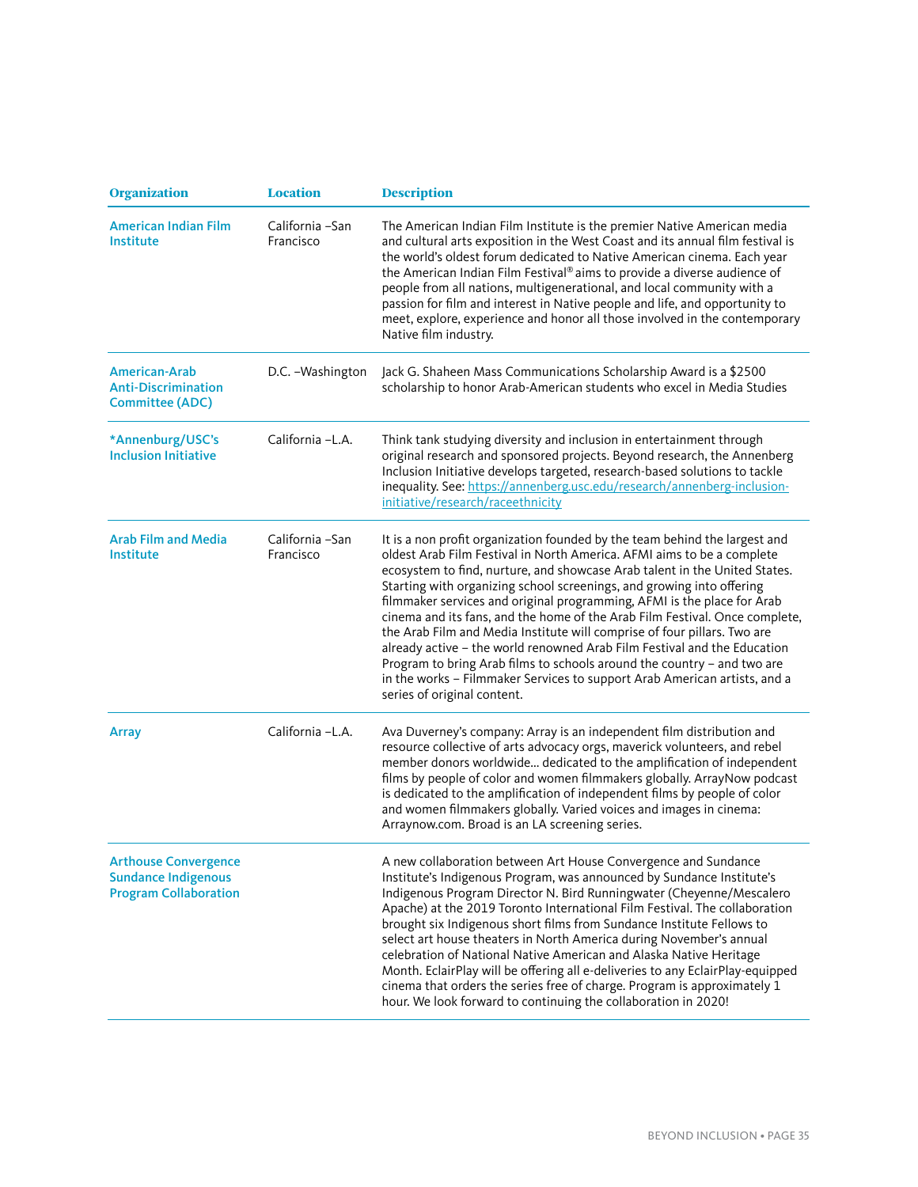| Organization | Location | Description |
|---|---|---|
| American Indian Film Institute | California –San Francisco | The American Indian Film Institute is the premier Native American media and cultural arts exposition in the West Coast and its annual film festival is the world's oldest forum dedicated to Native American cinema. Each year the American Indian Film Festival® aims to provide a diverse audience of people from all nations, multigenerational, and local community with a passion for film and interest in Native people and life, and opportunity to meet, explore, experience and honor all those involved in the contemporary Native film industry. |
| American-Arab Anti-Discrimination Committee (ADC) | D.C. –Washington | Jack G. Shaheen Mass Communications Scholarship Award is a $2500 scholarship to honor Arab-American students who excel in Media Studies |
| *Annenburg/USC's Inclusion Initiative | California –L.A. | Think tank studying diversity and inclusion in entertainment through original research and sponsored projects. Beyond research, the Annenberg Inclusion Initiative develops targeted, research-based solutions to tackle inequality. See: https://annenberg.usc.edu/research/annenberg-inclusion-initiative/research/raceethnicity |
| Arab Film and Media Institute | California –San Francisco | It is a non profit organization founded by the team behind the largest and oldest Arab Film Festival in North America. AFMI aims to be a complete ecosystem to find, nurture, and showcase Arab talent in the United States. Starting with organizing school screenings, and growing into offering filmmaker services and original programming, AFMI is the place for Arab cinema and its fans, and the home of the Arab Film Festival. Once complete, the Arab Film and Media Institute will comprise of four pillars. Two are already active – the world renowned Arab Film Festival and the Education Program to bring Arab films to schools around the country – and two are in the works – Filmmaker Services to support Arab American artists, and a series of original content. |
| Array | California –L.A. | Ava Duverney's company: Array is an independent film distribution and resource collective of arts advocacy orgs, maverick volunteers, and rebel member donors worldwide... dedicated to the amplification of independent films by people of color and women filmmakers globally. ArrayNow podcast is dedicated to the amplification of independent films by people of color and women filmmakers globally. Varied voices and images in cinema: Arraynow.com. Broad is an LA screening series. |
| Arthouse Convergence Sundance Indigenous Program Collaboration | | A new collaboration between Art House Convergence and Sundance Institute's Indigenous Program, was announced by Sundance Institute's Indigenous Program Director N. Bird Runningwater (Cheyenne/Mescalero Apache) at the 2019 Toronto International Film Festival. The collaboration brought six Indigenous short films from Sundance Institute Fellows to select art house theaters in North America during November's annual celebration of National Native American and Alaska Native Heritage Month. EclairPlay will be offering all e-deliveries to any EclairPlay-equipped cinema that orders the series free of charge. Program is approximately 1 hour. We look forward to continuing the collaboration in 2020! |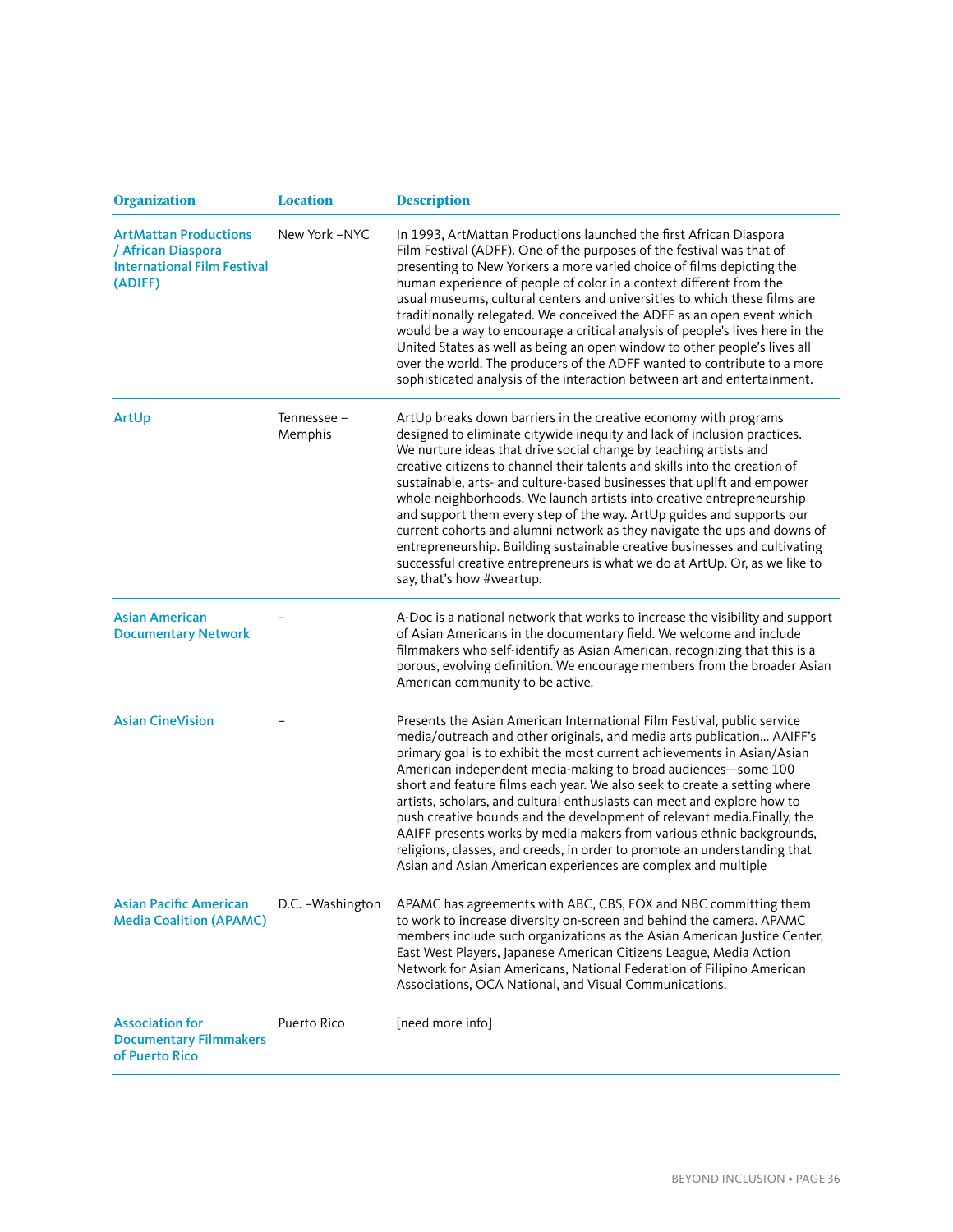| Organization | Location | Description |
|---|---|---|
| ArtMattan Productions / African Diaspora International Film Festival (ADIFF) | New York –NYC | In 1993, ArtMattan Productions launched the first African Diaspora Film Festival (ADFF). One of the purposes of the festival was that of presenting to New Yorkers a more varied choice of films depicting the human experience of people of color in a context different from the usual museums, cultural centers and universities to which these films are traditionally relegated. We conceived the ADFF as an open event which would be a way to encourage a critical analysis of people's lives here in the United States as well as being an open window to other people's lives all over the world. The producers of the ADFF wanted to contribute to a more sophisticated analysis of the interaction between art and entertainment. |
| ArtUp | Tennessee – Memphis | ArtUp breaks down barriers in the creative economy with programs designed to eliminate citywide inequity and lack of inclusion practices. We nurture ideas that drive social change by teaching artists and creative citizens to channel their talents and skills into the creation of sustainable, arts- and culture-based businesses that uplift and empower whole neighborhoods. We launch artists into creative entrepreneurship and support them every step of the way. ArtUp guides and supports our current cohorts and alumni network as they navigate the ups and downs of entrepreneurship. Building sustainable creative businesses and cultivating successful creative entrepreneurs is what we do at ArtUp. Or, as we like to say, that's how #weartup. |
| Asian American Documentary Network | – | A-Doc is a national network that works to increase the visibility and support of Asian Americans in the documentary field. We welcome and include filmmakers who self-identify as Asian American, recognizing that this is a porous, evolving definition. We encourage members from the broader Asian American community to be active. |
| Asian CineVision | – | Presents the Asian American International Film Festival, public service media/outreach and other originals, and media arts publication... AAIFF's primary goal is to exhibit the most current achievements in Asian/Asian American independent media-making to broad audiences—some 100 short and feature films each year. We also seek to create a setting where artists, scholars, and cultural enthusiasts can meet and explore how to push creative bounds and the development of relevant media.Finally, the AAIFF presents works by media makers from various ethnic backgrounds, religions, classes, and creeds, in order to promote an understanding that Asian and Asian American experiences are complex and multiple |
| Asian Pacific American Media Coalition (APAMC) | D.C. –Washington | APAMC has agreements with ABC, CBS, FOX and NBC committing them to work to increase diversity on-screen and behind the camera. APAMC members include such organizations as the Asian American Justice Center, East West Players, Japanese American Citizens League, Media Action Network for Asian Americans, National Federation of Filipino American Associations, OCA National, and Visual Communications. |
| Association for Documentary Filmmakers of Puerto Rico | Puerto Rico | [need more info] |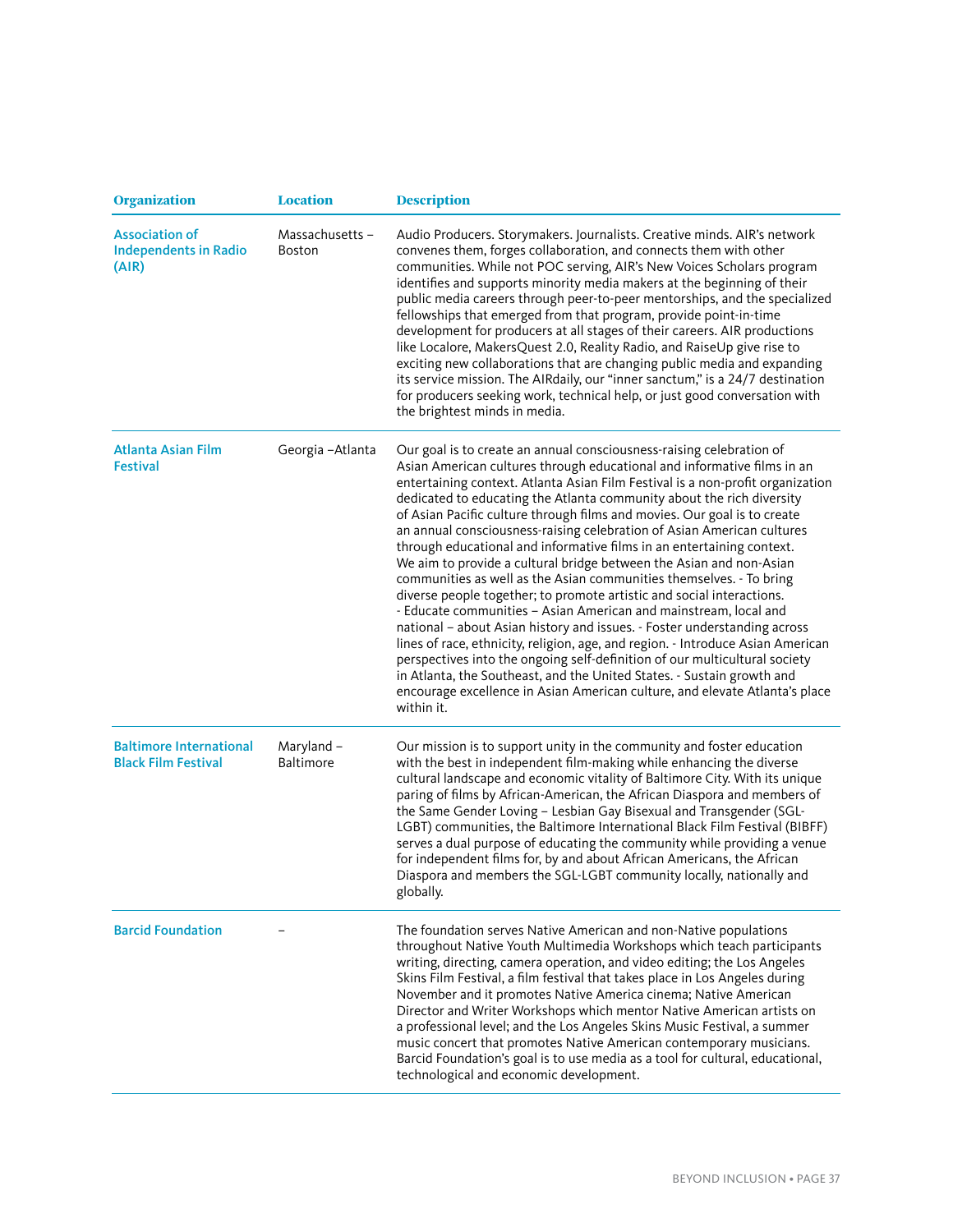| Organization | Location | Description |
| --- | --- | --- |
| Association of Independents in Radio (AIR) | Massachusetts – Boston | Audio Producers. Storymakers. Journalists. Creative minds. AIR's network convenes them, forges collaboration, and connects them with other communities. While not POC serving, AIR's New Voices Scholars program identifies and supports minority media makers at the beginning of their public media careers through peer-to-peer mentorships, and the specialized fellowships that emerged from that program, provide point-in-time development for producers at all stages of their careers. AIR productions like Localore, MakersQuest 2.0, Reality Radio, and RaiseUp give rise to exciting new collaborations that are changing public media and expanding its service mission. The AIRdaily, our "inner sanctum," is a 24/7 destination for producers seeking work, technical help, or just good conversation with the brightest minds in media. |
| Atlanta Asian Film Festival | Georgia –Atlanta | Our goal is to create an annual consciousness-raising celebration of Asian American cultures through educational and informative films in an entertaining context. Atlanta Asian Film Festival is a non-profit organization dedicated to educating the Atlanta community about the rich diversity of Asian Pacific culture through films and movies. Our goal is to create an annual consciousness-raising celebration of Asian American cultures through educational and informative films in an entertaining context. We aim to provide a cultural bridge between the Asian and non-Asian communities as well as the Asian communities themselves. - To bring diverse people together; to promote artistic and social interactions. - Educate communities – Asian American and mainstream, local and national – about Asian history and issues. - Foster understanding across lines of race, ethnicity, religion, age, and region. - Introduce Asian American perspectives into the ongoing self-definition of our multicultural society in Atlanta, the Southeast, and the United States. - Sustain growth and encourage excellence in Asian American culture, and elevate Atlanta's place within it. |
| Baltimore International Black Film Festival | Maryland – Baltimore | Our mission is to support unity in the community and foster education with the best in independent film-making while enhancing the diverse cultural landscape and economic vitality of Baltimore City. With its unique paring of films by African-American, the African Diaspora and members of the Same Gender Loving – Lesbian Gay Bisexual and Transgender (SGL-LGBT) communities, the Baltimore International Black Film Festival (BIBFF) serves a dual purpose of educating the community while providing a venue for independent films for, by and about African Americans, the African Diaspora and members the SGL-LGBT community locally, nationally and globally. |
| Barcid Foundation | – | The foundation serves Native American and non-Native populations throughout Native Youth Multimedia Workshops which teach participants writing, directing, camera operation, and video editing; the Los Angeles Skins Film Festival, a film festival that takes place in Los Angeles during November and it promotes Native America cinema; Native American Director and Writer Workshops which mentor Native American artists on a professional level; and the Los Angeles Skins Music Festival, a summer music concert that promotes Native American contemporary musicians. Barcid Foundation's goal is to use media as a tool for cultural, educational, technological and economic development. |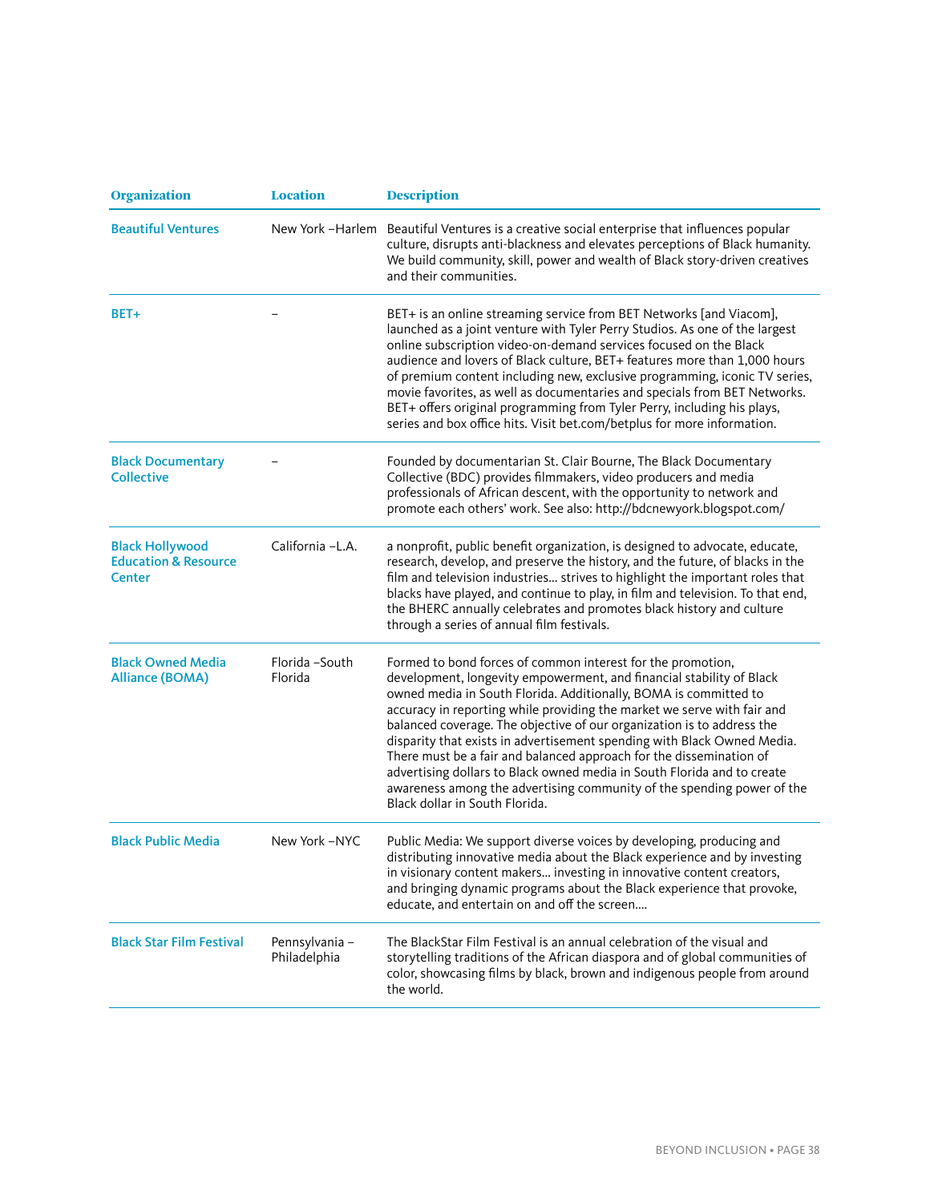| Organization | Location | Description |
|---|---|---|
| Beautiful Ventures | New York –Harlem | Beautiful Ventures is a creative social enterprise that influences popular culture, disrupts anti-blackness and elevates perceptions of Black humanity. We build community, skill, power and wealth of Black story-driven creatives and their communities. |
| BET+ | – | BET+ is an online streaming service from BET Networks [and Viacom], launched as a joint venture with Tyler Perry Studios. As one of the largest online subscription video-on-demand services focused on the Black audience and lovers of Black culture, BET+ features more than 1,000 hours of premium content including new, exclusive programming, iconic TV series, movie favorites, as well as documentaries and specials from BET Networks. BET+ offers original programming from Tyler Perry, including his plays, series and box office hits. Visit bet.com/betplus for more information. |
| Black Documentary Collective | – | Founded by documentarian St. Clair Bourne, The Black Documentary Collective (BDC) provides filmmakers, video producers and media professionals of African descent, with the opportunity to network and promote each others' work. See also: http://bdcnewyork.blogspot.com/ |
| Black Hollywood Education & Resource Center | California –L.A. | a nonprofit, public benefit organization, is designed to advocate, educate, research, develop, and preserve the history, and the future, of blacks in the film and television industries... strives to highlight the important roles that blacks have played, and continue to play, in film and television. To that end, the BHERC annually celebrates and promotes black history and culture through a series of annual film festivals. |
| Black Owned Media Alliance (BOMA) | Florida –South Florida | Formed to bond forces of common interest for the promotion, development, longevity empowerment, and financial stability of Black owned media in South Florida. Additionally, BOMA is committed to accuracy in reporting while providing the market we serve with fair and balanced coverage. The objective of our organization is to address the disparity that exists in advertisement spending with Black Owned Media. There must be a fair and balanced approach for the dissemination of advertising dollars to Black owned media in South Florida and to create awareness among the advertising community of the spending power of the Black dollar in South Florida. |
| Black Public Media | New York –NYC | Public Media: We support diverse voices by developing, producing and distributing innovative media about the Black experience and by investing in visionary content makers... investing in innovative content creators, and bringing dynamic programs about the Black experience that provoke, educate, and entertain on and off the screen.... |
| Black Star Film Festival | Pennsylvania –Philadelphia | The BlackStar Film Festival is an annual celebration of the visual and storytelling traditions of the African diaspora and of global communities of color, showcasing films by black, brown and indigenous people from around the world. |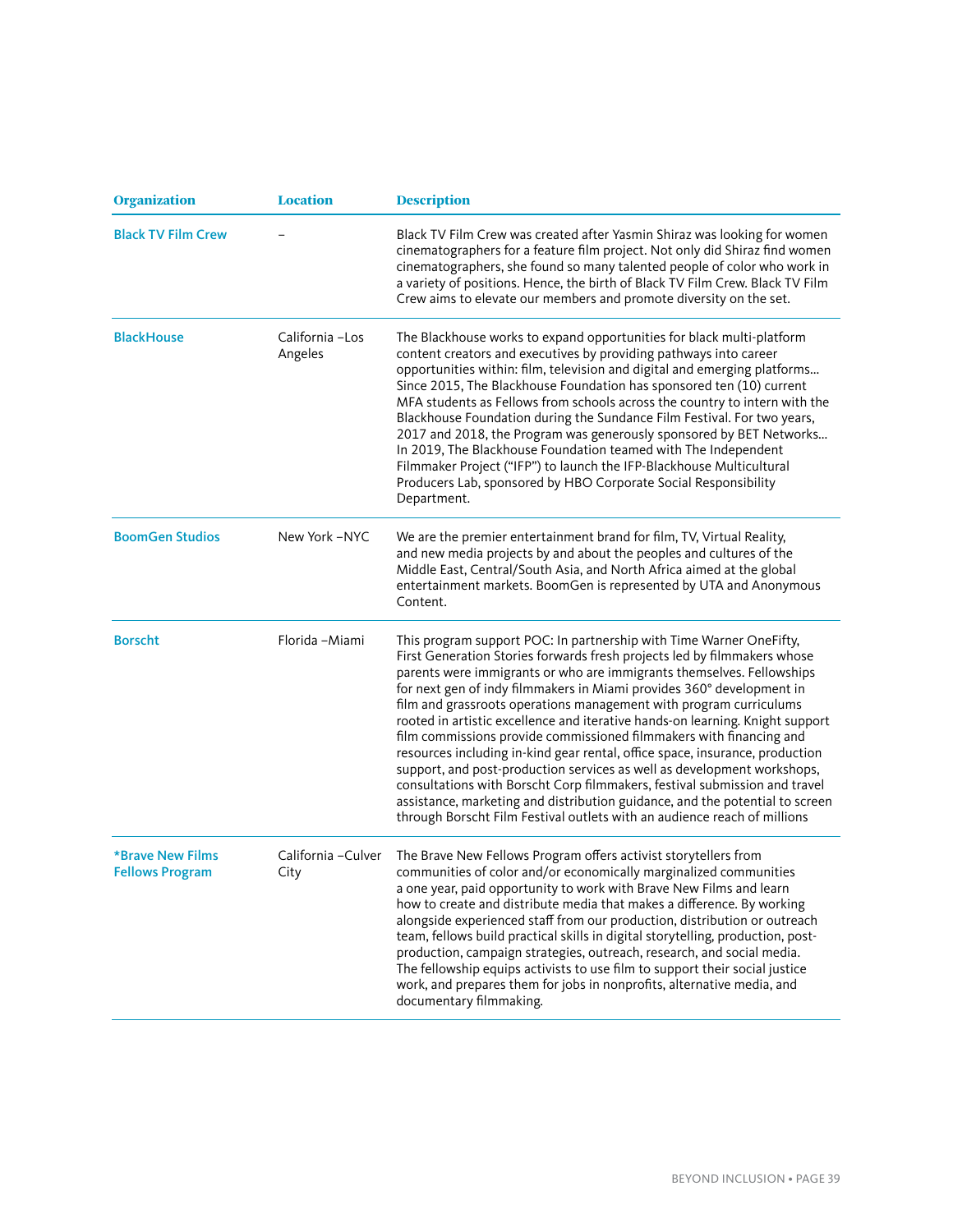| Organization | Location | Description |
| --- | --- | --- |
| Black TV Film Crew | – | Black TV Film Crew was created after Yasmin Shiraz was looking for women cinematographers for a feature film project. Not only did Shiraz find women cinematographers, she found so many talented people of color who work in a variety of positions. Hence, the birth of Black TV Film Crew. Black TV Film Crew aims to elevate our members and promote diversity on the set. |
| BlackHouse | California –Los Angeles | The Blackhouse works to expand opportunities for black multi-platform content creators and executives by providing pathways into career opportunities within: film, television and digital and emerging platforms… Since 2015, The Blackhouse Foundation has sponsored ten (10) current MFA students as Fellows from schools across the country to intern with the Blackhouse Foundation during the Sundance Film Festival. For two years, 2017 and 2018, the Program was generously sponsored by BET Networks… In 2019, The Blackhouse Foundation teamed with The Independent Filmmaker Project ("IFP") to launch the IFP-Blackhouse Multicultural Producers Lab, sponsored by HBO Corporate Social Responsibility Department. |
| BoomGen Studios | New York –NYC | We are the premier entertainment brand for film, TV, Virtual Reality, and new media projects by and about the peoples and cultures of the Middle East, Central/South Asia, and North Africa aimed at the global entertainment markets. BoomGen is represented by UTA and Anonymous Content. |
| Borscht | Florida –Miami | This program support POC: In partnership with Time Warner OneFifty, First Generation Stories forwards fresh projects led by filmmakers whose parents were immigrants or who are immigrants themselves. Fellowships for next gen of indy filmmakers in Miami provides 360° development in film and grassroots operations management with program curriculums rooted in artistic excellence and iterative hands-on learning. Knight support film commissions provide commissioned filmmakers with financing and resources including in-kind gear rental, office space, insurance, production support, and post-production services as well as development workshops, consultations with Borscht Corp filmmakers, festival submission and travel assistance, marketing and distribution guidance, and the potential to screen through Borscht Film Festival outlets with an audience reach of millions |
| *Brave New Films Fellows Program | California –Culver City | The Brave New Fellows Program offers activist storytellers from communities of color and/or economically marginalized communities a one year, paid opportunity to work with Brave New Films and learn how to create and distribute media that makes a difference. By working alongside experienced staff from our production, distribution or outreach team, fellows build practical skills in digital storytelling, production, post-production, campaign strategies, outreach, research, and social media. The fellowship equips activists to use film to support their social justice work, and prepares them for jobs in nonprofits, alternative media, and documentary filmmaking. |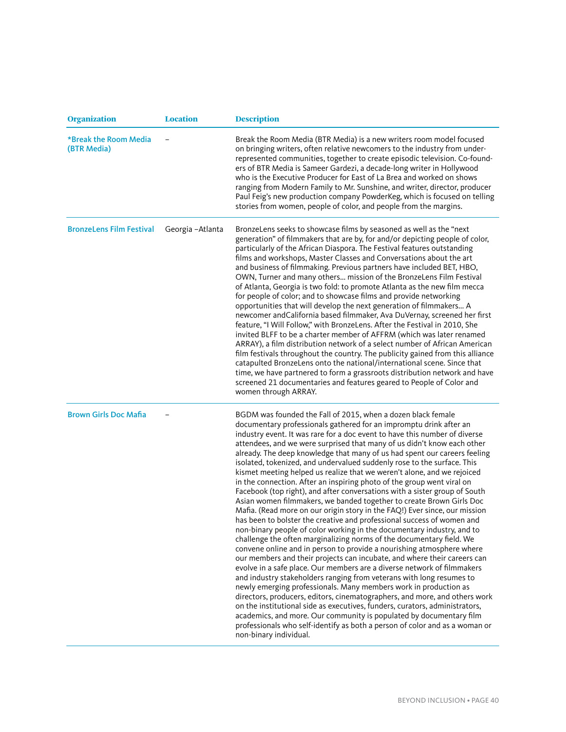| Organization | Location | Description |
| --- | --- | --- |
| *Break the Room Media (BTR Media) | – | Break the Room Media (BTR Media) is a new writers room model focused on bringing writers, often relative newcomers to the industry from under-represented communities, together to create episodic television. Co-founders of BTR Media is Sameer Gardezi, a decade-long writer in Hollywood who is the Executive Producer for East of La Brea and worked on shows ranging from Modern Family to Mr. Sunshine, and writer, director, producer Paul Feig's new production company PowderKeg, which is focused on telling stories from women, people of color, and people from the margins. |
| BronzeLens Film Festival | Georgia –Atlanta | BronzeLens seeks to showcase films by seasoned as well as the "next generation" of filmmakers that are by, for and/or depicting people of color, particularly of the African Diaspora. The Festival features outstanding films and workshops, Master Classes and Conversations about the art and business of filmmaking. Previous partners have included BET, HBO, OWN, Turner and many others... mission of the BronzeLens Film Festival of Atlanta, Georgia is two fold: to promote Atlanta as the new film mecca for people of color; and to showcase films and provide networking opportunities that will develop the next generation of filmmakers... A newcomer andCalifornia based filmmaker, Ava DuVernay, screened her first feature, "I Will Follow," with BronzeLens. After the Festival in 2010, She invited BLFF to be a charter member of AFFRM (which was later renamed ARRAY), a film distribution network of a select number of African American film festivals throughout the country. The publicity gained from this alliance catapulted BronzeLens onto the national/international scene. Since that time, we have partnered to form a grassroots distribution network and have screened 21 documentaries and features geared to People of Color and women through ARRAY. |
| Brown Girls Doc Mafia | – | BGDM was founded the Fall of 2015, when a dozen black female documentary professionals gathered for an impromptu drink after an industry event. It was rare for a doc event to have this number of diverse attendees, and we were surprised that many of us didn't know each other already. The deep knowledge that many of us had spent our careers feeling isolated, tokenized, and undervalued suddenly rose to the surface. This kismet meeting helped us realize that we weren't alone, and we rejoiced in the connection. After an inspiring photo of the group went viral on Facebook (top right), and after conversations with a sister group of South Asian women filmmakers, we banded together to create Brown Girls Doc Mafia. (Read more on our origin story in the FAQ!) Ever since, our mission has been to bolster the creative and professional success of women and non-binary people of color working in the documentary industry, and to challenge the often marginalizing norms of the documentary field. We convene online and in person to provide a nourishing atmosphere where our members and their projects can incubate, and where their careers can evolve in a safe place. Our members are a diverse network of filmmakers and industry stakeholders ranging from veterans with long resumes to newly emerging professionals. Many members work in production as directors, producers, editors, cinematographers, and more, and others work on the institutional side as executives, funders, curators, administrators, academics, and more. Our community is populated by documentary film professionals who self-identify as both a person of color and as a woman or non-binary individual. |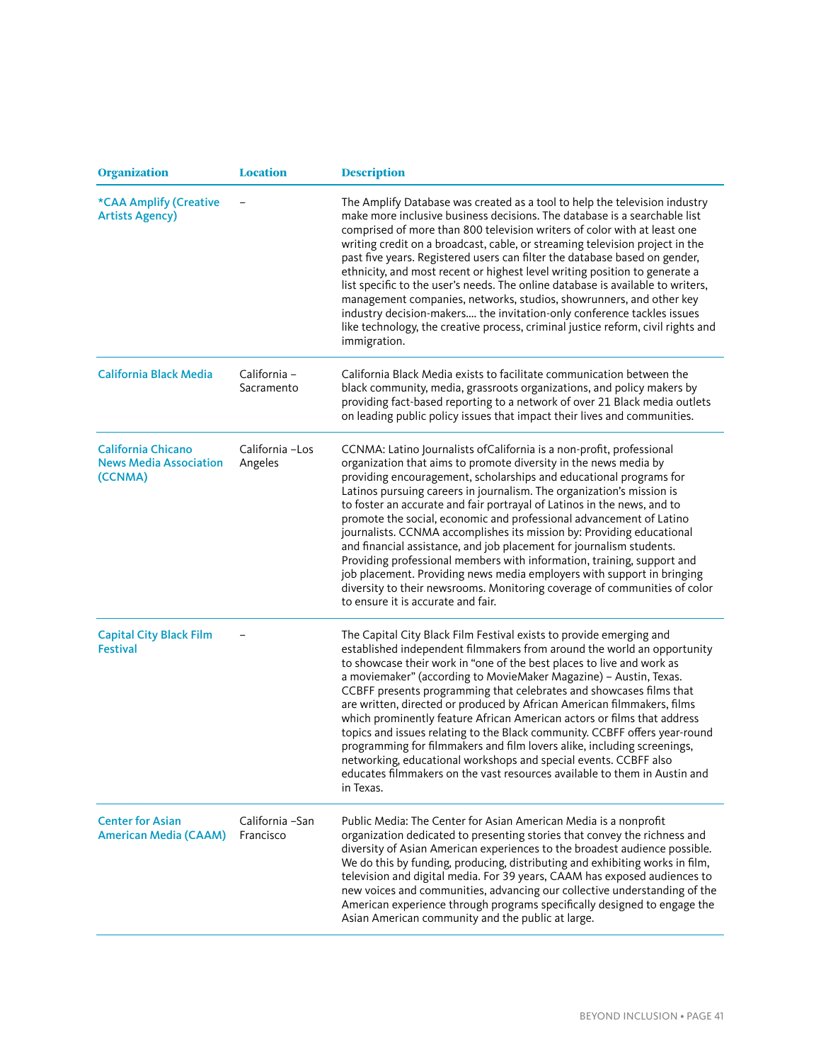| Organization | Location | Description |
|---|---|---|
| *CAA Amplify (Creative Artists Agency) | – | The Amplify Database was created as a tool to help the television industry make more inclusive business decisions. The database is a searchable list comprised of more than 800 television writers of color with at least one writing credit on a broadcast, cable, or streaming television project in the past five years. Registered users can filter the database based on gender, ethnicity, and most recent or highest level writing position to generate a list specific to the user's needs. The online database is available to writers, management companies, networks, studios, showrunners, and other key industry decision-makers.... the invitation-only conference tackles issues like technology, the creative process, criminal justice reform, civil rights and immigration. |
| California Black Media | California – Sacramento | California Black Media exists to facilitate communication between the black community, media, grassroots organizations, and policy makers by providing fact-based reporting to a network of over 21 Black media outlets on leading public policy issues that impact their lives and communities. |
| California Chicano News Media Association (CCNMA) | California –Los Angeles | CCNMA: Latino Journalists ofCalifornia is a non-profit, professional organization that aims to promote diversity in the news media by providing encouragement, scholarships and educational programs for Latinos pursuing careers in journalism. The organization's mission is to foster an accurate and fair portrayal of Latinos in the news, and to promote the social, economic and professional advancement of Latino journalists. CCNMA accomplishes its mission by: Providing educational and financial assistance, and job placement for journalism students. Providing professional members with information, training, support and job placement. Providing news media employers with support in bringing diversity to their newsrooms. Monitoring coverage of communities of color to ensure it is accurate and fair. |
| Capital City Black Film Festival | – | The Capital City Black Film Festival exists to provide emerging and established independent filmmakers from around the world an opportunity to showcase their work in "one of the best places to live and work as a moviemaker" (according to MovieMaker Magazine) – Austin, Texas. CCBFF presents programming that celebrates and showcases films that are written, directed or produced by African American filmmakers, films which prominently feature African American actors or films that address topics and issues relating to the Black community. CCBFF offers year-round programming for filmmakers and film lovers alike, including screenings, networking, educational workshops and special events. CCBFF also educates filmmakers on the vast resources available to them in Austin and in Texas. |
| Center for Asian American Media (CAAM) | California –San Francisco | Public Media: The Center for Asian American Media is a nonprofit organization dedicated to presenting stories that convey the richness and diversity of Asian American experiences to the broadest audience possible. We do this by funding, producing, distributing and exhibiting works in film, television and digital media. For 39 years, CAAM has exposed audiences to new voices and communities, advancing our collective understanding of the American experience through programs specifically designed to engage the Asian American community and the public at large. |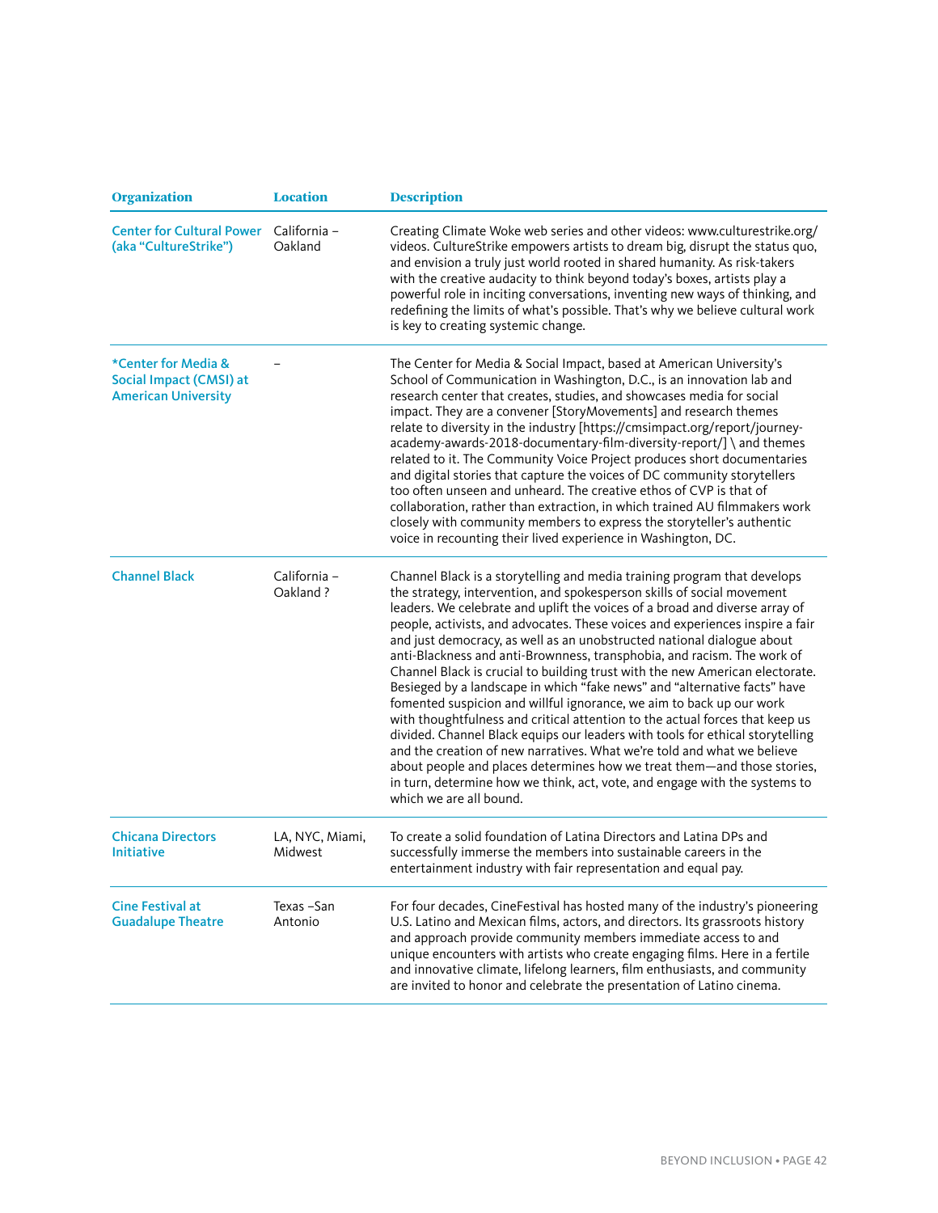| Organization | Location | Description |
|---|---|---|
| Center for Cultural Power (aka "CultureStrike") | California – Oakland | Creating Climate Woke web series and other videos: www.culturestrike.org/videos. CultureStrike empowers artists to dream big, disrupt the status quo, and envision a truly just world rooted in shared humanity. As risk-takers with the creative audacity to think beyond today's boxes, artists play a powerful role in inciting conversations, inventing new ways of thinking, and redefining the limits of what's possible. That's why we believe cultural work is key to creating systemic change. |
| *Center for Media & Social Impact (CMSI) at American University | – | The Center for Media & Social Impact, based at American University's School of Communication in Washington, D.C., is an innovation lab and research center that creates, studies, and showcases media for social impact. They are a convener [StoryMovements] and research themes relate to diversity in the industry [https://cmsimpact.org/report/journey-academy-awards-2018-documentary-film-diversity-report/] \ and themes related to it. The Community Voice Project produces short documentaries and digital stories that capture the voices of DC community storytellers too often unseen and unheard. The creative ethos of CVP is that of collaboration, rather than extraction, in which trained AU filmmakers work closely with community members to express the storyteller's authentic voice in recounting their lived experience in Washington, DC. |
| Channel Black | California – Oakland ? | Channel Black is a storytelling and media training program that develops the strategy, intervention, and spokesperson skills of social movement leaders. We celebrate and uplift the voices of a broad and diverse array of people, activists, and advocates. These voices and experiences inspire a fair and just democracy, as well as an unobstructed national dialogue about anti-Blackness and anti-Brownness, transphobia, and racism. The work of Channel Black is crucial to building trust with the new American electorate. Besieged by a landscape in which "fake news" and "alternative facts" have fomented suspicion and willful ignorance, we aim to back up our work with thoughtfulness and critical attention to the actual forces that keep us divided. Channel Black equips our leaders with tools for ethical storytelling and the creation of new narratives. What we're told and what we believe about people and places determines how we treat them—and those stories, in turn, determine how we think, act, vote, and engage with the systems to which we are all bound. |
| Chicana Directors Initiative | LA, NYC, Miami, Midwest | To create a solid foundation of Latina Directors and Latina DPs and successfully immerse the members into sustainable careers in the entertainment industry with fair representation and equal pay. |
| Cine Festival at Guadalupe Theatre | Texas –San Antonio | For four decades, CineFestival has hosted many of the industry's pioneering U.S. Latino and Mexican films, actors, and directors. Its grassroots history and approach provide community members immediate access to and unique encounters with artists who create engaging films. Here in a fertile and innovative climate, lifelong learners, film enthusiasts, and community are invited to honor and celebrate the presentation of Latino cinema. |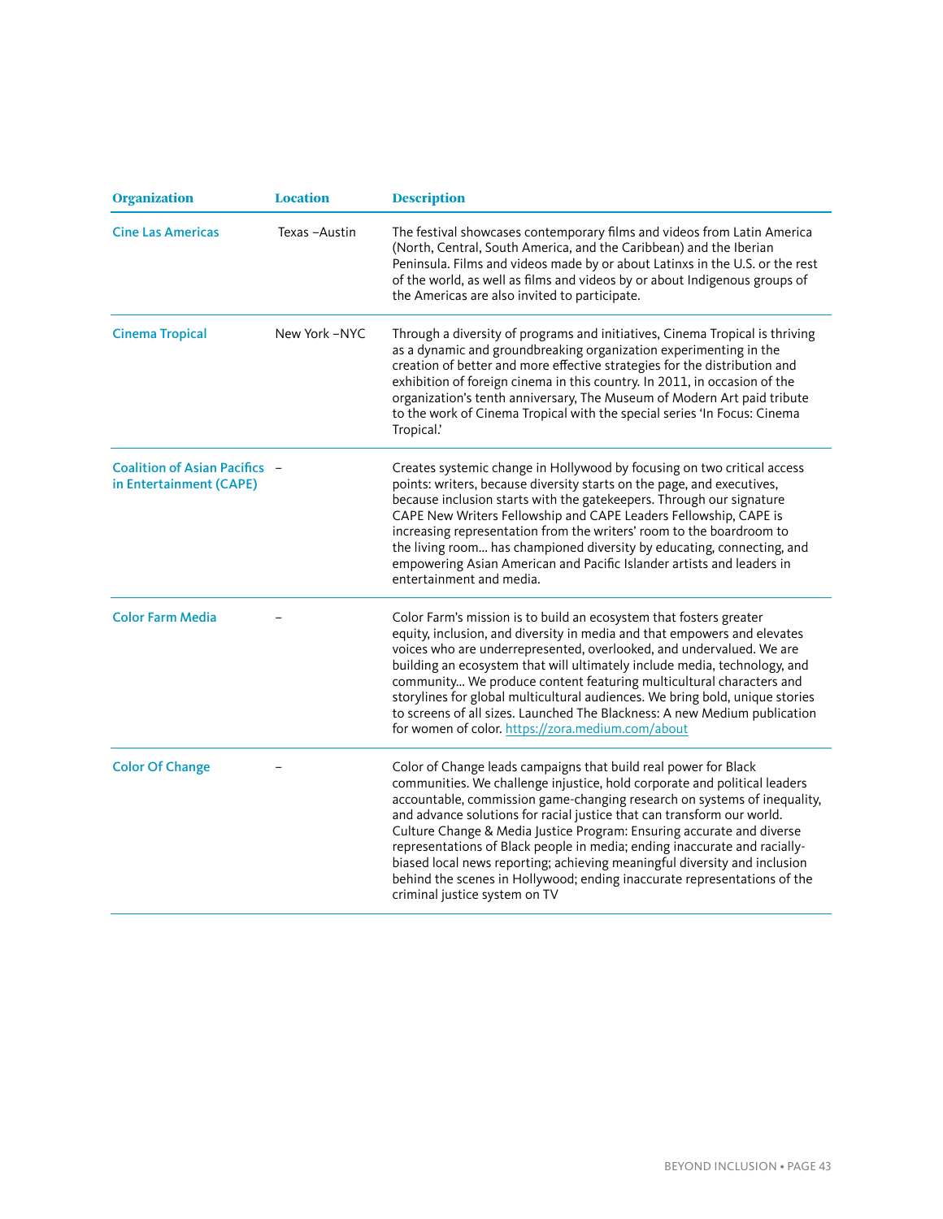| Organization | Location | Description |
| --- | --- | --- |
| Cine Las Americas | Texas –Austin | The festival showcases contemporary films and videos from Latin America (North, Central, South America, and the Caribbean) and the Iberian Peninsula. Films and videos made by or about Latinxs in the U.S. or the rest of the world, as well as films and videos by or about Indigenous groups of the Americas are also invited to participate. |
| Cinema Tropical | New York –NYC | Through a diversity of programs and initiatives, Cinema Tropical is thriving as a dynamic and groundbreaking organization experimenting in the creation of better and more effective strategies for the distribution and exhibition of foreign cinema in this country. In 2011, in occasion of the organization's tenth anniversary, The Museum of Modern Art paid tribute to the work of Cinema Tropical with the special series 'In Focus: Cinema Tropical.' |
| Coalition of Asian Pacifics in Entertainment (CAPE) | – | Creates systemic change in Hollywood by focusing on two critical access points: writers, because diversity starts on the page, and executives, because inclusion starts with the gatekeepers. Through our signature CAPE New Writers Fellowship and CAPE Leaders Fellowship, CAPE is increasing representation from the writers' room to the boardroom to the living room... has championed diversity by educating, connecting, and empowering Asian American and Pacific Islander artists and leaders in entertainment and media. |
| Color Farm Media | – | Color Farm's mission is to build an ecosystem that fosters greater equity, inclusion, and diversity in media and that empowers and elevates voices who are underrepresented, overlooked, and undervalued. We are building an ecosystem that will ultimately include media, technology, and community... We produce content featuring multicultural characters and storylines for global multicultural audiences. We bring bold, unique stories to screens of all sizes. Launched The Blackness: A new Medium publication for women of color. https://zora.medium.com/about |
| Color Of Change | – | Color of Change leads campaigns that build real power for Black communities. We challenge injustice, hold corporate and political leaders accountable, commission game-changing research on systems of inequality, and advance solutions for racial justice that can transform our world. Culture Change & Media Justice Program: Ensuring accurate and diverse representations of Black people in media; ending inaccurate and racially-biased local news reporting; achieving meaningful diversity and inclusion behind the scenes in Hollywood; ending inaccurate representations of the criminal justice system on TV |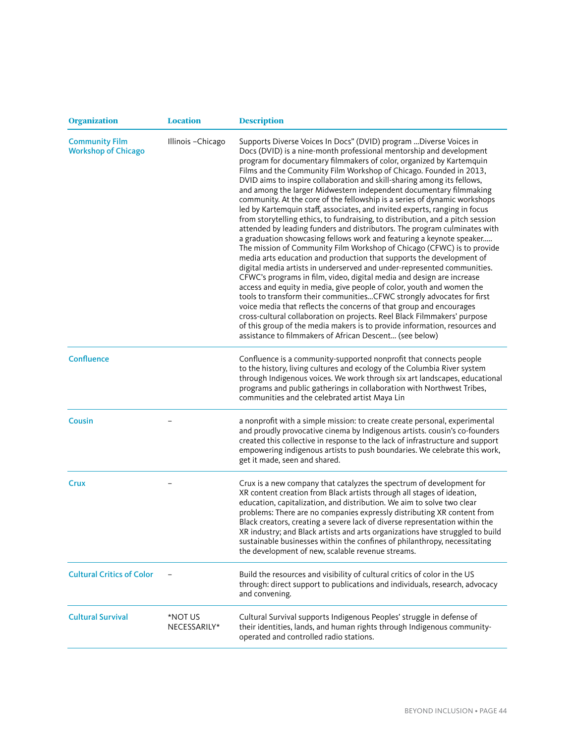| Organization | Location | Description |
|---|---|---|
| Community Film Workshop of Chicago | Illinois –Chicago | Supports Diverse Voices In Docs" (DVID) program …Diverse Voices in Docs (DVID) is a nine-month professional mentorship and development program for documentary filmmakers of color, organized by Kartemquin Films and the Community Film Workshop of Chicago. Founded in 2013, DVID aims to inspire collaboration and skill-sharing among its fellows, and among the larger Midwestern independent documentary filmmaking community. At the core of the fellowship is a series of dynamic workshops led by Kartemquin staff, associates, and invited experts, ranging in focus from storytelling ethics, to fundraising, to distribution, and a pitch session attended by leading funders and distributors. The program culminates with a graduation showcasing fellows work and featuring a keynote speaker….. The mission of Community Film Workshop of Chicago (CFWC) is to provide media arts education and production that supports the development of digital media artists in underserved and under-represented communities. CFWC's programs in film, video, digital media and design are increase access and equity in media, give people of color, youth and women the tools to transform their communities…CFWC strongly advocates for first voice media that reflects the concerns of that group and encourages cross-cultural collaboration on projects. Reel Black Filmmakers' purpose of this group of the media makers is to provide information, resources and assistance to filmmakers of African Descent… (see below) |
| Confluence | | Confluence is a community-supported nonprofit that connects people to the history, living cultures and ecology of the Columbia River system through Indigenous voices. We work through six art landscapes, educational programs and public gatherings in collaboration with Northwest Tribes, communities and the celebrated artist Maya Lin |
| Cousin | – | a nonprofit with a simple mission: to create create personal, experimental and proudly provocative cinema by Indigenous artists. cousin's co-founders created this collective in response to the lack of infrastructure and support empowering indigenous artists to push boundaries. We celebrate this work, get it made, seen and shared. |
| Crux | – | Crux is a new company that catalyzes the spectrum of development for XR content creation from Black artists through all stages of ideation, education, capitalization, and distribution. We aim to solve two clear problems: There are no companies expressly distributing XR content from Black creators, creating a severe lack of diverse representation within the XR industry; and Black artists and arts organizations have struggled to build sustainable businesses within the confines of philanthropy, necessitating the development of new, scalable revenue streams. |
| Cultural Critics of Color | – | Build the resources and visibility of cultural critics of color in the US through: direct support to publications and individuals, research, advocacy and convening. |
| Cultural Survival | *NOT US NECESSARILY* | Cultural Survival supports Indigenous Peoples' struggle in defense of their identities, lands, and human rights through Indigenous community-operated and controlled radio stations. |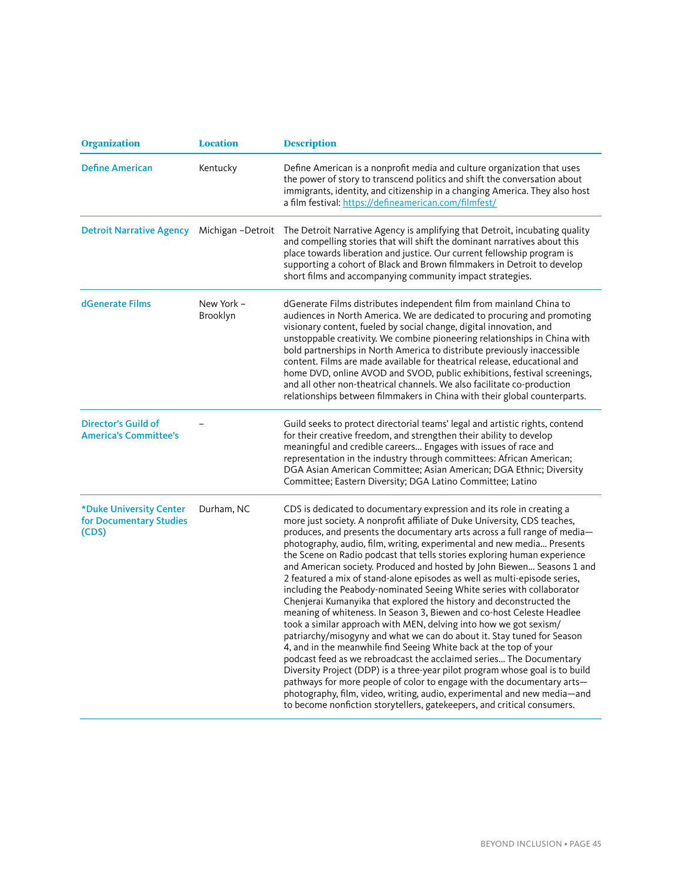| Organization | Location | Description |
|---|---|---|
| Define American | Kentucky | Define American is a nonprofit media and culture organization that uses the power of story to transcend politics and shift the conversation about immigrants, identity, and citizenship in a changing America. They also host a film festival: https://defineamerican.com/filmfest/ |
| Detroit Narrative Agency | Michigan –Detroit | The Detroit Narrative Agency is amplifying that Detroit, incubating quality and compelling stories that will shift the dominant narratives about this place towards liberation and justice. Our current fellowship program is supporting a cohort of Black and Brown filmmakers in Detroit to develop short films and accompanying community impact strategies. |
| dGenerate Films | New York – Brooklyn | dGenerate Films distributes independent film from mainland China to audiences in North America. We are dedicated to procuring and promoting visionary content, fueled by social change, digital innovation, and unstoppable creativity. We combine pioneering relationships in China with bold partnerships in North America to distribute previously inaccessible content. Films are made available for theatrical release, educational and home DVD, online AVOD and SVOD, public exhibitions, festival screenings, and all other non-theatrical channels. We also facilitate co-production relationships between filmmakers in China with their global counterparts. |
| Director's Guild of America's Committee's | – | Guild seeks to protect directorial teams' legal and artistic rights, contend for their creative freedom, and strengthen their ability to develop meaningful and credible careers… Engages with issues of race and representation in the industry through committees: African American; DGA Asian American Committee; Asian American; DGA Ethnic; Diversity Committee; Eastern Diversity; DGA Latino Committee; Latino |
| *Duke University Center for Documentary Studies (CDS) | Durham, NC | CDS is dedicated to documentary expression and its role in creating a more just society. A nonprofit affiliate of Duke University, CDS teaches, produces, and presents the documentary arts across a full range of media—photography, audio, film, writing, experimental and new media… Presents the Scene on Radio podcast that tells stories exploring human experience and American society. Produced and hosted by John Biewen… Seasons 1 and 2 featured a mix of stand-alone episodes as well as multi-episode series, including the Peabody-nominated Seeing White series with collaborator Chenjerai Kumanyika that explored the history and deconstructed the meaning of whiteness. In Season 3, Biewen and co-host Celeste Headlee took a similar approach with MEN, delving into how we got sexism/patriarchy/misogyny and what we can do about it. Stay tuned for Season 4, and in the meanwhile find Seeing White back at the top of your podcast feed as we rebroadcast the acclaimed series… The Documentary Diversity Project (DDP) is a three-year pilot program whose goal is to build pathways for more people of color to engage with the documentary arts—photography, film, video, writing, audio, experimental and new media—and to become nonfiction storytellers, gatekeepers, and critical consumers. |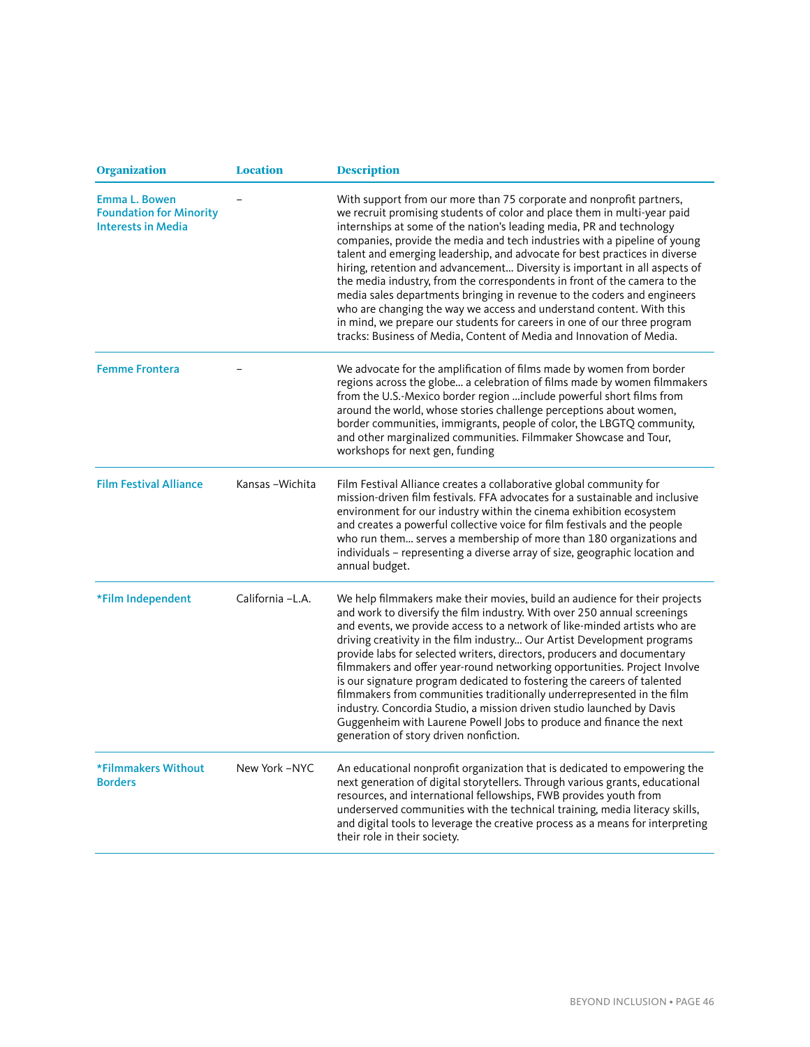| Organization | Location | Description |
|---|---|---|
| Emma L. Bowen Foundation for Minority Interests in Media | – | With support from our more than 75 corporate and nonprofit partners, we recruit promising students of color and place them in multi-year paid internships at some of the nation's leading media, PR and technology companies, provide the media and tech industries with a pipeline of young talent and emerging leadership, and advocate for best practices in diverse hiring, retention and advancement... Diversity is important in all aspects of the media industry, from the correspondents in front of the camera to the media sales departments bringing in revenue to the coders and engineers who are changing the way we access and understand content. With this in mind, we prepare our students for careers in one of our three program tracks: Business of Media, Content of Media and Innovation of Media. |
| Femme Frontera | – | We advocate for the amplification of films made by women from border regions across the globe... a celebration of films made by women filmmakers from the U.S.-Mexico border region ...include powerful short films from around the world, whose stories challenge perceptions about women, border communities, immigrants, people of color, the LBGTQ community, and other marginalized communities. Filmmaker Showcase and Tour, workshops for next gen, funding |
| Film Festival Alliance | Kansas –Wichita | Film Festival Alliance creates a collaborative global community for mission-driven film festivals. FFA advocates for a sustainable and inclusive environment for our industry within the cinema exhibition ecosystem and creates a powerful collective voice for film festivals and the people who run them... serves a membership of more than 180 organizations and individuals – representing a diverse array of size, geographic location and annual budget. |
| *Film Independent | California –L.A. | We help filmmakers make their movies, build an audience for their projects and work to diversify the film industry. With over 250 annual screenings and events, we provide access to a network of like-minded artists who are driving creativity in the film industry... Our Artist Development programs provide labs for selected writers, directors, producers and documentary filmmakers and offer year-round networking opportunities. Project Involve is our signature program dedicated to fostering the careers of talented filmmakers from communities traditionally underrepresented in the film industry. Concordia Studio, a mission driven studio launched by Davis Guggenheim with Laurene Powell Jobs to produce and finance the next generation of story driven nonfiction. |
| *Filmmakers Without Borders | New York –NYC | An educational nonprofit organization that is dedicated to empowering the next generation of digital storytellers. Through various grants, educational resources, and international fellowships, FWB provides youth from underserved communities with the technical training, media literacy skills, and digital tools to leverage the creative process as a means for interpreting their role in their society. |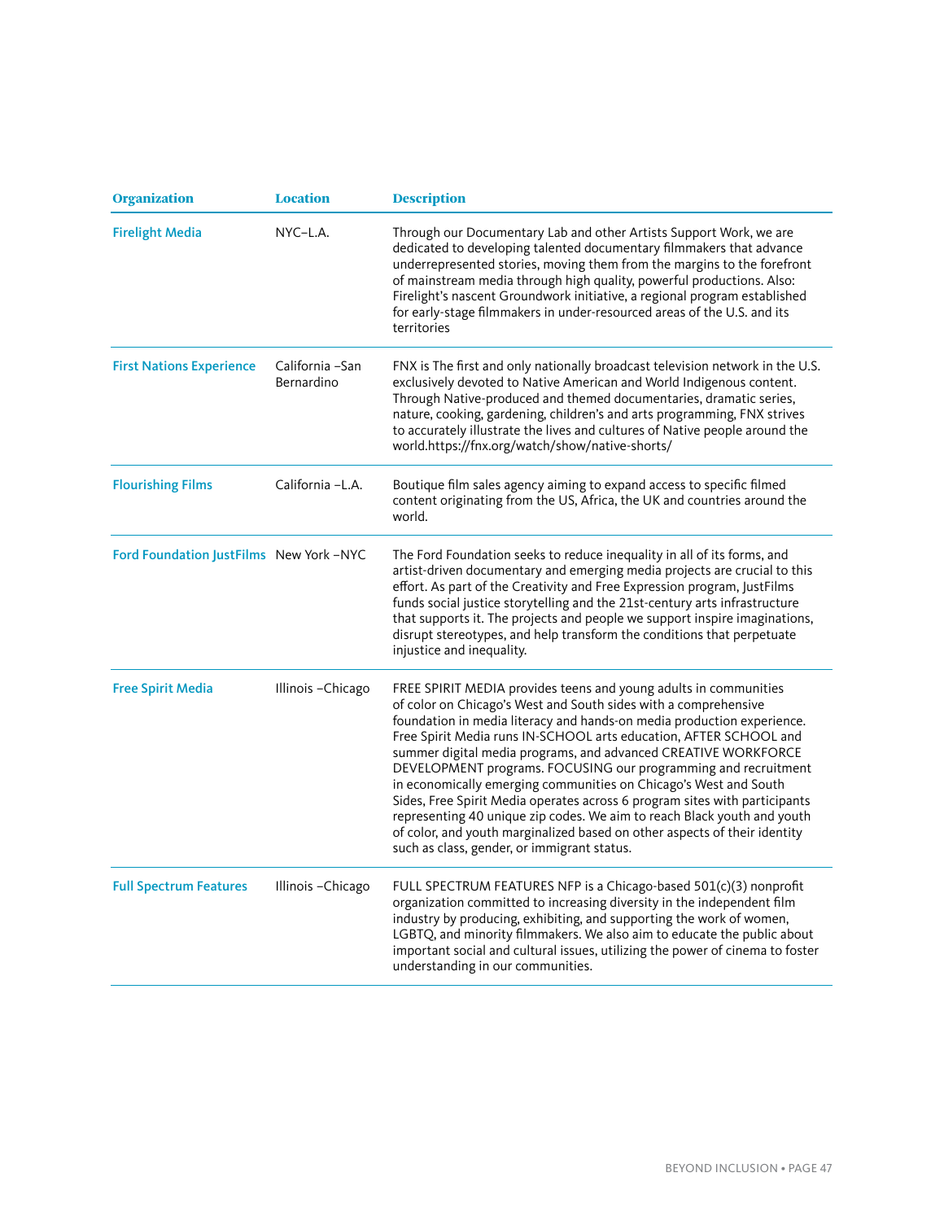| Organization | Location | Description |
|---|---|---|
| Firelight Media | NYC–L.A. | Through our Documentary Lab and other Artists Support Work, we are dedicated to developing talented documentary filmmakers that advance underrepresented stories, moving them from the margins to the forefront of mainstream media through high quality, powerful productions. Also: Firelight's nascent Groundwork initiative, a regional program established for early-stage filmmakers in under-resourced areas of the U.S. and its territories |
| First Nations Experience | California –San Bernardino | FNX is The first and only nationally broadcast television network in the U.S. exclusively devoted to Native American and World Indigenous content. Through Native-produced and themed documentaries, dramatic series, nature, cooking, gardening, children's and arts programming, FNX strives to accurately illustrate the lives and cultures of Native people around the world.https://fnx.org/watch/show/native-shorts/ |
| Flourishing Films | California –L.A. | Boutique film sales agency aiming to expand access to specific filmed content originating from the US, Africa, the UK and countries around the world. |
| Ford Foundation JustFilms | New York –NYC | The Ford Foundation seeks to reduce inequality in all of its forms, and artist-driven documentary and emerging media projects are crucial to this effort. As part of the Creativity and Free Expression program, JustFilms funds social justice storytelling and the 21st-century arts infrastructure that supports it. The projects and people we support inspire imaginations, disrupt stereotypes, and help transform the conditions that perpetuate injustice and inequality. |
| Free Spirit Media | Illinois –Chicago | FREE SPIRIT MEDIA provides teens and young adults in communities of color on Chicago's West and South sides with a comprehensive foundation in media literacy and hands-on media production experience. Free Spirit Media runs IN-SCHOOL arts education, AFTER SCHOOL and summer digital media programs, and advanced CREATIVE WORKFORCE DEVELOPMENT programs. FOCUSING our programming and recruitment in economically emerging communities on Chicago's West and South Sides, Free Spirit Media operates across 6 program sites with participants representing 40 unique zip codes. We aim to reach Black youth and youth of color, and youth marginalized based on other aspects of their identity such as class, gender, or immigrant status. |
| Full Spectrum Features | Illinois –Chicago | FULL SPECTRUM FEATURES NFP is a Chicago-based 501(c)(3) nonprofit organization committed to increasing diversity in the independent film industry by producing, exhibiting, and supporting the work of women, LGBTQ, and minority filmmakers. We also aim to educate the public about important social and cultural issues, utilizing the power of cinema to foster understanding in our communities. |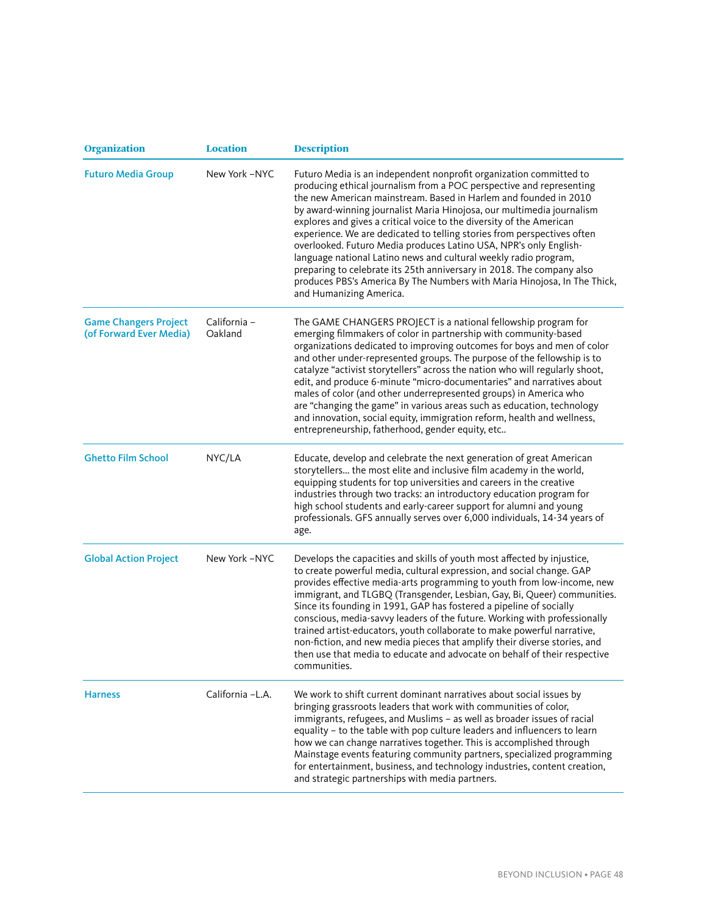| Organization | Location | Description |
|---|---|---|
| Futuro Media Group | New York –NYC | Futuro Media is an independent nonprofit organization committed to producing ethical journalism from a POC perspective and representing the new American mainstream. Based in Harlem and founded in 2010 by award-winning journalist Maria Hinojosa, our multimedia journalism explores and gives a critical voice to the diversity of the American experience. We are dedicated to telling stories from perspectives often overlooked. Futuro Media produces Latino USA, NPR's only English-language national Latino news and cultural weekly radio program, preparing to celebrate its 25th anniversary in 2018. The company also produces PBS's America By The Numbers with Maria Hinojosa, In The Thick, and Humanizing America. |
| Game Changers Project (of Forward Ever Media) | California – Oakland | The GAME CHANGERS PROJECT is a national fellowship program for emerging filmmakers of color in partnership with community-based organizations dedicated to improving outcomes for boys and men of color and other under-represented groups. The purpose of the fellowship is to catalyze "activist storytellers" across the nation who will regularly shoot, edit, and produce 6-minute "micro-documentaries" and narratives about males of color (and other underrepresented groups) in America who are "changing the game" in various areas such as education, technology and innovation, social equity, immigration reform, health and wellness, entrepreneurship, fatherhood, gender equity, etc.. |
| Ghetto Film School | NYC/LA | Educate, develop and celebrate the next generation of great American storytellers... the most elite and inclusive film academy in the world, equipping students for top universities and careers in the creative industries through two tracks: an introductory education program for high school students and early-career support for alumni and young professionals. GFS annually serves over 6,000 individuals, 14-34 years of age. |
| Global Action Project | New York –NYC | Develops the capacities and skills of youth most affected by injustice, to create powerful media, cultural expression, and social change. GAP provides effective media-arts programming to youth from low-income, new immigrant, and TLGBQ (Transgender, Lesbian, Gay, Bi, Queer) communities. Since its founding in 1991, GAP has fostered a pipeline of socially conscious, media-savvy leaders of the future. Working with professionally trained artist-educators, youth collaborate to make powerful narrative, non-fiction, and new media pieces that amplify their diverse stories, and then use that media to educate and advocate on behalf of their respective communities. |
| Harness | California –L.A. | We work to shift current dominant narratives about social issues by bringing grassroots leaders that work with communities of color, immigrants, refugees, and Muslims – as well as broader issues of racial equality – to the table with pop culture leaders and influencers to learn how we can change narratives together. This is accomplished through Mainstage events featuring community partners, specialized programming for entertainment, business, and technology industries, content creation, and strategic partnerships with media partners. |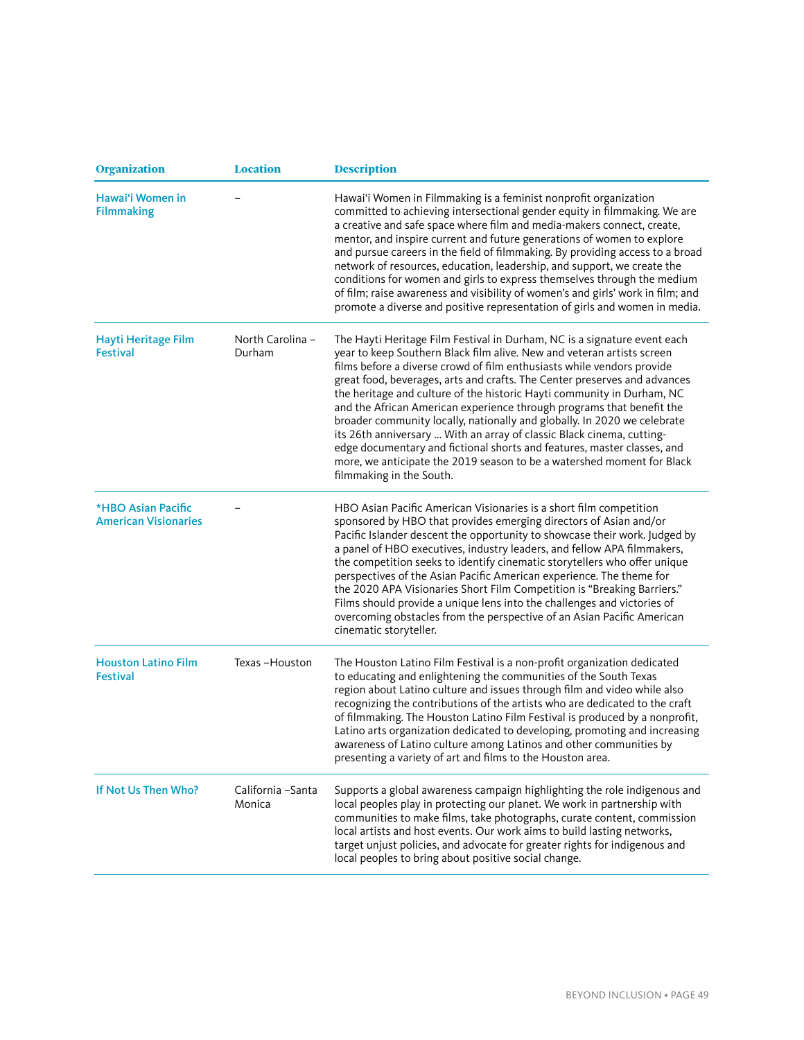| Organization | Location | Description |
|---|---|---|
| Hawai'i Women in Filmmaking | – | Hawai'i Women in Filmmaking is a feminist nonprofit organization committed to achieving intersectional gender equity in filmmaking. We are a creative and safe space where film and media-makers connect, create, mentor, and inspire current and future generations of women to explore and pursue careers in the field of filmmaking. By providing access to a broad network of resources, education, leadership, and support, we create the conditions for women and girls to express themselves through the medium of film; raise awareness and visibility of women's and girls' work in film; and promote a diverse and positive representation of girls and women in media. |
| Hayti Heritage Film Festival | North Carolina – Durham | The Hayti Heritage Film Festival in Durham, NC is a signature event each year to keep Southern Black film alive. New and veteran artists screen films before a diverse crowd of film enthusiasts while vendors provide great food, beverages, arts and crafts. The Center preserves and advances the heritage and culture of the historic Hayti community in Durham, NC and the African American experience through programs that benefit the broader community locally, nationally and globally. In 2020 we celebrate its 26th anniversary ... With an array of classic Black cinema, cutting-edge documentary and fictional shorts and features, master classes, and more, we anticipate the 2019 season to be a watershed moment for Black filmmaking in the South. |
| *HBO Asian Pacific American Visionaries | – | HBO Asian Pacific American Visionaries is a short film competition sponsored by HBO that provides emerging directors of Asian and/or Pacific Islander descent the opportunity to showcase their work. Judged by a panel of HBO executives, industry leaders, and fellow APA filmmakers, the competition seeks to identify cinematic storytellers who offer unique perspectives of the Asian Pacific American experience. The theme for the 2020 APA Visionaries Short Film Competition is "Breaking Barriers." Films should provide a unique lens into the challenges and victories of overcoming obstacles from the perspective of an Asian Pacific American cinematic storyteller. |
| Houston Latino Film Festival | Texas –Houston | The Houston Latino Film Festival is a non-profit organization dedicated to educating and enlightening the communities of the South Texas region about Latino culture and issues through film and video while also recognizing the contributions of the artists who are dedicated to the craft of filmmaking. The Houston Latino Film Festival is produced by a nonprofit, Latino arts organization dedicated to developing, promoting and increasing awareness of Latino culture among Latinos and other communities by presenting a variety of art and films to the Houston area. |
| If Not Us Then Who? | California –Santa Monica | Supports a global awareness campaign highlighting the role indigenous and local peoples play in protecting our planet. We work in partnership with communities to make films, take photographs, curate content, commission local artists and host events. Our work aims to build lasting networks, target unjust policies, and advocate for greater rights for indigenous and local peoples to bring about positive social change. |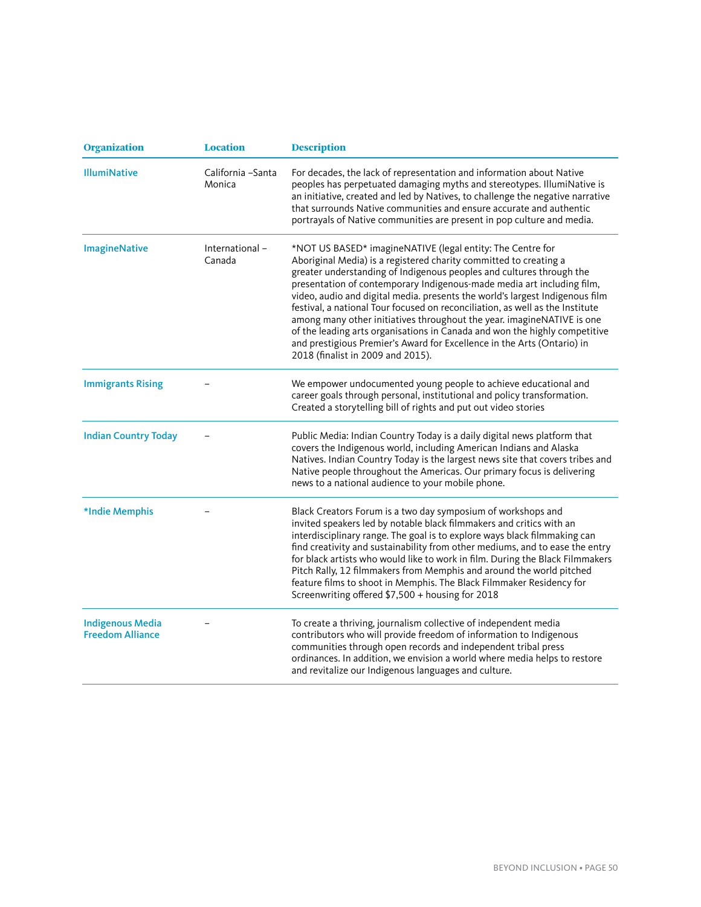| Organization | Location | Description |
|---|---|---|
| IllumiNative | California –Santa Monica | For decades, the lack of representation and information about Native peoples has perpetuated damaging myths and stereotypes. IllumiNative is an initiative, created and led by Natives, to challenge the negative narrative that surrounds Native communities and ensure accurate and authentic portrayals of Native communities are present in pop culture and media. |
| ImagineNative | International – Canada | *NOT US BASED* imagineNATIVE (legal entity: The Centre for Aboriginal Media) is a registered charity committed to creating a greater understanding of Indigenous peoples and cultures through the presentation of contemporary Indigenous-made media art including film, video, audio and digital media. presents the world's largest Indigenous film festival, a national Tour focused on reconciliation, as well as the Institute among many other initiatives throughout the year. imagineNATIVE is one of the leading arts organisations in Canada and won the highly competitive and prestigious Premier's Award for Excellence in the Arts (Ontario) in 2018 (finalist in 2009 and 2015). |
| Immigrants Rising | – | We empower undocumented young people to achieve educational and career goals through personal, institutional and policy transformation. Created a storytelling bill of rights and put out video stories |
| Indian Country Today | – | Public Media: Indian Country Today is a daily digital news platform that covers the Indigenous world, including American Indians and Alaska Natives. Indian Country Today is the largest news site that covers tribes and Native people throughout the Americas. Our primary focus is delivering news to a national audience to your mobile phone. |
| *Indie Memphis | – | Black Creators Forum is a two day symposium of workshops and invited speakers led by notable black filmmakers and critics with an interdisciplinary range. The goal is to explore ways black filmmaking can find creativity and sustainability from other mediums, and to ease the entry for black artists who would like to work in film. During the Black Filmmakers Pitch Rally, 12 filmmakers from Memphis and around the world pitched feature films to shoot in Memphis. The Black Filmmaker Residency for Screenwriting offered $7,500 + housing for 2018 |
| Indigenous Media Freedom Alliance | – | To create a thriving, journalism collective of independent media contributors who will provide freedom of information to Indigenous communities through open records and independent tribal press ordinances. In addition, we envision a world where media helps to restore and revitalize our Indigenous languages and culture. |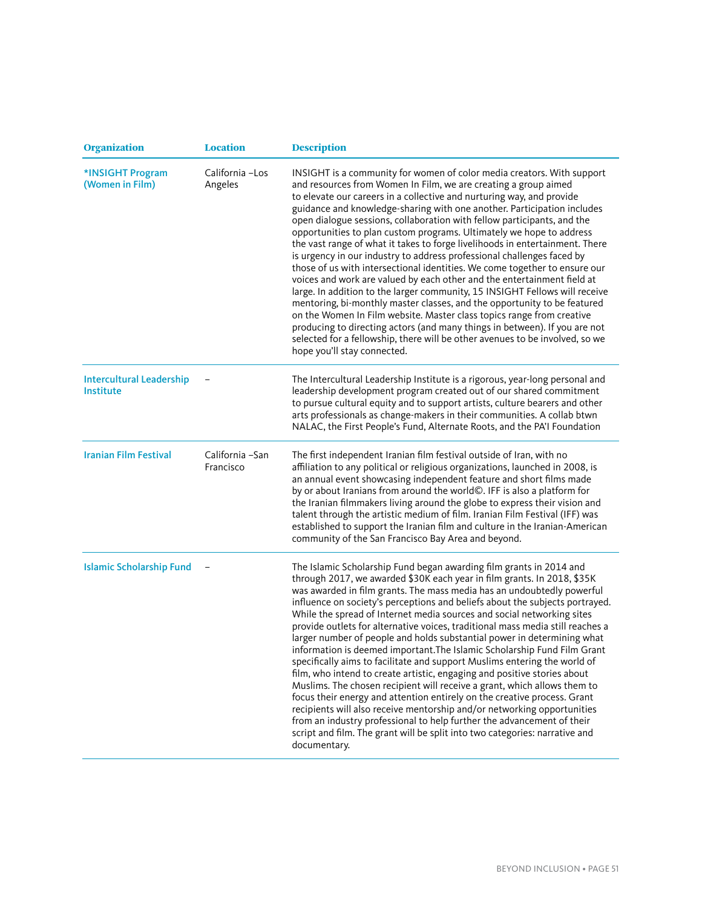| Organization | Location | Description |
|---|---|---|
| *INSIGHT Program (Women in Film) | California –Los Angeles | INSIGHT is a community for women of color media creators. With support and resources from Women In Film, we are creating a group aimed to elevate our careers in a collective and nurturing way, and provide guidance and knowledge-sharing with one another. Participation includes open dialogue sessions, collaboration with fellow participants, and the opportunities to plan custom programs. Ultimately we hope to address the vast range of what it takes to forge livelihoods in entertainment. There is urgency in our industry to address professional challenges faced by those of us with intersectional identities. We come together to ensure our voices and work are valued by each other and the entertainment field at large. In addition to the larger community, 15 INSIGHT Fellows will receive mentoring, bi-monthly master classes, and the opportunity to be featured on the Women In Film website. Master class topics range from creative producing to directing actors (and many things in between). If you are not selected for a fellowship, there will be other avenues to be involved, so we hope you'll stay connected. |
| Intercultural Leadership Institute | – | The Intercultural Leadership Institute is a rigorous, year-long personal and leadership development program created out of our shared commitment to pursue cultural equity and to support artists, culture bearers and other arts professionals as change-makers in their communities. A collab btwn NALAC, the First People's Fund, Alternate Roots, and the PA'I Foundation |
| Iranian Film Festival | California –San Francisco | The first independent Iranian film festival outside of Iran, with no affiliation to any political or religious organizations, launched in 2008, is an annual event showcasing independent feature and short films made by or about Iranians from around the world©. IFF is also a platform for the Iranian filmmakers living around the globe to express their vision and talent through the artistic medium of film. Iranian Film Festival (IFF) was established to support the Iranian film and culture in the Iranian-American community of the San Francisco Bay Area and beyond. |
| Islamic Scholarship Fund | – | The Islamic Scholarship Fund began awarding film grants in 2014 and through 2017, we awarded $30K each year in film grants. In 2018, $35K was awarded in film grants. The mass media has an undoubtedly powerful influence on society's perceptions and beliefs about the subjects portrayed. While the spread of Internet media sources and social networking sites provide outlets for alternative voices, traditional mass media still reaches a larger number of people and holds substantial power in determining what information is deemed important.The Islamic Scholarship Fund Film Grant specifically aims to facilitate and support Muslims entering the world of film, who intend to create artistic, engaging and positive stories about Muslims. The chosen recipient will receive a grant, which allows them to focus their energy and attention entirely on the creative process. Grant recipients will also receive mentorship and/or networking opportunities from an industry professional to help further the advancement of their script and film. The grant will be split into two categories: narrative and documentary. |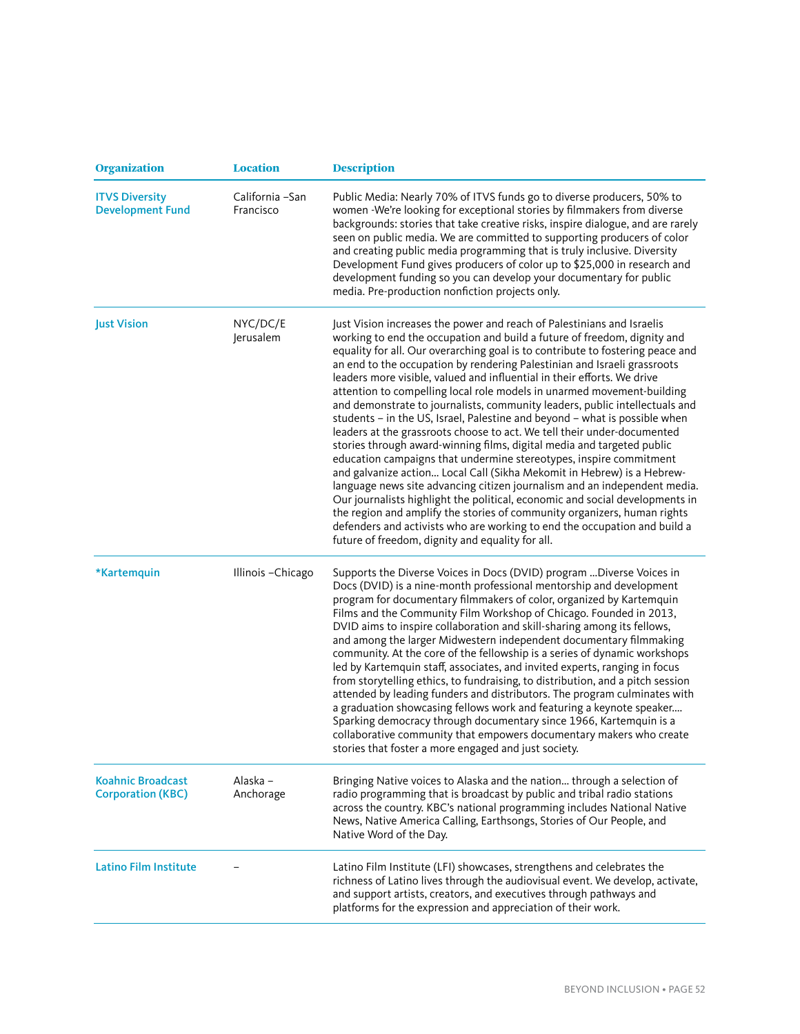| Organization | Location | Description |
|---|---|---|
| ITVS Diversity Development Fund | California –San Francisco | Public Media: Nearly 70% of ITVS funds go to diverse producers, 50% to women -We're looking for exceptional stories by filmmakers from diverse backgrounds: stories that take creative risks, inspire dialogue, and are rarely seen on public media. We are committed to supporting producers of color and creating public media programming that is truly inclusive. Diversity Development Fund gives producers of color up to $25,000 in research and development funding so you can develop your documentary for public media. Pre-production nonfiction projects only. |
| Just Vision | NYC/DC/E Jerusalem | Just Vision increases the power and reach of Palestinians and Israelis working to end the occupation and build a future of freedom, dignity and equality for all. Our overarching goal is to contribute to fostering peace and an end to the occupation by rendering Palestinian and Israeli grassroots leaders more visible, valued and influential in their efforts. We drive attention to compelling local role models in unarmed movement-building and demonstrate to journalists, community leaders, public intellectuals and students – in the US, Israel, Palestine and beyond – what is possible when leaders at the grassroots choose to act. We tell their under-documented stories through award-winning films, digital media and targeted public education campaigns that undermine stereotypes, inspire commitment and galvanize action... Local Call (Sikha Mekomit in Hebrew) is a Hebrew-language news site advancing citizen journalism and an independent media. Our journalists highlight the political, economic and social developments in the region and amplify the stories of community organizers, human rights defenders and activists who are working to end the occupation and build a future of freedom, dignity and equality for all. |
| *Kartemquin | Illinois –Chicago | Supports the Diverse Voices in Docs (DVID) program ...Diverse Voices in Docs (DVID) is a nine-month professional mentorship and development program for documentary filmmakers of color, organized by Kartemquin Films and the Community Film Workshop of Chicago. Founded in 2013, DVID aims to inspire collaboration and skill-sharing among its fellows, and among the larger Midwestern independent documentary filmmaking community. At the core of the fellowship is a series of dynamic workshops led by Kartemquin staff, associates, and invited experts, ranging in focus from storytelling ethics, to fundraising, to distribution, and a pitch session attended by leading funders and distributors. The program culminates with a graduation showcasing fellows work and featuring a keynote speaker.... Sparking democracy through documentary since 1966, Kartemquin is a collaborative community that empowers documentary makers who create stories that foster a more engaged and just society. |
| Koahnic Broadcast Corporation (KBC) | Alaska – Anchorage | Bringing Native voices to Alaska and the nation... through a selection of radio programming that is broadcast by public and tribal radio stations across the country. KBC's national programming includes National Native News, Native America Calling, Earthsongs, Stories of Our People, and Native Word of the Day. |
| Latino Film Institute | – | Latino Film Institute (LFI) showcases, strengthens and celebrates the richness of Latino lives through the audiovisual event. We develop, activate, and support artists, creators, and executives through pathways and platforms for the expression and appreciation of their work. |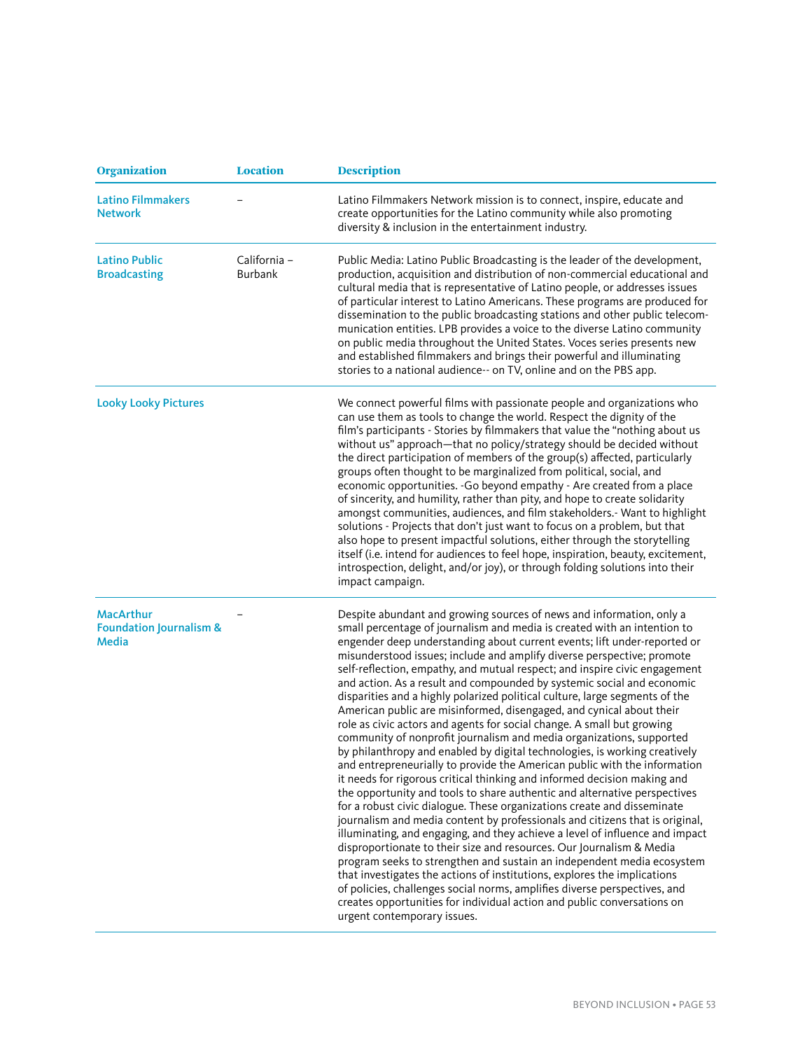| Organization | Location | Description |
| --- | --- | --- |
| Latino Filmmakers Network | – | Latino Filmmakers Network mission is to connect, inspire, educate and create opportunities for the Latino community while also promoting diversity & inclusion in the entertainment industry. |
| Latino Public Broadcasting | California – Burbank | Public Media: Latino Public Broadcasting is the leader of the development, production, acquisition and distribution of non-commercial educational and cultural media that is representative of Latino people, or addresses issues of particular interest to Latino Americans. These programs are produced for dissemination to the public broadcasting stations and other public telecommunication entities. LPB provides a voice to the diverse Latino community on public media throughout the United States. Voces series presents new and established filmmakers and brings their powerful and illuminating stories to a national audience-- on TV, online and on the PBS app. |
| Looky Looky Pictures | | We connect powerful films with passionate people and organizations who can use them as tools to change the world. Respect the dignity of the film's participants - Stories by filmmakers that value the "nothing about us without us" approach—that no policy/strategy should be decided without the direct participation of members of the group(s) affected, particularly groups often thought to be marginalized from political, social, and economic opportunities. -Go beyond empathy - Are created from a place of sincerity, and humility, rather than pity, and hope to create solidarity amongst communities, audiences, and film stakeholders.- Want to highlight solutions - Projects that don't just want to focus on a problem, but that also hope to present impactful solutions, either through the storytelling itself (i.e. intend for audiences to feel hope, inspiration, beauty, excitement, introspection, delight, and/or joy), or through folding solutions into their impact campaign. |
| MacArthur Foundation Journalism & Media | – | Despite abundant and growing sources of news and information, only a small percentage of journalism and media is created with an intention to engender deep understanding about current events; lift under-reported or misunderstood issues; include and amplify diverse perspective; promote self-reflection, empathy, and mutual respect; and inspire civic engagement and action. As a result and compounded by systemic social and economic disparities and a highly polarized political culture, large segments of the American public are misinformed, disengaged, and cynical about their role as civic actors and agents for social change. A small but growing community of nonprofit journalism and media organizations, supported by philanthropy and enabled by digital technologies, is working creatively and entrepreneurially to provide the American public with the information it needs for rigorous critical thinking and informed decision making and the opportunity and tools to share authentic and alternative perspectives for a robust civic dialogue. These organizations create and disseminate journalism and media content by professionals and citizens that is original, illuminating, and engaging, and they achieve a level of influence and impact disproportionate to their size and resources. Our Journalism & Media program seeks to strengthen and sustain an independent media ecosystem that investigates the actions of institutions, explores the implications of policies, challenges social norms, amplifies diverse perspectives, and creates opportunities for individual action and public conversations on urgent contemporary issues. |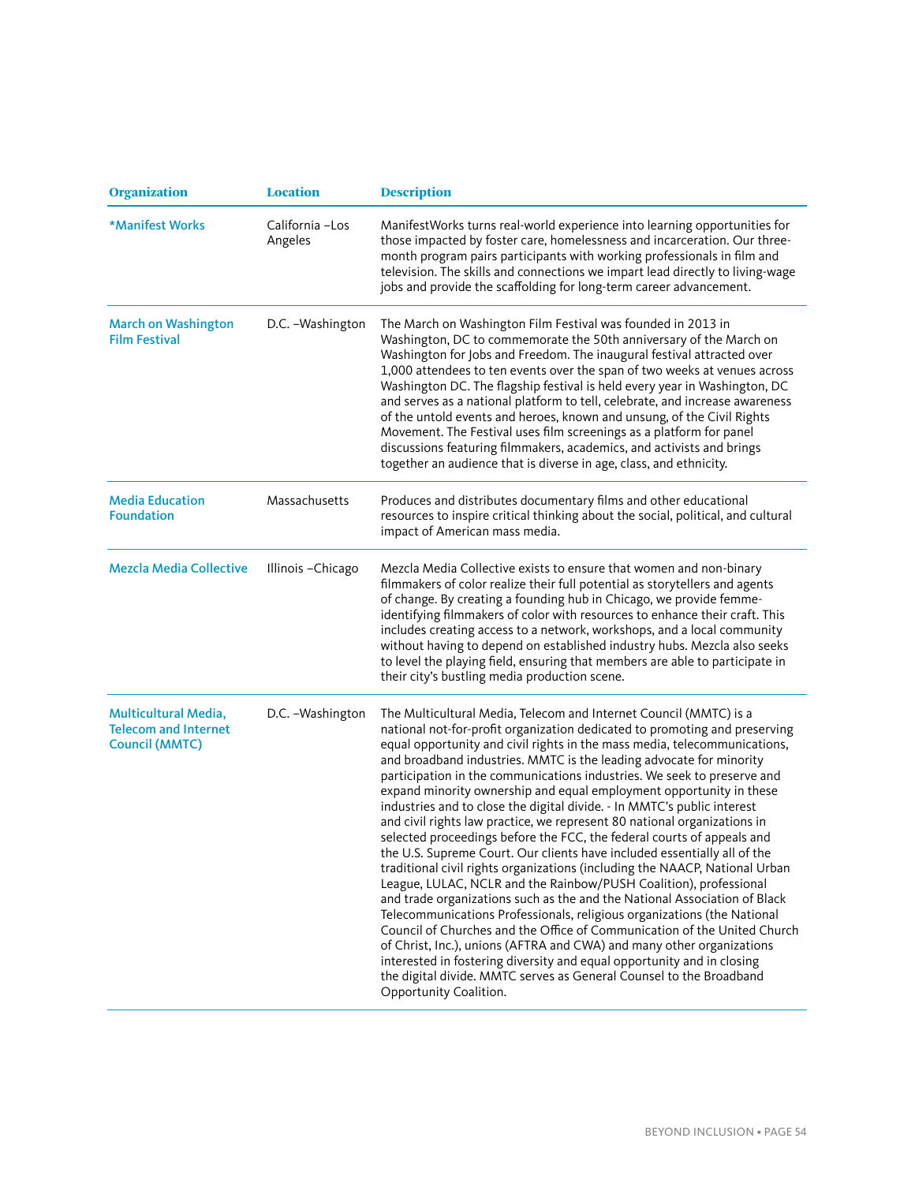| Organization | Location | Description |
|---|---|---|
| *Manifest Works | California –Los Angeles | ManifestWorks turns real-world experience into learning opportunities for those impacted by foster care, homelessness and incarceration. Our three-month program pairs participants with working professionals in film and television. The skills and connections we impart lead directly to living-wage jobs and provide the scaffolding for long-term career advancement. |
| March on Washington Film Festival | D.C. –Washington | The March on Washington Film Festival was founded in 2013 in Washington, DC to commemorate the 50th anniversary of the March on Washington for Jobs and Freedom. The inaugural festival attracted over 1,000 attendees to ten events over the span of two weeks at venues across Washington DC. The flagship festival is held every year in Washington, DC and serves as a national platform to tell, celebrate, and increase awareness of the untold events and heroes, known and unsung, of the Civil Rights Movement. The Festival uses film screenings as a platform for panel discussions featuring filmmakers, academics, and activists and brings together an audience that is diverse in age, class, and ethnicity. |
| Media Education Foundation | Massachusetts | Produces and distributes documentary films and other educational resources to inspire critical thinking about the social, political, and cultural impact of American mass media. |
| Mezcla Media Collective | Illinois –Chicago | Mezcla Media Collective exists to ensure that women and non-binary filmmakers of color realize their full potential as storytellers and agents of change. By creating a founding hub in Chicago, we provide femme-identifying filmmakers of color with resources to enhance their craft. This includes creating access to a network, workshops, and a local community without having to depend on established industry hubs. Mezcla also seeks to level the playing field, ensuring that members are able to participate in their city's bustling media production scene. |
| Multicultural Media, Telecom and Internet Council (MMTC) | D.C. –Washington | The Multicultural Media, Telecom and Internet Council (MMTC) is a national not-for-profit organization dedicated to promoting and preserving equal opportunity and civil rights in the mass media, telecommunications, and broadband industries. MMTC is the leading advocate for minority participation in the communications industries. We seek to preserve and expand minority ownership and equal employment opportunity in these industries and to close the digital divide. - In MMTC's public interest and civil rights law practice, we represent 80 national organizations in selected proceedings before the FCC, the federal courts of appeals and the U.S. Supreme Court. Our clients have included essentially all of the traditional civil rights organizations (including the NAACP, National Urban League, LULAC, NCLR and the Rainbow/PUSH Coalition), professional and trade organizations such as the and the National Association of Black Telecommunications Professionals, religious organizations (the National Council of Churches and the Office of Communication of the United Church of Christ, Inc.), unions (AFTRA and CWA) and many other organizations interested in fostering diversity and equal opportunity and in closing the digital divide. MMTC serves as General Counsel to the Broadband Opportunity Coalition. |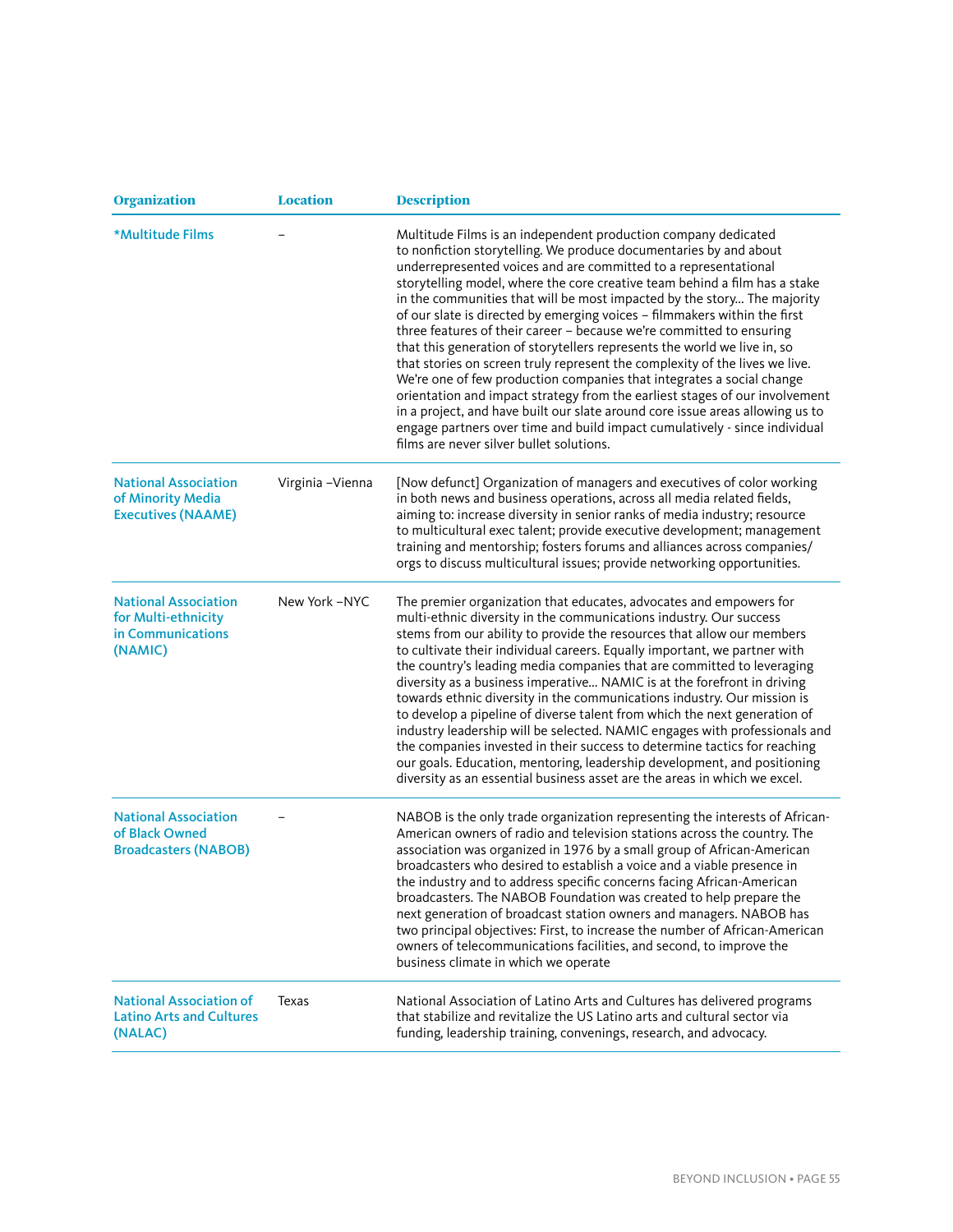| Organization | Location | Description |
|---|---|---|
| *Multitude Films | – | Multitude Films is an independent production company dedicated to nonfiction storytelling. We produce documentaries by and about underrepresented voices and are committed to a representational storytelling model, where the core creative team behind a film has a stake in the communities that will be most impacted by the story... The majority of our slate is directed by emerging voices – filmmakers within the first three features of their career – because we're committed to ensuring that this generation of storytellers represents the world we live in, so that stories on screen truly represent the complexity of the lives we live. We're one of few production companies that integrates a social change orientation and impact strategy from the earliest stages of our involvement in a project, and have built our slate around core issue areas allowing us to engage partners over time and build impact cumulatively - since individual films are never silver bullet solutions. |
| National Association of Minority Media Executives (NAAME) | Virginia –Vienna | [Now defunct] Organization of managers and executives of color working in both news and business operations, across all media related fields, aiming to: increase diversity in senior ranks of media industry; resource to multicultural exec talent; provide executive development; management training and mentorship; fosters forums and alliances across companies/orgs to discuss multicultural issues; provide networking opportunities. |
| National Association for Multi-ethnicity in Communications (NAMIC) | New York –NYC | The premier organization that educates, advocates and empowers for multi-ethnic diversity in the communications industry. Our success stems from our ability to provide the resources that allow our members to cultivate their individual careers. Equally important, we partner with the country's leading media companies that are committed to leveraging diversity as a business imperative... NAMIC is at the forefront in driving towards ethnic diversity in the communications industry. Our mission is to develop a pipeline of diverse talent from which the next generation of industry leadership will be selected. NAMIC engages with professionals and the companies invested in their success to determine tactics for reaching our goals. Education, mentoring, leadership development, and positioning diversity as an essential business asset are the areas in which we excel. |
| National Association of Black Owned Broadcasters (NABOB) | – | NABOB is the only trade organization representing the interests of African-American owners of radio and television stations across the country. The association was organized in 1976 by a small group of African-American broadcasters who desired to establish a voice and a viable presence in the industry and to address specific concerns facing African-American broadcasters. The NABOB Foundation was created to help prepare the next generation of broadcast station owners and managers. NABOB has two principal objectives: First, to increase the number of African-American owners of telecommunications facilities, and second, to improve the business climate in which we operate |
| National Association of Latino Arts and Cultures (NALAC) | Texas | National Association of Latino Arts and Cultures has delivered programs that stabilize and revitalize the US Latino arts and cultural sector via funding, leadership training, convenings, research, and advocacy. |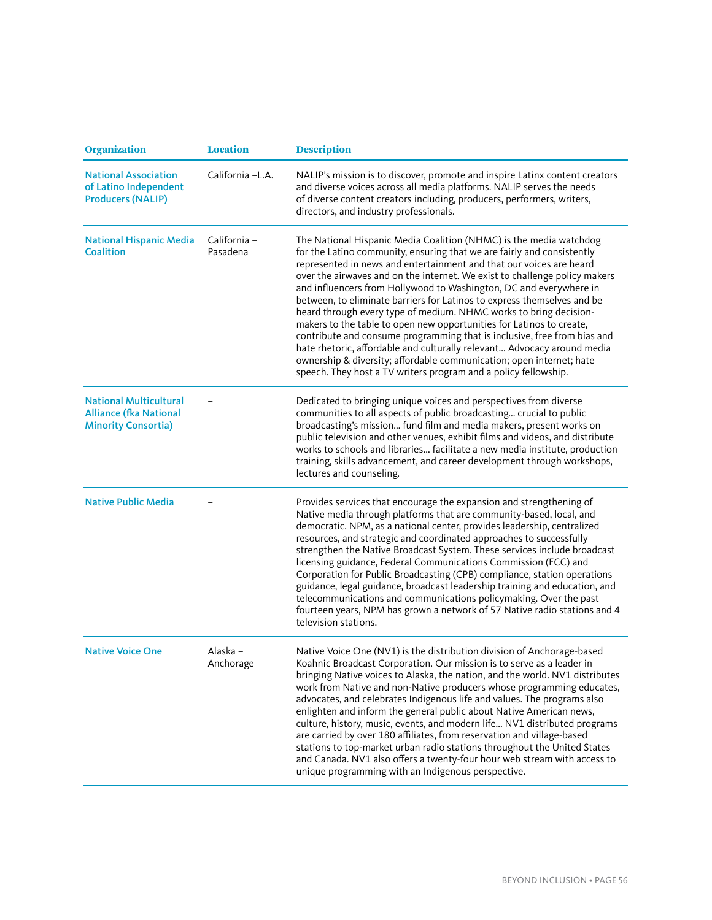| Organization | Location | Description |
| --- | --- | --- |
| National Association of Latino Independent Producers (NALIP) | California –L.A. | NALIP's mission is to discover, promote and inspire Latinx content creators and diverse voices across all media platforms. NALIP serves the needs of diverse content creators including, producers, performers, writers, directors, and industry professionals. |
| National Hispanic Media Coalition | California – Pasadena | The National Hispanic Media Coalition (NHMC) is the media watchdog for the Latino community, ensuring that we are fairly and consistently represented in news and entertainment and that our voices are heard over the airwaves and on the internet. We exist to challenge policy makers and influencers from Hollywood to Washington, DC and everywhere in between, to eliminate barriers for Latinos to express themselves and be heard through every type of medium. NHMC works to bring decision-makers to the table to open new opportunities for Latinos to create, contribute and consume programming that is inclusive, free from bias and hate rhetoric, affordable and culturally relevant… Advocacy around media ownership & diversity; affordable communication; open internet; hate speech. They host a TV writers program and a policy fellowship. |
| National Multicultural Alliance (fka National Minority Consortia) | – | Dedicated to bringing unique voices and perspectives from diverse communities to all aspects of public broadcasting… crucial to public broadcasting's mission… fund film and media makers, present works on public television and other venues, exhibit films and videos, and distribute works to schools and libraries… facilitate a new media institute, production training, skills advancement, and career development through workshops, lectures and counseling. |
| Native Public Media | – | Provides services that encourage the expansion and strengthening of Native media through platforms that are community-based, local, and democratic. NPM, as a national center, provides leadership, centralized resources, and strategic and coordinated approaches to successfully strengthen the Native Broadcast System. These services include broadcast licensing guidance, Federal Communications Commission (FCC) and Corporation for Public Broadcasting (CPB) compliance, station operations guidance, legal guidance, broadcast leadership training and education, and telecommunications and communications policymaking. Over the past fourteen years, NPM has grown a network of 57 Native radio stations and 4 television stations. |
| Native Voice One | Alaska – Anchorage | Native Voice One (NV1) is the distribution division of Anchorage-based Koahnic Broadcast Corporation. Our mission is to serve as a leader in bringing Native voices to Alaska, the nation, and the world. NV1 distributes work from Native and non-Native producers whose programming educates, advocates, and celebrates Indigenous life and values. The programs also enlighten and inform the general public about Native American news, culture, history, music, events, and modern life… NV1 distributed programs are carried by over 180 affiliates, from reservation and village-based stations to top-market urban radio stations throughout the United States and Canada. NV1 also offers a twenty-four hour web stream with access to unique programming with an Indigenous perspective. |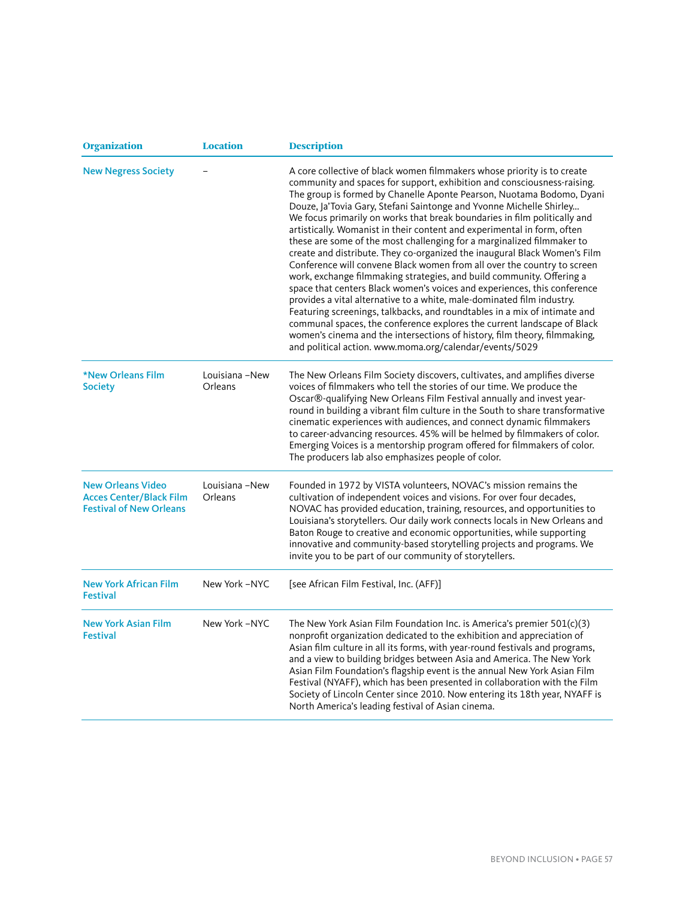| Organization | Location | Description |
| --- | --- | --- |
| New Negress Society | – | A core collective of black women filmmakers whose priority is to create community and spaces for support, exhibition and consciousness-raising. The group is formed by Chanelle Aponte Pearson, Nuotama Bodomo, Dyani Douze, Ja'Tovia Gary, Stefani Saintonge and Yvonne Michelle Shirley... We focus primarily on works that break boundaries in film politically and artistically. Womanist in their content and experimental in form, often these are some of the most challenging for a marginalized filmmaker to create and distribute. They co-organized the inaugural Black Women's Film Conference will convene Black women from all over the country to screen work, exchange filmmaking strategies, and build community. Offering a space that centers Black women's voices and experiences, this conference provides a vital alternative to a white, male-dominated film industry. Featuring screenings, talkbacks, and roundtables in a mix of intimate and communal spaces, the conference explores the current landscape of Black women's cinema and the intersections of history, film theory, filmmaking, and political action. www.moma.org/calendar/events/5029 |
| *New Orleans Film Society | Louisiana –New Orleans | The New Orleans Film Society discovers, cultivates, and amplifies diverse voices of filmmakers who tell the stories of our time. We produce the Oscar®-qualifying New Orleans Film Festival annually and invest year-round in building a vibrant film culture in the South to share transformative cinematic experiences with audiences, and connect dynamic filmmakers to career-advancing resources. 45% will be helmed by filmmakers of color. Emerging Voices is a mentorship program offered for filmmakers of color. The producers lab also emphasizes people of color. |
| New Orleans Video Acces Center/Black Film Festival of New Orleans | Louisiana –New Orleans | Founded in 1972 by VISTA volunteers, NOVAC's mission remains the cultivation of independent voices and visions. For over four decades, NOVAC has provided education, training, resources, and opportunities to Louisiana's storytellers. Our daily work connects locals in New Orleans and Baton Rouge to creative and economic opportunities, while supporting innovative and community-based storytelling projects and programs. We invite you to be part of our community of storytellers. |
| New York African Film Festival | New York –NYC | [see African Film Festival, Inc. (AFF)] |
| New York Asian Film Festival | New York –NYC | The New York Asian Film Foundation Inc. is America's premier 501(c)(3) nonprofit organization dedicated to the exhibition and appreciation of Asian film culture in all its forms, with year-round festivals and programs, and a view to building bridges between Asia and America. The New York Asian Film Foundation's flagship event is the annual New York Asian Film Festival (NYAFF), which has been presented in collaboration with the Film Society of Lincoln Center since 2010. Now entering its 18th year, NYAFF is North America's leading festival of Asian cinema. |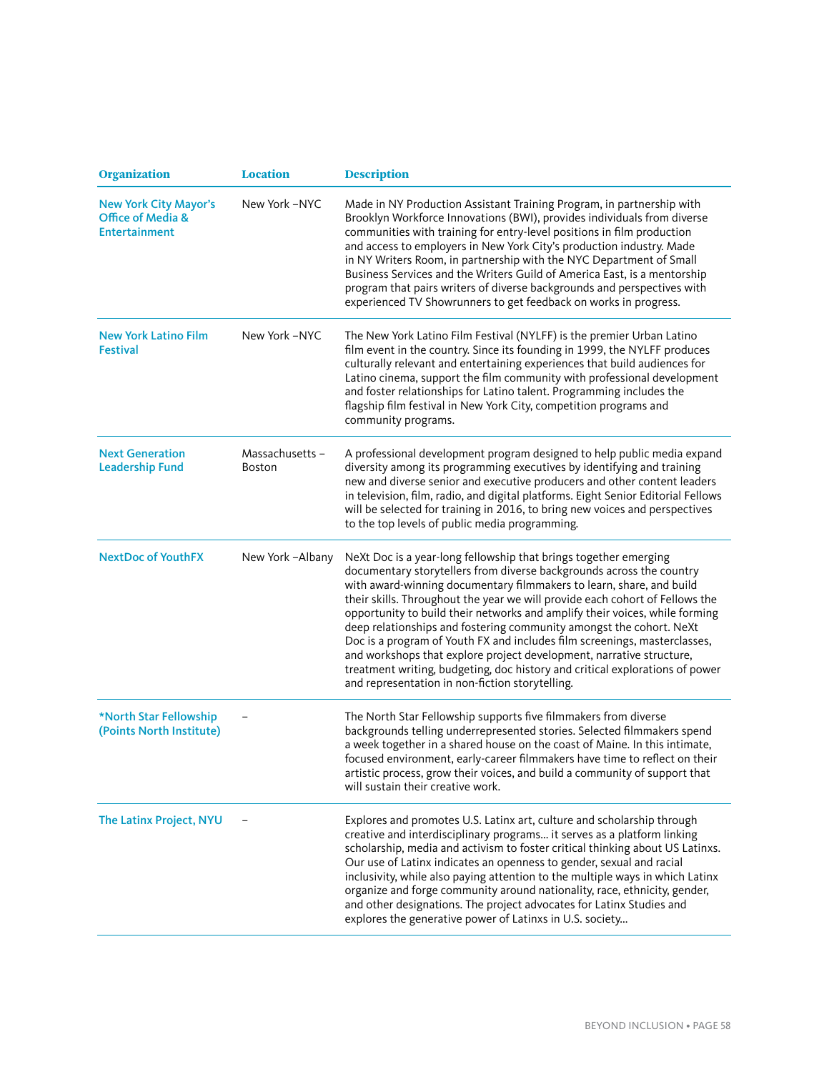| Organization | Location | Description |
|---|---|---|
| New York City Mayor's Office of Media & Entertainment | New York –NYC | Made in NY Production Assistant Training Program, in partnership with Brooklyn Workforce Innovations (BWI), provides individuals from diverse communities with training for entry-level positions in film production and access to employers in New York City's production industry. Made in NY Writers Room, in partnership with the NYC Department of Small Business Services and the Writers Guild of America East, is a mentorship program that pairs writers of diverse backgrounds and perspectives with experienced TV Showrunners to get feedback on works in progress. |
| New York Latino Film Festival | New York –NYC | The New York Latino Film Festival (NYLFF) is the premier Urban Latino film event in the country. Since its founding in 1999, the NYLFF produces culturally relevant and entertaining experiences that build audiences for Latino cinema, support the film community with professional development and foster relationships for Latino talent. Programming includes the flagship film festival in New York City, competition programs and community programs. |
| Next Generation Leadership Fund | Massachusetts – Boston | A professional development program designed to help public media expand diversity among its programming executives by identifying and training new and diverse senior and executive producers and other content leaders in television, film, radio, and digital platforms. Eight Senior Editorial Fellows will be selected for training in 2016, to bring new voices and perspectives to the top levels of public media programming. |
| NextDoc of YouthFX | New York –Albany | NeXt Doc is a year-long fellowship that brings together emerging documentary storytellers from diverse backgrounds across the country with award-winning documentary filmmakers to learn, share, and build their skills. Throughout the year we will provide each cohort of Fellows the opportunity to build their networks and amplify their voices, while forming deep relationships and fostering community amongst the cohort. NeXt Doc is a program of Youth FX and includes film screenings, masterclasses, and workshops that explore project development, narrative structure, treatment writing, budgeting, doc history and critical explorations of power and representation in non-fiction storytelling. |
| *North Star Fellowship (Points North Institute) | – | The North Star Fellowship supports five filmmakers from diverse backgrounds telling underrepresented stories. Selected filmmakers spend a week together in a shared house on the coast of Maine. In this intimate, focused environment, early-career filmmakers have time to reflect on their artistic process, grow their voices, and build a community of support that will sustain their creative work. |
| The Latinx Project, NYU | – | Explores and promotes U.S. Latinx art, culture and scholarship through creative and interdisciplinary programs... it serves as a platform linking scholarship, media and activism to foster critical thinking about US Latinxs. Our use of Latinx indicates an openness to gender, sexual and racial inclusivity, while also paying attention to the multiple ways in which Latinx organize and forge community around nationality, race, ethnicity, gender, and other designations. The project advocates for Latinx Studies and explores the generative power of Latinxs in U.S. society... |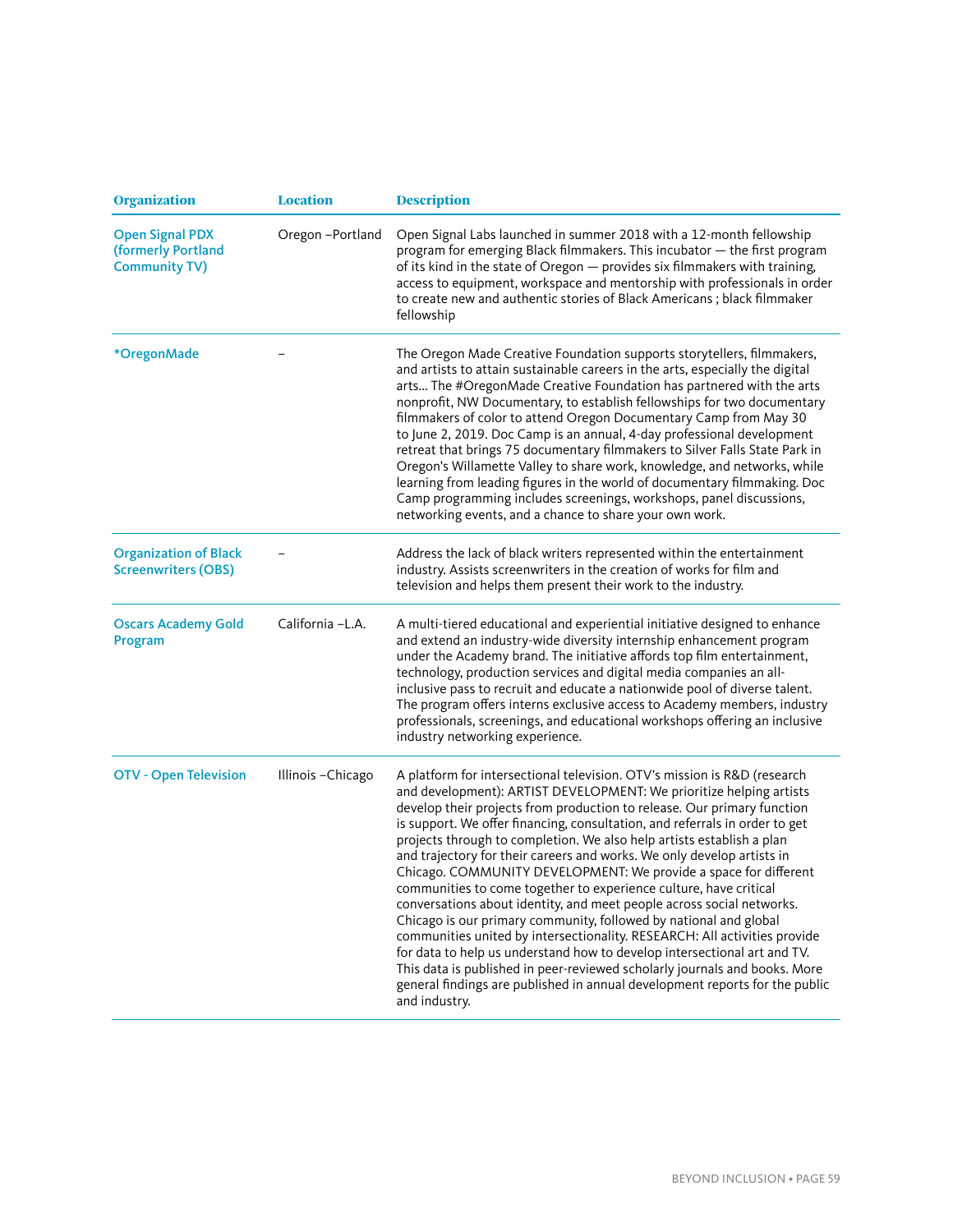| Organization | Location | Description |
|---|---|---|
| Open Signal PDX (formerly Portland Community TV) | Oregon –Portland | Open Signal Labs launched in summer 2018 with a 12-month fellowship program for emerging Black filmmakers. This incubator — the first program of its kind in the state of Oregon — provides six filmmakers with training, access to equipment, workspace and mentorship with professionals in order to create new and authentic stories of Black Americans ; black filmmaker fellowship |
| *OregonMade | – | The Oregon Made Creative Foundation supports storytellers, filmmakers, and artists to attain sustainable careers in the arts, especially the digital arts... The #OregonMade Creative Foundation has partnered with the arts nonprofit, NW Documentary, to establish fellowships for two documentary filmmakers of color to attend Oregon Documentary Camp from May 30 to June 2, 2019. Doc Camp is an annual, 4-day professional development retreat that brings 75 documentary filmmakers to Silver Falls State Park in Oregon's Willamette Valley to share work, knowledge, and networks, while learning from leading figures in the world of documentary filmmaking. Doc Camp programming includes screenings, workshops, panel discussions, networking events, and a chance to share your own work. |
| Organization of Black Screenwriters (OBS) | – | Address the lack of black writers represented within the entertainment industry. Assists screenwriters in the creation of works for film and television and helps them present their work to the industry. |
| Oscars Academy Gold Program | California –L.A. | A multi-tiered educational and experiential initiative designed to enhance and extend an industry-wide diversity internship enhancement program under the Academy brand. The initiative affords top film entertainment, technology, production services and digital media companies an all-inclusive pass to recruit and educate a nationwide pool of diverse talent. The program offers interns exclusive access to Academy members, industry professionals, screenings, and educational workshops offering an inclusive industry networking experience. |
| OTV - Open Television | Illinois –Chicago | A platform for intersectional television. OTV's mission is R&D (research and development): ARTIST DEVELOPMENT: We prioritize helping artists develop their projects from production to release. Our primary function is support. We offer financing, consultation, and referrals in order to get projects through to completion. We also help artists establish a plan and trajectory for their careers and works. We only develop artists in Chicago. COMMUNITY DEVELOPMENT: We provide a space for different communities to come together to experience culture, have critical conversations about identity, and meet people across social networks. Chicago is our primary community, followed by national and global communities united by intersectionality. RESEARCH: All activities provide for data to help us understand how to develop intersectional art and TV. This data is published in peer-reviewed scholarly journals and books. More general findings are published in annual development reports for the public and industry. |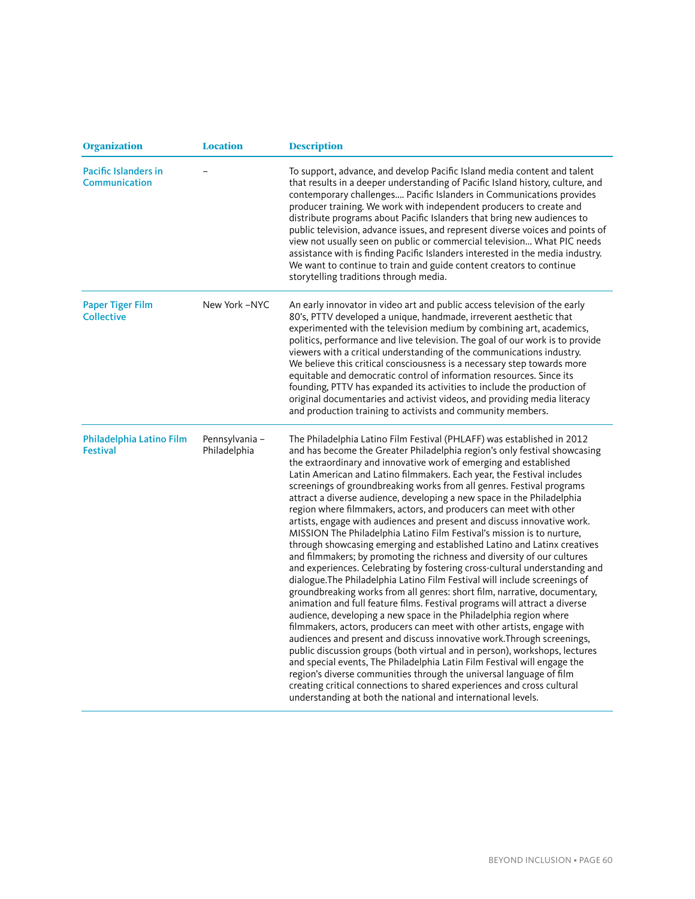| Organization | Location | Description |
|---|---|---|
| Pacific Islanders in Communication | – | To support, advance, and develop Pacific Island media content and talent that results in a deeper understanding of Pacific Island history, culture, and contemporary challenges…. Pacific Islanders in Communications provides producer training. We work with independent producers to create and distribute programs about Pacific Islanders that bring new audiences to public television, advance issues, and represent diverse voices and points of view not usually seen on public or commercial television… What PIC needs assistance with is finding Pacific Islanders interested in the media industry. We want to continue to train and guide content creators to continue storytelling traditions through media. |
| Paper Tiger Film Collective | New York –NYC | An early innovator in video art and public access television of the early 80's, PTTV developed a unique, handmade, irreverent aesthetic that experimented with the television medium by combining art, academics, politics, performance and live television. The goal of our work is to provide viewers with a critical understanding of the communications industry. We believe this critical consciousness is a necessary step towards more equitable and democratic control of information resources. Since its founding, PTTV has expanded its activities to include the production of original documentaries and activist videos, and providing media literacy and production training to activists and community members. |
| Philadelphia Latino Film Festival | Pennsylvania – Philadelphia | The Philadelphia Latino Film Festival (PHLAFF) was established in 2012 and has become the Greater Philadelphia region's only festival showcasing the extraordinary and innovative work of emerging and established Latin American and Latino filmmakers. Each year, the Festival includes screenings of groundbreaking works from all genres. Festival programs attract a diverse audience, developing a new space in the Philadelphia region where filmmakers, actors, and producers can meet with other artists, engage with audiences and present and discuss innovative work. MISSION The Philadelphia Latino Film Festival's mission is to nurture, through showcasing emerging and established Latino and Latinx creatives and filmmakers; by promoting the richness and diversity of our cultures and experiences. Celebrating by fostering cross-cultural understanding and dialogue.The Philadelphia Latino Film Festival will include screenings of groundbreaking works from all genres: short film, narrative, documentary, animation and full feature films. Festival programs will attract a diverse audience, developing a new space in the Philadelphia region where filmmakers, actors, producers can meet with other artists, engage with audiences and present and discuss innovative work.Through screenings, public discussion groups (both virtual and in person), workshops, lectures and special events, The Philadelphia Latin Film Festival will engage the region's diverse communities through the universal language of film creating critical connections to shared experiences and cross cultural understanding at both the national and international levels. |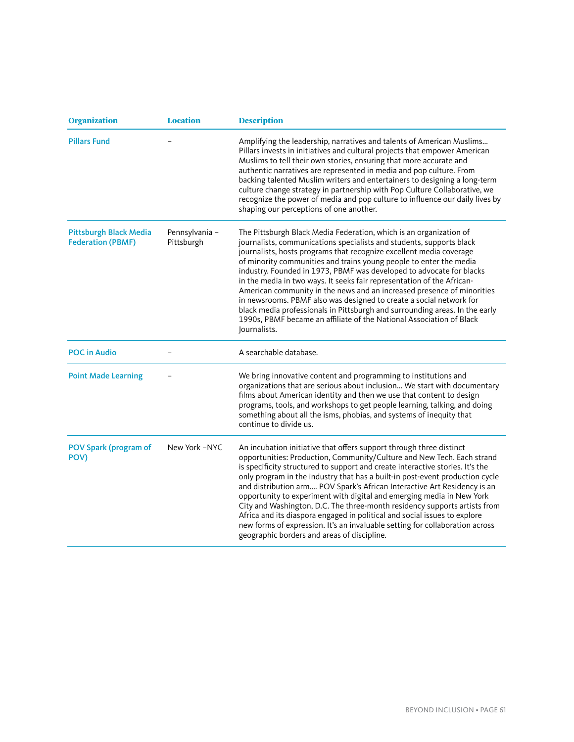| Organization | Location | Description |
|---|---|---|
| Pillars Fund | – | Amplifying the leadership, narratives and talents of American Muslims... Pillars invests in initiatives and cultural projects that empower American Muslims to tell their own stories, ensuring that more accurate and authentic narratives are represented in media and pop culture. From backing talented Muslim writers and entertainers to designing a long-term culture change strategy in partnership with Pop Culture Collaborative, we recognize the power of media and pop culture to influence our daily lives by shaping our perceptions of one another. |
| Pittsburgh Black Media Federation (PBMF) | Pennsylvania – Pittsburgh | The Pittsburgh Black Media Federation, which is an organization of journalists, communications specialists and students, supports black journalists, hosts programs that recognize excellent media coverage of minority communities and trains young people to enter the media industry. Founded in 1973, PBMF was developed to advocate for blacks in the media in two ways. It seeks fair representation of the African-American community in the news and an increased presence of minorities in newsrooms. PBMF also was designed to create a social network for black media professionals in Pittsburgh and surrounding areas. In the early 1990s, PBMF became an affiliate of the National Association of Black Journalists. |
| POC in Audio | – | A searchable database. |
| Point Made Learning | – | We bring innovative content and programming to institutions and organizations that are serious about inclusion... We start with documentary films about American identity and then we use that content to design programs, tools, and workshops to get people learning, talking, and doing something about all the isms, phobias, and systems of inequity that continue to divide us. |
| POV Spark (program of POV) | New York –NYC | An incubation initiative that offers support through three distinct opportunities: Production, Community/Culture and New Tech. Each strand is specificity structured to support and create interactive stories. It's the only program in the industry that has a built-in post-event production cycle and distribution arm.... POV Spark's African Interactive Art Residency is an opportunity to experiment with digital and emerging media in New York City and Washington, D.C. The three-month residency supports artists from Africa and its diaspora engaged in political and social issues to explore new forms of expression. It's an invaluable setting for collaboration across geographic borders and areas of discipline. |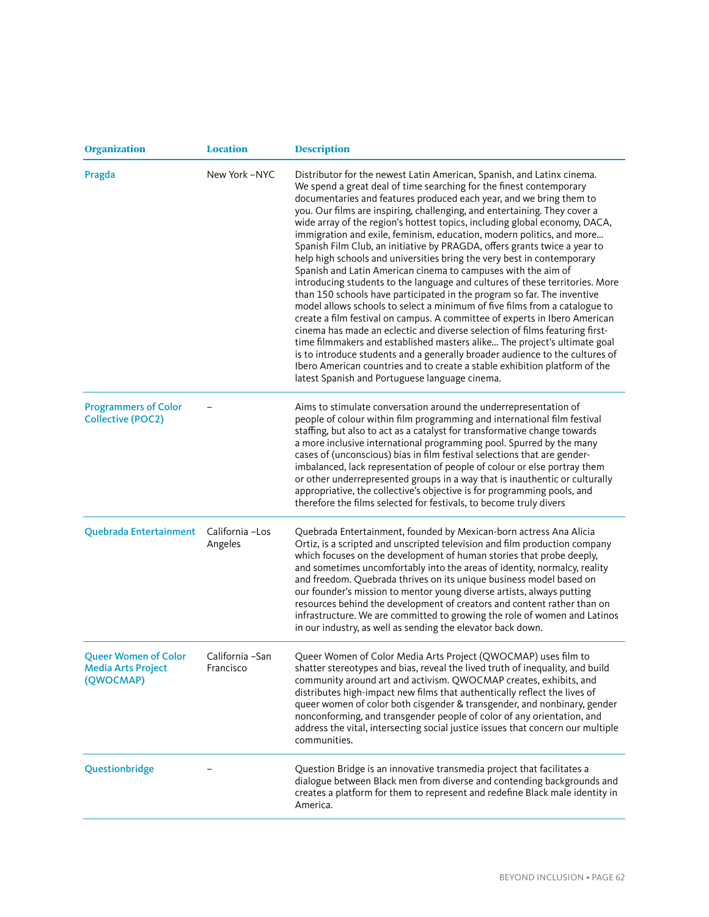| Organization | Location | Description |
| --- | --- | --- |
| Pragda | New York –NYC | Distributor for the newest Latin American, Spanish, and Latinx cinema. We spend a great deal of time searching for the finest contemporary documentaries and features produced each year, and we bring them to you. Our films are inspiring, challenging, and entertaining. They cover a wide array of the region's hottest topics, including global economy, DACA, immigration and exile, feminism, education, modern politics, and more... Spanish Film Club, an initiative by PRAGDA, offers grants twice a year to help high schools and universities bring the very best in contemporary Spanish and Latin American cinema to campuses with the aim of introducing students to the language and cultures of these territories. More than 150 schools have participated in the program so far. The inventive model allows schools to select a minimum of five films from a catalogue to create a film festival on campus. A committee of experts in Ibero American cinema has made an eclectic and diverse selection of films featuring first-time filmmakers and established masters alike... The project's ultimate goal is to introduce students and a generally broader audience to the cultures of Ibero American countries and to create a stable exhibition platform of the latest Spanish and Portuguese language cinema. |
| Programmers of Color Collective (POC2) | – | Aims to stimulate conversation around the underrepresentation of people of colour within film programming and international film festival staffing, but also to act as a catalyst for transformative change towards a more inclusive international programming pool. Spurred by the many cases of (unconscious) bias in film festival selections that are gender-imbalanced, lack representation of people of colour or else portray them or other underrepresented groups in a way that is inauthentic or culturally appropriative, the collective's objective is for programming pools, and therefore the films selected for festivals, to become truly divers |
| Quebrada Entertainment | California –Los Angeles | Quebrada Entertainment, founded by Mexican-born actress Ana Alicia Ortiz, is a scripted and unscripted television and film production company which focuses on the development of human stories that probe deeply, and sometimes uncomfortably into the areas of identity, normalcy, reality and freedom. Quebrada thrives on its unique business model based on our founder's mission to mentor young diverse artists, always putting resources behind the development of creators and content rather than on infrastructure. We are committed to growing the role of women and Latinos in our industry, as well as sending the elevator back down. |
| Queer Women of Color Media Arts Project (QWOCMAP) | California –San Francisco | Queer Women of Color Media Arts Project (QWOCMAP) uses film to shatter stereotypes and bias, reveal the lived truth of inequality, and build community around art and activism. QWOCMAP creates, exhibits, and distributes high-impact new films that authentically reflect the lives of queer women of color both cisgender & transgender, and nonbinary, gender nonconforming, and transgender people of color of any orientation, and address the vital, intersecting social justice issues that concern our multiple communities. |
| Questionbridge | – | Question Bridge is an innovative transmedia project that facilitates a dialogue between Black men from diverse and contending backgrounds and creates a platform for them to represent and redefine Black male identity in America. |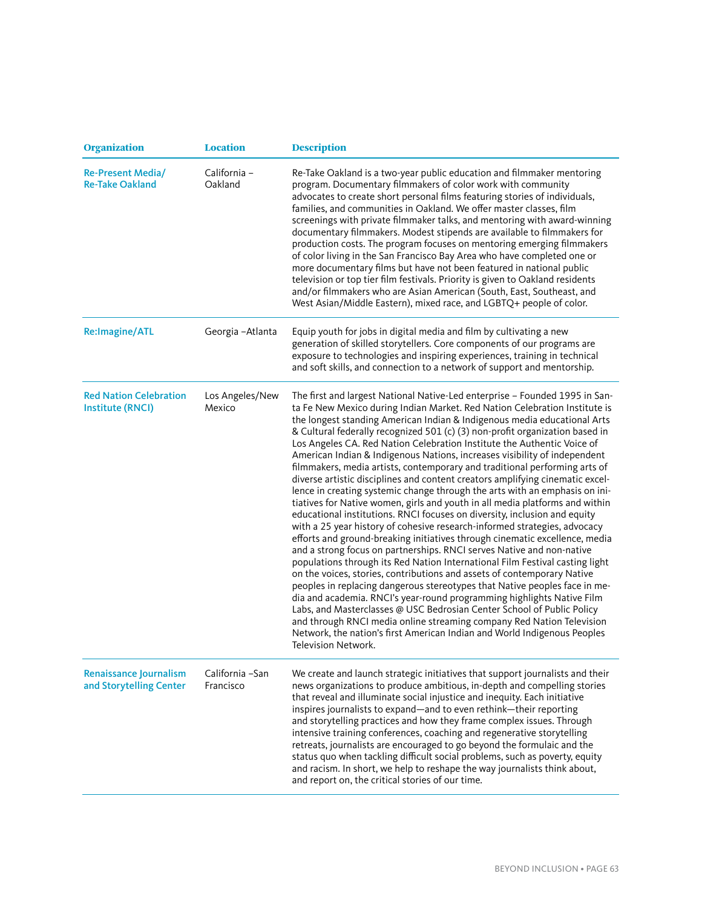| Organization | Location | Description |
|---|---|---|
| Re-Present Media/ Re-Take Oakland | California – Oakland | Re-Take Oakland is a two-year public education and filmmaker mentoring program. Documentary filmmakers of color work with community advocates to create short personal films featuring stories of individuals, families, and communities in Oakland. We offer master classes, film screenings with private filmmaker talks, and mentoring with award-winning documentary filmmakers. Modest stipends are available to filmmakers for production costs. The program focuses on mentoring emerging filmmakers of color living in the San Francisco Bay Area who have completed one or more documentary films but have not been featured in national public television or top tier film festivals. Priority is given to Oakland residents and/or filmmakers who are Asian American (South, East, Southeast, and West Asian/Middle Eastern), mixed race, and LGBTQ+ people of color. |
| Re:Imagine/ATL | Georgia –Atlanta | Equip youth for jobs in digital media and film by cultivating a new generation of skilled storytellers. Core components of our programs are exposure to technologies and inspiring experiences, training in technical and soft skills, and connection to a network of support and mentorship. |
| Red Nation Celebration Institute (RNCI) | Los Angeles/New Mexico | The first and largest National Native-Led enterprise – Founded 1995 in Santa Fe New Mexico during Indian Market. Red Nation Celebration Institute is the longest standing American Indian & Indigenous media educational Arts & Cultural federally recognized 501 (c) (3) non-profit organization based in Los Angeles CA. Red Nation Celebration Institute the Authentic Voice of American Indian & Indigenous Nations, increases visibility of independent filmmakers, media artists, contemporary and traditional performing arts of diverse artistic disciplines and content creators amplifying cinematic excellence in creating systemic change through the arts with an emphasis on initiatives for Native women, girls and youth in all media platforms and within educational institutions. RNCI focuses on diversity, inclusion and equity with a 25 year history of cohesive research-informed strategies, advocacy efforts and ground-breaking initiatives through cinematic excellence, media and a strong focus on partnerships. RNCI serves Native and non-native populations through its Red Nation International Film Festival casting light on the voices, stories, contributions and assets of contemporary Native peoples in replacing dangerous stereotypes that Native peoples face in media and academia. RNCI's year-round programming highlights Native Film Labs, and Masterclasses @ USC Bedrosian Center School of Public Policy and through RNCI media online streaming company Red Nation Television Network, the nation's first American Indian and World Indigenous Peoples Television Network. |
| Renaissance Journalism and Storytelling Center | California –San Francisco | We create and launch strategic initiatives that support journalists and their news organizations to produce ambitious, in-depth and compelling stories that reveal and illuminate social injustice and inequity. Each initiative inspires journalists to expand—and to even rethink—their reporting and storytelling practices and how they frame complex issues. Through intensive training conferences, coaching and regenerative storytelling retreats, journalists are encouraged to go beyond the formulaic and the status quo when tackling difficult social problems, such as poverty, equity and racism. In short, we help to reshape the way journalists think about, and report on, the critical stories of our time. |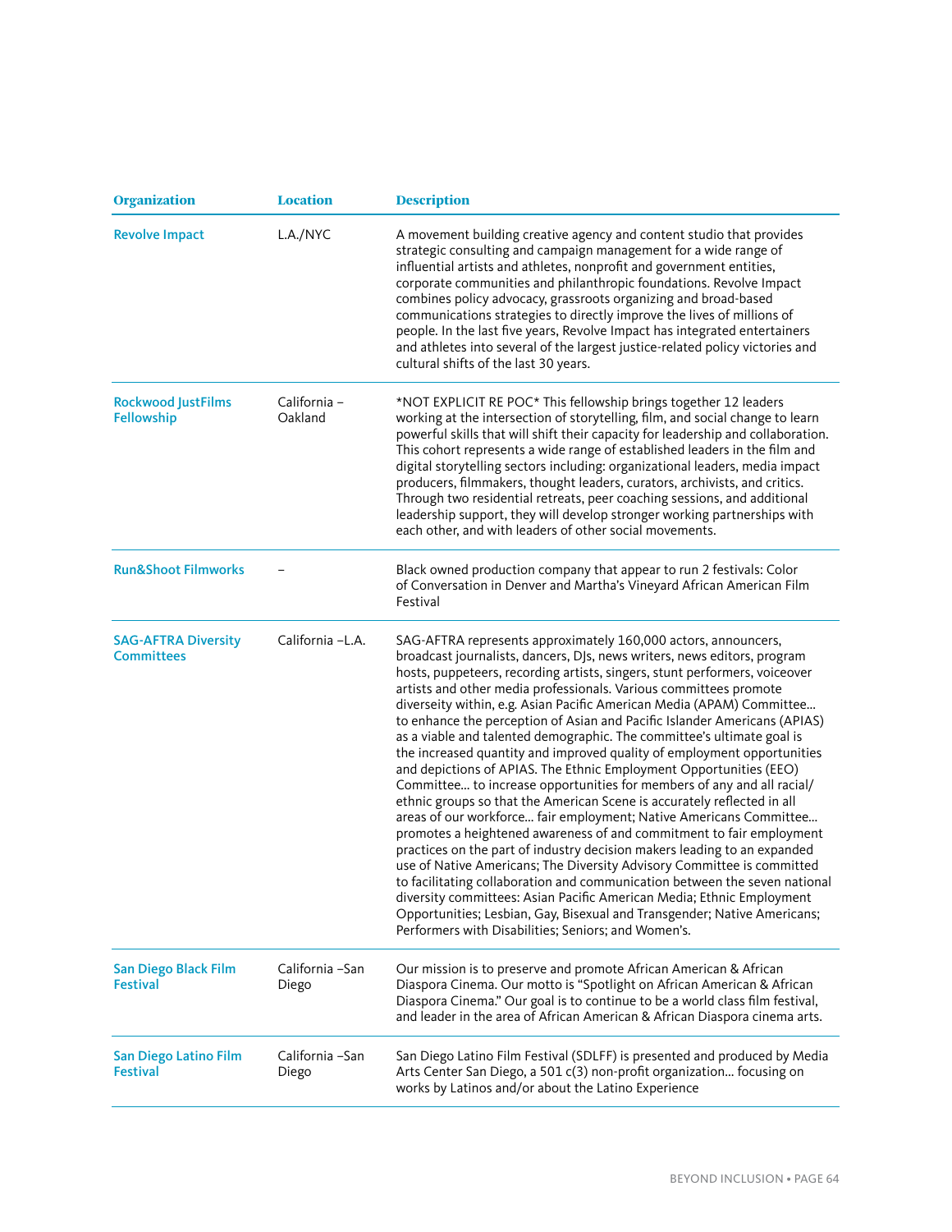| Organization | Location | Description |
|---|---|---|
| Revolve Impact | L.A./NYC | A movement building creative agency and content studio that provides strategic consulting and campaign management for a wide range of influential artists and athletes, nonprofit and government entities, corporate communities and philanthropic foundations. Revolve Impact combines policy advocacy, grassroots organizing and broad-based communications strategies to directly improve the lives of millions of people. In the last five years, Revolve Impact has integrated entertainers and athletes into several of the largest justice-related policy victories and cultural shifts of the last 30 years. |
| Rockwood JustFilms Fellowship | California – Oakland | *NOT EXPLICIT RE POC* This fellowship brings together 12 leaders working at the intersection of storytelling, film, and social change to learn powerful skills that will shift their capacity for leadership and collaboration. This cohort represents a wide range of established leaders in the film and digital storytelling sectors including: organizational leaders, media impact producers, filmmakers, thought leaders, curators, archivists, and critics. Through two residential retreats, peer coaching sessions, and additional leadership support, they will develop stronger working partnerships with each other, and with leaders of other social movements. |
| Run&Shoot Filmworks | – | Black owned production company that appear to run 2 festivals: Color of Conversation in Denver and Martha's Vineyard African American Film Festival |
| SAG-AFTRA Diversity Committees | California –L.A. | SAG-AFTRA represents approximately 160,000 actors, announcers, broadcast journalists, dancers, DJs, news writers, news editors, program hosts, puppeteers, recording artists, singers, stunt performers, voiceover artists and other media professionals. Various committees promote diverseity within, e.g. Asian Pacific American Media (APAM) Committee... to enhance the perception of Asian and Pacific Islander Americans (APIAS) as a viable and talented demographic. The committee's ultimate goal is the increased quantity and improved quality of employment opportunities and depictions of APIAS. The Ethnic Employment Opportunities (EEO) Committee... to increase opportunities for members of any and all racial/ethnic groups so that the American Scene is accurately reflected in all areas of our workforce... fair employment; Native Americans Committee... promotes a heightened awareness of and commitment to fair employment practices on the part of industry decision makers leading to an expanded use of Native Americans; The Diversity Advisory Committee is committed to facilitating collaboration and communication between the seven national diversity committees: Asian Pacific American Media; Ethnic Employment Opportunities; Lesbian, Gay, Bisexual and Transgender; Native Americans; Performers with Disabilities; Seniors; and Women's. |
| San Diego Black Film Festival | California –San Diego | Our mission is to preserve and promote African American & African Diaspora Cinema. Our motto is "Spotlight on African American & African Diaspora Cinema." Our goal is to continue to be a world class film festival, and leader in the area of African American & African Diaspora cinema arts. |
| San Diego Latino Film Festival | California –San Diego | San Diego Latino Film Festival (SDLFF) is presented and produced by Media Arts Center San Diego, a 501 c(3) non-profit organization... focusing on works by Latinos and/or about the Latino Experience |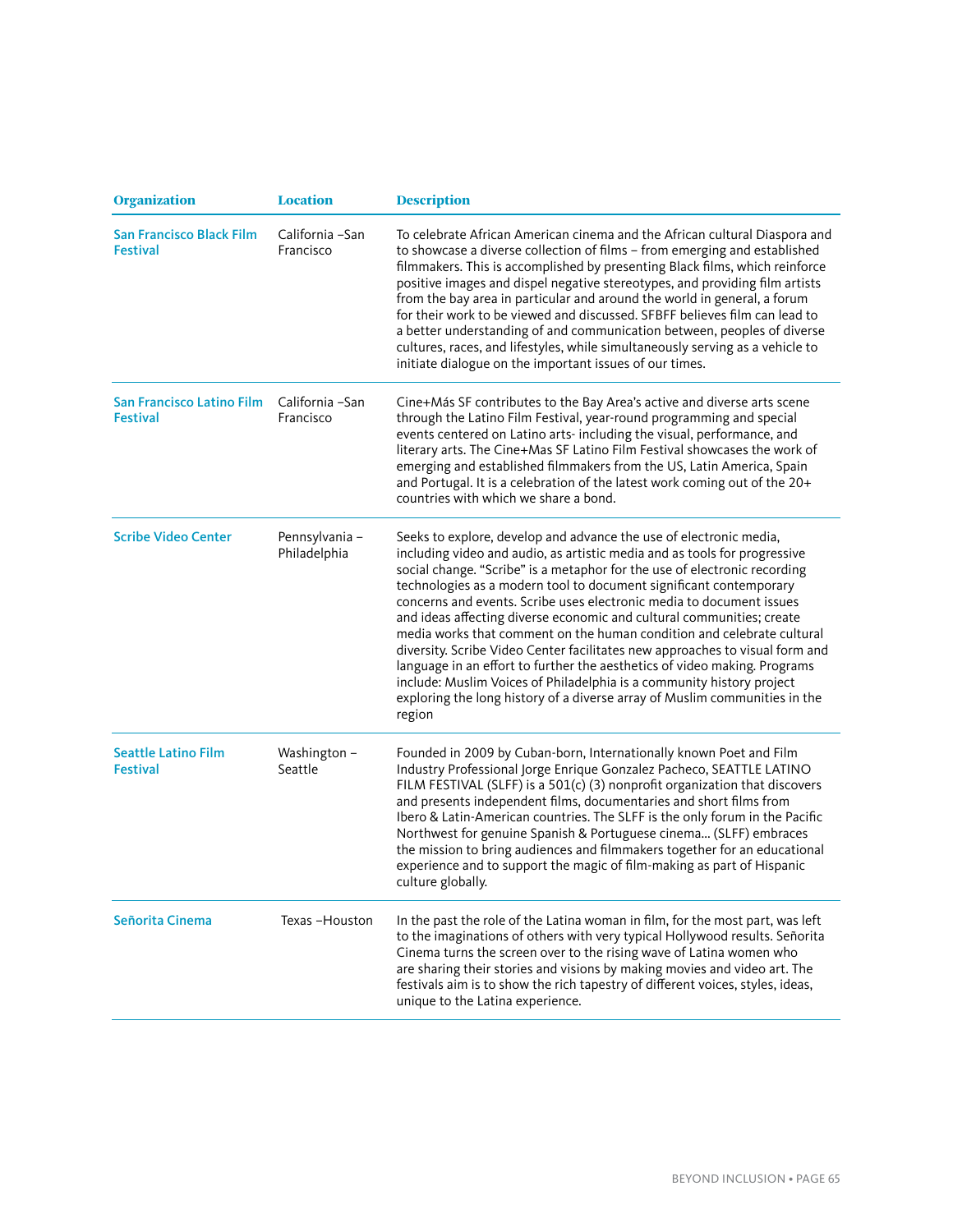| Organization | Location | Description |
| --- | --- | --- |
| San Francisco Black Film Festival | California –San Francisco | To celebrate African American cinema and the African cultural Diaspora and to showcase a diverse collection of films – from emerging and established filmmakers. This is accomplished by presenting Black films, which reinforce positive images and dispel negative stereotypes, and providing film artists from the bay area in particular and around the world in general, a forum for their work to be viewed and discussed. SFBFF believes film can lead to a better understanding of and communication between, peoples of diverse cultures, races, and lifestyles, while simultaneously serving as a vehicle to initiate dialogue on the important issues of our times. |
| San Francisco Latino Film Festival | California –San Francisco | Cine+Más SF contributes to the Bay Area's active and diverse arts scene through the Latino Film Festival, year-round programming and special events centered on Latino arts- including the visual, performance, and literary arts. The Cine+Mas SF Latino Film Festival showcases the work of emerging and established filmmakers from the US, Latin America, Spain and Portugal. It is a celebration of the latest work coming out of the 20+ countries with which we share a bond. |
| Scribe Video Center | Pennsylvania – Philadelphia | Seeks to explore, develop and advance the use of electronic media, including video and audio, as artistic media and as tools for progressive social change. "Scribe" is a metaphor for the use of electronic recording technologies as a modern tool to document significant contemporary concerns and events. Scribe uses electronic media to document issues and ideas affecting diverse economic and cultural communities; create media works that comment on the human condition and celebrate cultural diversity. Scribe Video Center facilitates new approaches to visual form and language in an effort to further the aesthetics of video making. Programs include: Muslim Voices of Philadelphia is a community history project exploring the long history of a diverse array of Muslim communities in the region |
| Seattle Latino Film Festival | Washington – Seattle | Founded in 2009 by Cuban-born, Internationally known Poet and Film Industry Professional Jorge Enrique Gonzalez Pacheco, SEATTLE LATINO FILM FESTIVAL (SLFF) is a 501(c) (3) nonprofit organization that discovers and presents independent films, documentaries and short films from Ibero & Latin-American countries. The SLFF is the only forum in the Pacific Northwest for genuine Spanish & Portuguese cinema... (SLFF) embraces the mission to bring audiences and filmmakers together for an educational experience and to support the magic of film-making as part of Hispanic culture globally. |
| Señorita Cinema | Texas –Houston | In the past the role of the Latina woman in film, for the most part, was left to the imaginations of others with very typical Hollywood results. Señorita Cinema turns the screen over to the rising wave of Latina women who are sharing their stories and visions by making movies and video art. The festivals aim is to show the rich tapestry of different voices, styles, ideas, unique to the Latina experience. |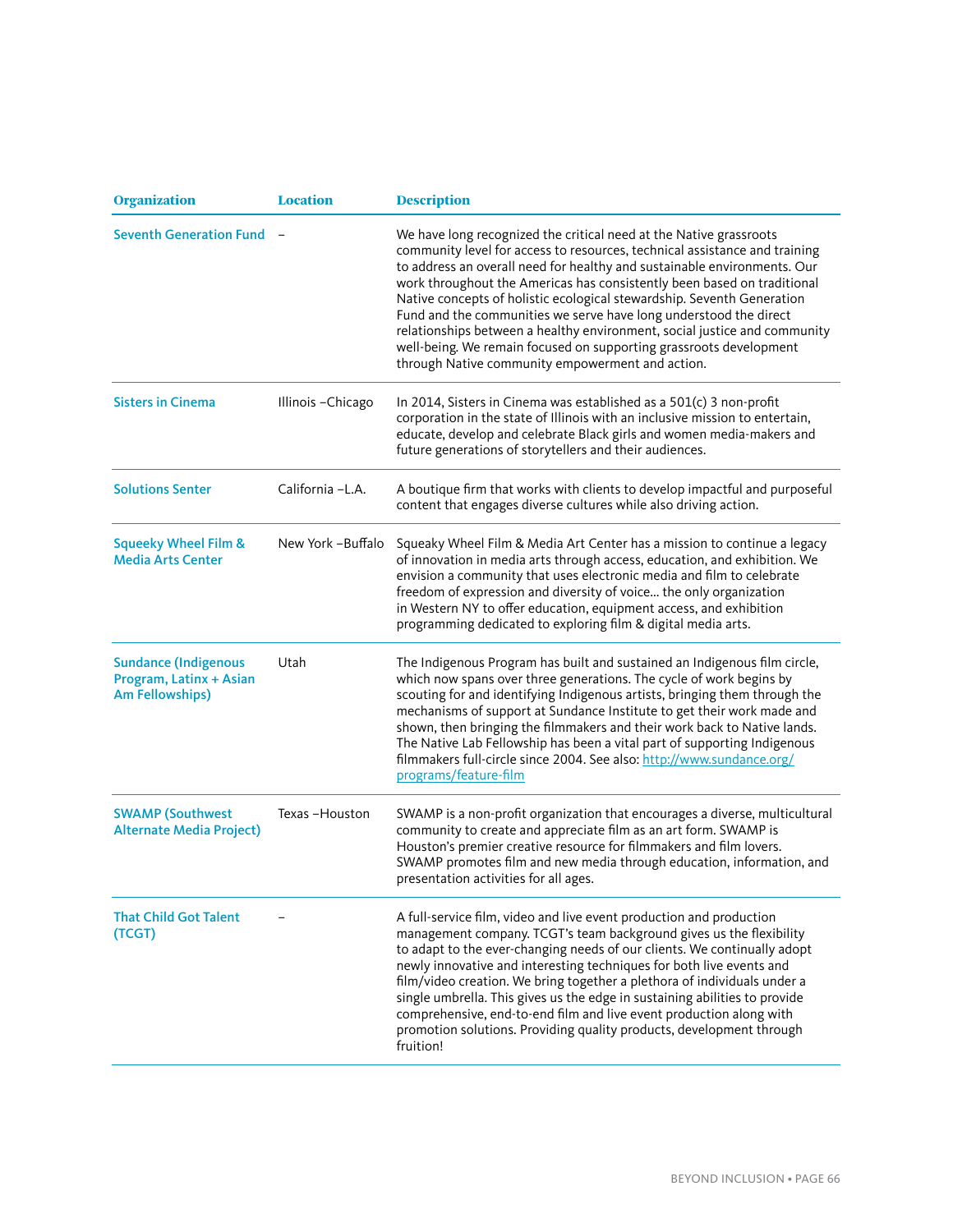| Organization | Location | Description |
| --- | --- | --- |
| Seventh Generation Fund | – | We have long recognized the critical need at the Native grassroots community level for access to resources, technical assistance and training to address an overall need for healthy and sustainable environments. Our work throughout the Americas has consistently been based on traditional Native concepts of holistic ecological stewardship. Seventh Generation Fund and the communities we serve have long understood the direct relationships between a healthy environment, social justice and community well-being. We remain focused on supporting grassroots development through Native community empowerment and action. |
| Sisters in Cinema | Illinois –Chicago | In 2014, Sisters in Cinema was established as a 501(c) 3 non-profit corporation in the state of Illinois with an inclusive mission to entertain, educate, develop and celebrate Black girls and women media-makers and future generations of storytellers and their audiences. |
| Solutions Senter | California –L.A. | A boutique firm that works with clients to develop impactful and purposeful content that engages diverse cultures while also driving action. |
| Squeeky Wheel Film & Media Arts Center | New York –Buffalo | Squeaky Wheel Film & Media Art Center has a mission to continue a legacy of innovation in media arts through access, education, and exhibition. We envision a community that uses electronic media and film to celebrate freedom of expression and diversity of voice... the only organization in Western NY to offer education, equipment access, and exhibition programming dedicated to exploring film & digital media arts. |
| Sundance (Indigenous Program, Latinx + Asian Am Fellowships) | Utah | The Indigenous Program has built and sustained an Indigenous film circle, which now spans over three generations. The cycle of work begins by scouting for and identifying Indigenous artists, bringing them through the mechanisms of support at Sundance Institute to get their work made and shown, then bringing the filmmakers and their work back to Native lands. The Native Lab Fellowship has been a vital part of supporting Indigenous filmmakers full-circle since 2004. See also: http://www.sundance.org/programs/feature-film |
| SWAMP (Southwest Alternate Media Project) | Texas –Houston | SWAMP is a non-profit organization that encourages a diverse, multicultural community to create and appreciate film as an art form. SWAMP is Houston's premier creative resource for filmmakers and film lovers. SWAMP promotes film and new media through education, information, and presentation activities for all ages. |
| That Child Got Talent (TCGT) | – | A full-service film, video and live event production and production management company. TCGT's team background gives us the flexibility to adapt to the ever-changing needs of our clients. We continually adopt newly innovative and interesting techniques for both live events and film/video creation. We bring together a plethora of individuals under a single umbrella. This gives us the edge in sustaining abilities to provide comprehensive, end-to-end film and live event production along with promotion solutions. Providing quality products, development through fruition! |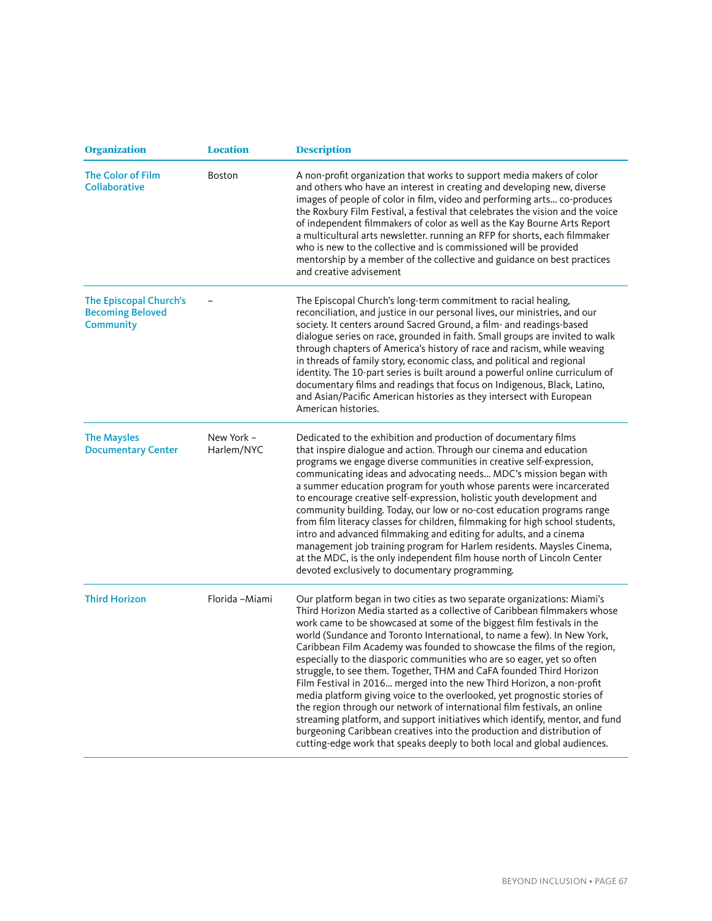| Organization | Location | Description |
|---|---|---|
| The Color of Film Collaborative | Boston | A non-profit organization that works to support media makers of color and others who have an interest in creating and developing new, diverse images of people of color in film, video and performing arts… co-produces the Roxbury Film Festival, a festival that celebrates the vision and the voice of independent filmmakers of color as well as the Kay Bourne Arts Report a multicultural arts newsletter. running an RFP for shorts, each filmmaker who is new to the collective and is commissioned will be provided mentorship by a member of the collective and guidance on best practices and creative advisement |
| The Episcopal Church's Becoming Beloved Community | – | The Episcopal Church's long-term commitment to racial healing, reconciliation, and justice in our personal lives, our ministries, and our society. It centers around Sacred Ground, a film- and readings-based dialogue series on race, grounded in faith. Small groups are invited to walk through chapters of America's history of race and racism, while weaving in threads of family story, economic class, and political and regional identity. The 10-part series is built around a powerful online curriculum of documentary films and readings that focus on Indigenous, Black, Latino, and Asian/Pacific American histories as they intersect with European American histories. |
| The Maysles Documentary Center | New York – Harlem/NYC | Dedicated to the exhibition and production of documentary films that inspire dialogue and action. Through our cinema and education programs we engage diverse communities in creative self-expression, communicating ideas and advocating needs… MDC's mission began with a summer education program for youth whose parents were incarcerated to encourage creative self-expression, holistic youth development and community building. Today, our low or no-cost education programs range from film literacy classes for children, filmmaking for high school students, intro and advanced filmmaking and editing for adults, and a cinema management job training program for Harlem residents. Maysles Cinema, at the MDC, is the only independent film house north of Lincoln Center devoted exclusively to documentary programming. |
| Third Horizon | Florida –Miami | Our platform began in two cities as two separate organizations: Miami's Third Horizon Media started as a collective of Caribbean filmmakers whose work came to be showcased at some of the biggest film festivals in the world (Sundance and Toronto International, to name a few). In New York, Caribbean Film Academy was founded to showcase the films of the region, especially to the diasporic communities who are so eager, yet so often struggle, to see them. Together, THM and CaFA founded Third Horizon Film Festival in 2016… merged into the new Third Horizon, a non-profit media platform giving voice to the overlooked, yet prognostic stories of the region through our network of international film festivals, an online streaming platform, and support initiatives which identify, mentor, and fund burgeoning Caribbean creatives into the production and distribution of cutting-edge work that speaks deeply to both local and global audiences. |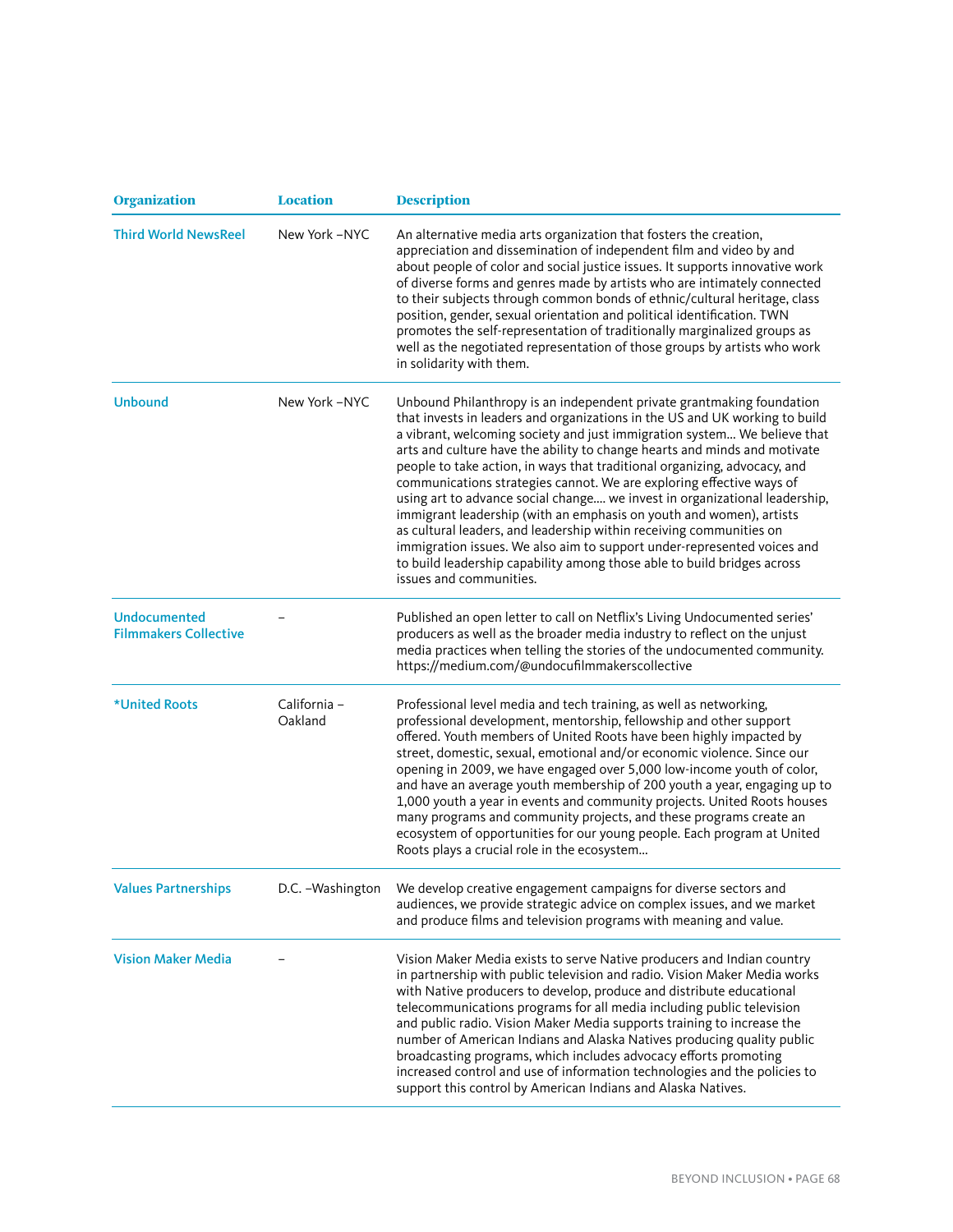| Organization | Location | Description |
|---|---|---|
| Third World NewsReel | New York –NYC | An alternative media arts organization that fosters the creation, appreciation and dissemination of independent film and video by and about people of color and social justice issues. It supports innovative work of diverse forms and genres made by artists who are intimately connected to their subjects through common bonds of ethnic/cultural heritage, class position, gender, sexual orientation and political identification. TWN promotes the self-representation of traditionally marginalized groups as well as the negotiated representation of those groups by artists who work in solidarity with them. |
| Unbound | New York –NYC | Unbound Philanthropy is an independent private grantmaking foundation that invests in leaders and organizations in the US and UK working to build a vibrant, welcoming society and just immigration system... We believe that arts and culture have the ability to change hearts and minds and motivate people to take action, in ways that traditional organizing, advocacy, and communications strategies cannot. We are exploring effective ways of using art to advance social change.... we invest in organizational leadership, immigrant leadership (with an emphasis on youth and women), artists as cultural leaders, and leadership within receiving communities on immigration issues. We also aim to support under-represented voices and to build leadership capability among those able to build bridges across issues and communities. |
| Undocumented Filmmakers Collective | – | Published an open letter to call on Netflix's Living Undocumented series' producers as well as the broader media industry to reflect on the unjust media practices when telling the stories of the undocumented community. https://medium.com/@undocufilmmakerscollective |
| *United Roots | California – Oakland | Professional level media and tech training, as well as networking, professional development, mentorship, fellowship and other support offered. Youth members of United Roots have been highly impacted by street, domestic, sexual, emotional and/or economic violence. Since our opening in 2009, we have engaged over 5,000 low-income youth of color, and have an average youth membership of 200 youth a year, engaging up to 1,000 youth a year in events and community projects. United Roots houses many programs and community projects, and these programs create an ecosystem of opportunities for our young people. Each program at United Roots plays a crucial role in the ecosystem... |
| Values Partnerships | D.C. –Washington | We develop creative engagement campaigns for diverse sectors and audiences, we provide strategic advice on complex issues, and we market and produce films and television programs with meaning and value. |
| Vision Maker Media | – | Vision Maker Media exists to serve Native producers and Indian country in partnership with public television and radio. Vision Maker Media works with Native producers to develop, produce and distribute educational telecommunications programs for all media including public television and public radio. Vision Maker Media supports training to increase the number of American Indians and Alaska Natives producing quality public broadcasting programs, which includes advocacy efforts promoting increased control and use of information technologies and the policies to support this control by American Indians and Alaska Natives. |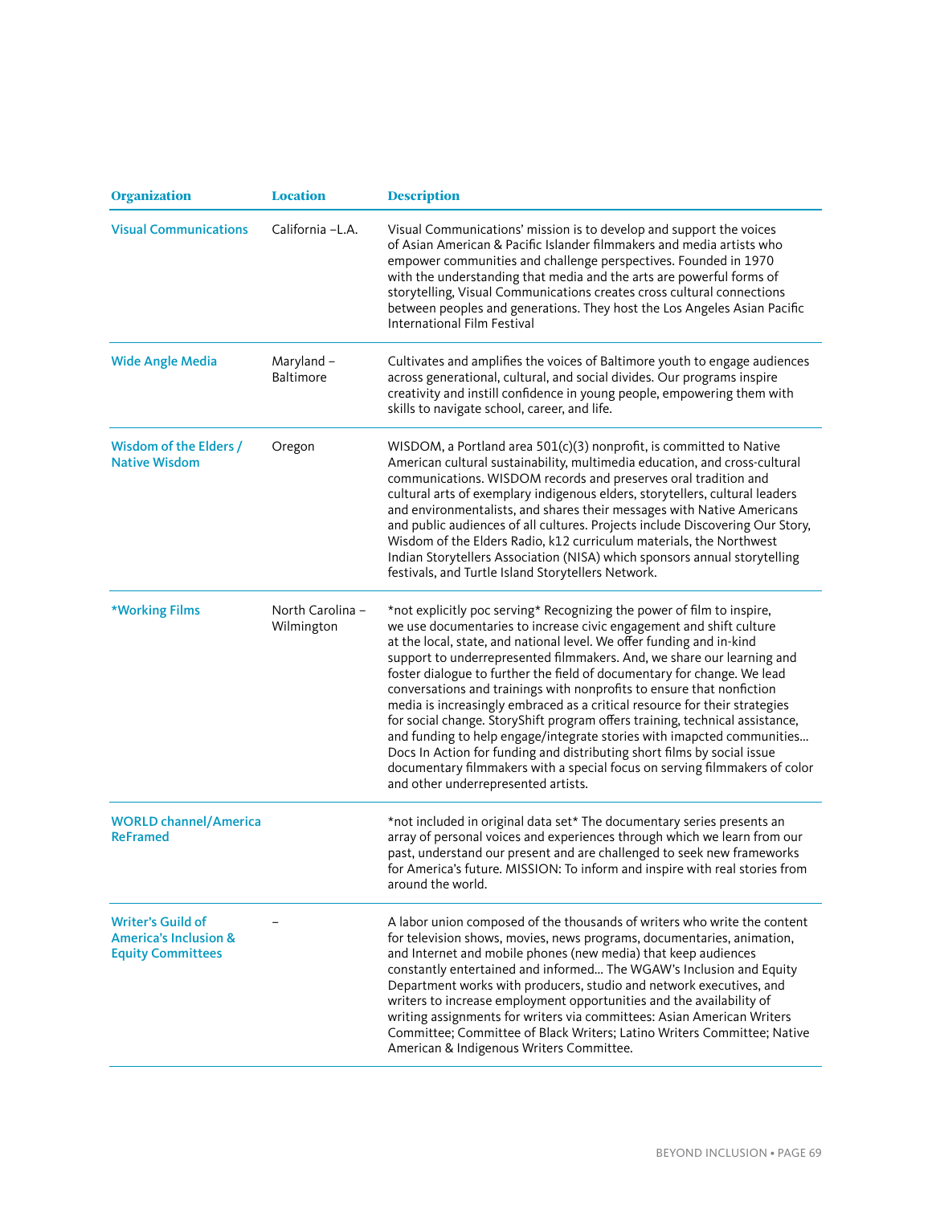| Organization | Location | Description |
| --- | --- | --- |
| Visual Communications | California –L.A. | Visual Communications' mission is to develop and support the voices of Asian American & Pacific Islander filmmakers and media artists who empower communities and challenge perspectives. Founded in 1970 with the understanding that media and the arts are powerful forms of storytelling, Visual Communications creates cross cultural connections between peoples and generations. They host the Los Angeles Asian Pacific International Film Festival |
| Wide Angle Media | Maryland – Baltimore | Cultivates and amplifies the voices of Baltimore youth to engage audiences across generational, cultural, and social divides. Our programs inspire creativity and instill confidence in young people, empowering them with skills to navigate school, career, and life. |
| Wisdom of the Elders / Native Wisdom | Oregon | WISDOM, a Portland area 501(c)(3) nonprofit, is committed to Native American cultural sustainability, multimedia education, and cross-cultural communications. WISDOM records and preserves oral tradition and cultural arts of exemplary indigenous elders, storytellers, cultural leaders and environmentalists, and shares their messages with Native Americans and public audiences of all cultures. Projects include Discovering Our Story, Wisdom of the Elders Radio, k12 curriculum materials, the Northwest Indian Storytellers Association (NISA) which sponsors annual storytelling festivals, and Turtle Island Storytellers Network. |
| *Working Films | North Carolina – Wilmington | *not explicitly poc serving* Recognizing the power of film to inspire, we use documentaries to increase civic engagement and shift culture at the local, state, and national level. We offer funding and in-kind support to underrepresented filmmakers. And, we share our learning and foster dialogue to further the field of documentary for change. We lead conversations and trainings with nonprofits to ensure that nonfiction media is increasingly embraced as a critical resource for their strategies for social change. StoryShift program offers training, technical assistance, and funding to help engage/integrate stories with imapcted communities… Docs In Action for funding and distributing short films by social issue documentary filmmakers with a special focus on serving filmmakers of color and other underrepresented artists. |
| WORLD channel/America ReFramed | | *not included in original data set* The documentary series presents an array of personal voices and experiences through which we learn from our past, understand our present and are challenged to seek new frameworks for America's future. MISSION: To inform and inspire with real stories from around the world. |
| Writer's Guild of America's Inclusion & Equity Committees | – | A labor union composed of the thousands of writers who write the content for television shows, movies, news programs, documentaries, animation, and Internet and mobile phones (new media) that keep audiences constantly entertained and informed… The WGAW's Inclusion and Equity Department works with producers, studio and network executives, and writers to increase employment opportunities and the availability of writing assignments for writers via committees: Asian American Writers Committee; Committee of Black Writers; Latino Writers Committee; Native American & Indigenous Writers Committee. |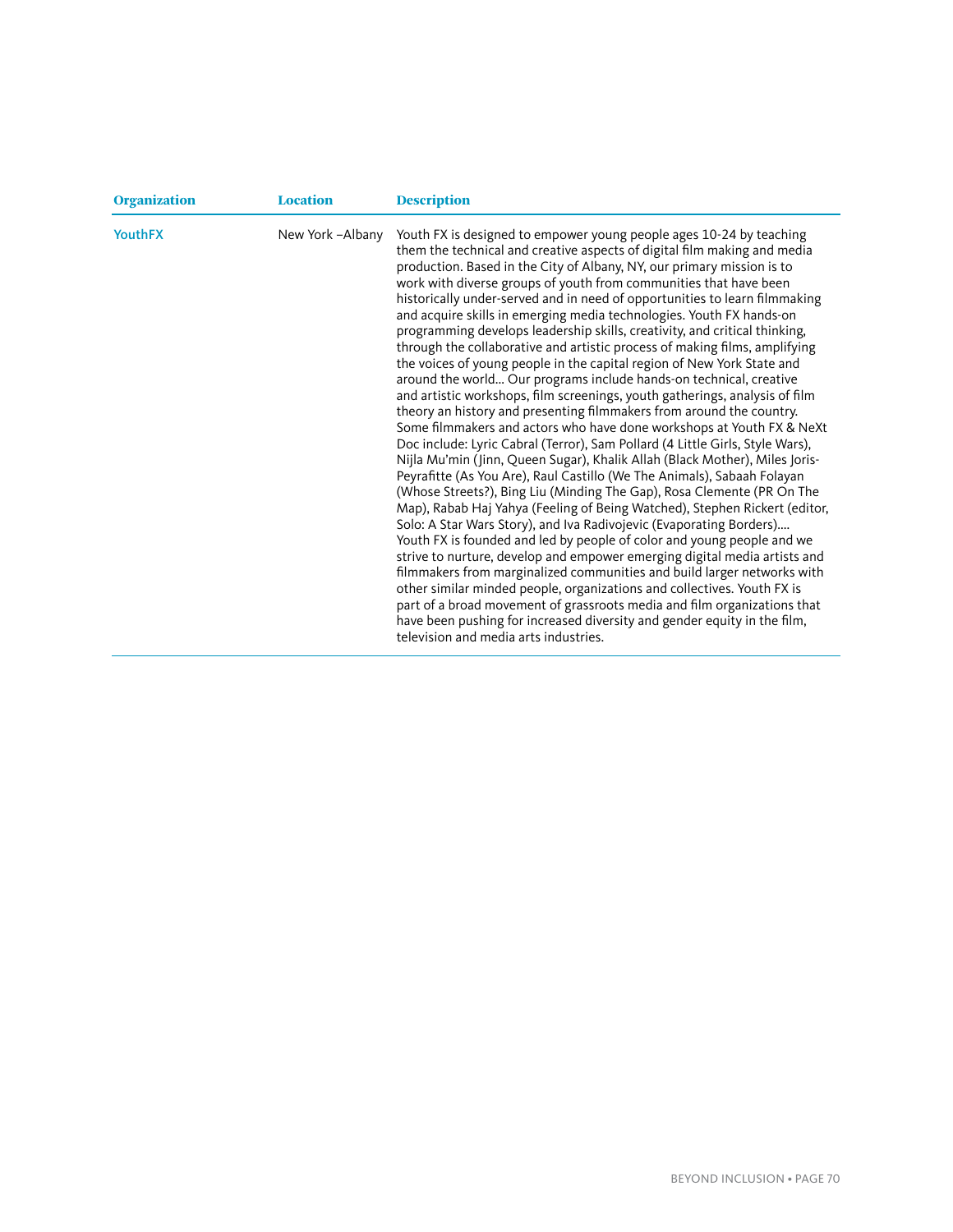| Organization | Location | Description |
|---|---|---|
| YouthFX | New York –Albany | Youth FX is designed to empower young people ages 10-24 by teaching them the technical and creative aspects of digital film making and media production. Based in the City of Albany, NY, our primary mission is to work with diverse groups of youth from communities that have been historically under-served and in need of opportunities to learn filmmaking and acquire skills in emerging media technologies. Youth FX hands-on programming develops leadership skills, creativity, and critical thinking, through the collaborative and artistic process of making films, amplifying the voices of young people in the capital region of New York State and around the world... Our programs include hands-on technical, creative and artistic workshops, film screenings, youth gatherings, analysis of film theory an history and presenting filmmakers from around the country. Some filmmakers and actors who have done workshops at Youth FX & NeXt Doc include: Lyric Cabral (Terror), Sam Pollard (4 Little Girls, Style Wars), Nijla Mu'min (Jinn, Queen Sugar), Khalik Allah (Black Mother), Miles Joris-Peyrafitte (As You Are), Raul Castillo (We The Animals), Sabaah Folayan (Whose Streets?), Bing Liu (Minding The Gap), Rosa Clemente (PR On The Map), Rabab Haj Yahya (Feeling of Being Watched), Stephen Rickert (editor, Solo: A Star Wars Story), and Iva Radivojevic (Evaporating Borders).... Youth FX is founded and led by people of color and young people and we strive to nurture, develop and empower emerging digital media artists and filmmakers from marginalized communities and build larger networks with other similar minded people, organizations and collectives. Youth FX is part of a broad movement of grassroots media and film organizations that have been pushing for increased diversity and gender equity in the film, television and media arts industries. |